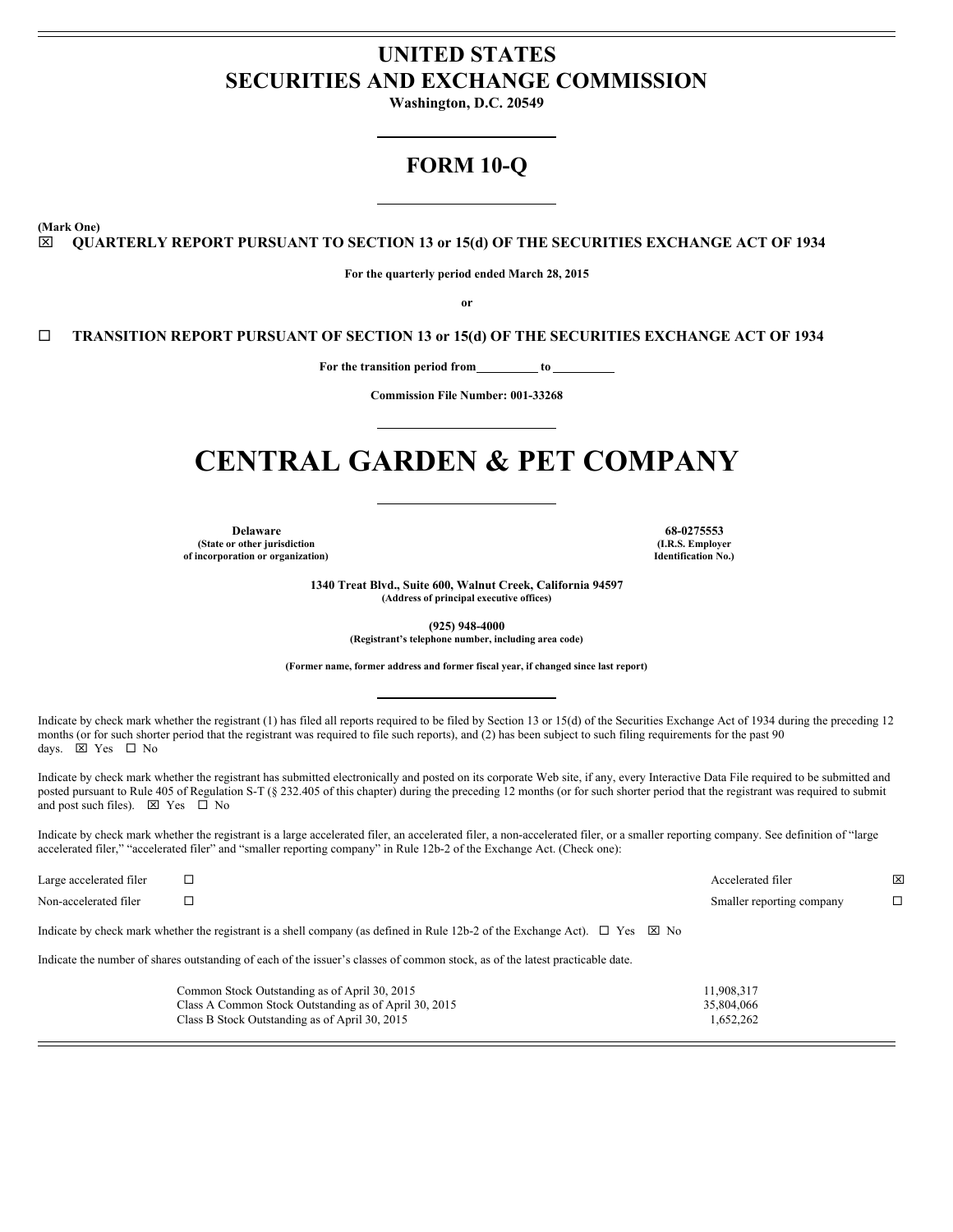# UNITED STATES
# SECURITIES AND EXCHANGE COMMISSION

**Washington, D.C. 20549**

## FORM 10-Q

**(Mark One)**

☒ **QUARTERLY REPORT PURSUANT TO SECTION 13 or 15(d) OF THE SECURITIES EXCHANGE ACT OF 1934**

**For the quarterly period ended March 28, 2015**

**or**

☐ **TRANSITION REPORT PURSUANT OF SECTION 13 or 15(d) OF THE SECURITIES EXCHANGE ACT OF 1934**

**For the transition period from\_\_\_\_\_\_\_\_\_\_ to \_\_\_\_\_\_\_\_\_\_**

**Commission File Number: 001-33268**

# CENTRAL GARDEN & PET COMPANY

| **Delaware** | **68-0275553** |
|---|---|
| **(State or other jurisdiction of incorporation or organization)** | **(I.R.S. Employer Identification No.)** |

**1340 Treat Blvd., Suite 600, Walnut Creek, California 94597**
**(Address of principal executive offices)**

**(925) 948-4000**
**(Registrant's telephone number, including area code)**

**(Former name, former address and former fiscal year, if changed since last report)**

Indicate by check mark whether the registrant (1) has filed all reports required to be filed by Section 13 or 15(d) of the Securities Exchange Act of 1934 during the preceding 12 months (or for such shorter period that the registrant was required to file such reports), and (2) has been subject to such filing requirements for the past 90 days. ☒ Yes ☐ No

Indicate by check mark whether the registrant has submitted electronically and posted on its corporate Web site, if any, every Interactive Data File required to be submitted and posted pursuant to Rule 405 of Regulation S-T (§ 232.405 of this chapter) during the preceding 12 months (or for such shorter period that the registrant was required to submit and post such files). ☒ Yes ☐ No

Indicate by check mark whether the registrant is a large accelerated filer, an accelerated filer, a non-accelerated filer, or a smaller reporting company. See definition of "large accelerated filer," "accelerated filer" and "smaller reporting company" in Rule 12b-2 of the Exchange Act. (Check one):

| | | | |
|---|---|---|---|
| Large accelerated filer | ☐ | Accelerated filer | ☒ |
| Non-accelerated filer | ☐ | Smaller reporting company | ☐ |

Indicate by check mark whether the registrant is a shell company (as defined in Rule 12b-2 of the Exchange Act). ☐ Yes ☒ No

Indicate the number of shares outstanding of each of the issuer's classes of common stock, as of the latest practicable date.

| | |
|---|---|
| Common Stock Outstanding as of April 30, 2015 | 11,908,317 |
| Class A Common Stock Outstanding as of April 30, 2015 | 35,804,066 |
| Class B Stock Outstanding as of April 30, 2015 | 1,652,262 |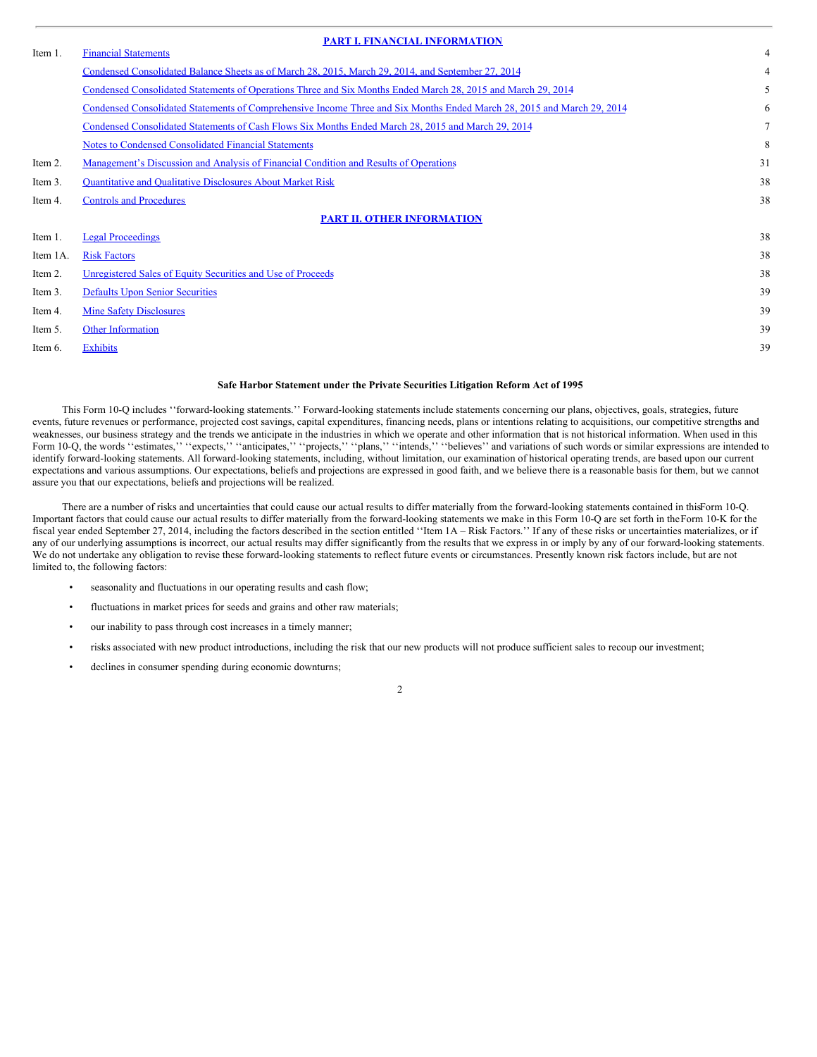## PART I. FINANCIAL INFORMATION

| | | |
|---|---|---|
| Item 1. | Financial Statements | 4 |
| | Condensed Consolidated Balance Sheets as of March 28, 2015, March 29, 2014, and September 27, 2014 | 4 |
| | Condensed Consolidated Statements of Operations Three and Six Months Ended March 28, 2015 and March 29, 2014 | 5 |
| | Condensed Consolidated Statements of Comprehensive Income Three and Six Months Ended March 28, 2015 and March 29, 2014 | 6 |
| | Condensed Consolidated Statements of Cash Flows Six Months Ended March 28, 2015 and March 29, 2014 | 7 |
| | Notes to Condensed Consolidated Financial Statements | 8 |
| Item 2. | Management's Discussion and Analysis of Financial Condition and Results of Operations | 31 |
| Item 3. | Quantitative and Qualitative Disclosures About Market Risk | 38 |
| Item 4. | Controls and Procedures | 38 |

## PART II. OTHER INFORMATION

| | | |
|---|---|---|
| Item 1. | Legal Proceedings | 38 |
| Item 1A. | Risk Factors | 38 |
| Item 2. | Unregistered Sales of Equity Securities and Use of Proceeds | 38 |
| Item 3. | Defaults Upon Senior Securities | 39 |
| Item 4. | Mine Safety Disclosures | 39 |
| Item 5. | Other Information | 39 |
| Item 6. | Exhibits | 39 |

**Safe Harbor Statement under the Private Securities Litigation Reform Act of 1995**

This Form 10-Q includes ''forward-looking statements.'' Forward-looking statements include statements concerning our plans, objectives, goals, strategies, future events, future revenues or performance, projected cost savings, capital expenditures, financing needs, plans or intentions relating to acquisitions, our competitive strengths and weaknesses, our business strategy and the trends we anticipate in the industries in which we operate and other information that is not historical information. When used in this Form 10-Q, the words ''estimates,'' ''expects,'' ''anticipates,'' ''projects,'' ''plans,'' ''intends,'' ''believes'' and variations of such words or similar expressions are intended to identify forward-looking statements. All forward-looking statements, including, without limitation, our examination of historical operating trends, are based upon our current expectations and various assumptions. Our expectations, beliefs and projections are expressed in good faith, and we believe there is a reasonable basis for them, but we cannot assure you that our expectations, beliefs and projections will be realized.

There are a number of risks and uncertainties that could cause our actual results to differ materially from the forward-looking statements contained in this Form 10-Q. Important factors that could cause our actual results to differ materially from the forward-looking statements we make in this Form 10-Q are set forth in the Form 10-K for the fiscal year ended September 27, 2014, including the factors described in the section entitled ''Item 1A – Risk Factors.'' If any of these risks or uncertainties materializes, or if any of our underlying assumptions is incorrect, our actual results may differ significantly from the results that we express in or imply by any of our forward-looking statements. We do not undertake any obligation to revise these forward-looking statements to reflect future events or circumstances. Presently known risk factors include, but are not limited to, the following factors:

- seasonality and fluctuations in our operating results and cash flow;
- fluctuations in market prices for seeds and grains and other raw materials;
- our inability to pass through cost increases in a timely manner;
- risks associated with new product introductions, including the risk that our new products will not produce sufficient sales to recoup our investment;
- declines in consumer spending during economic downturns;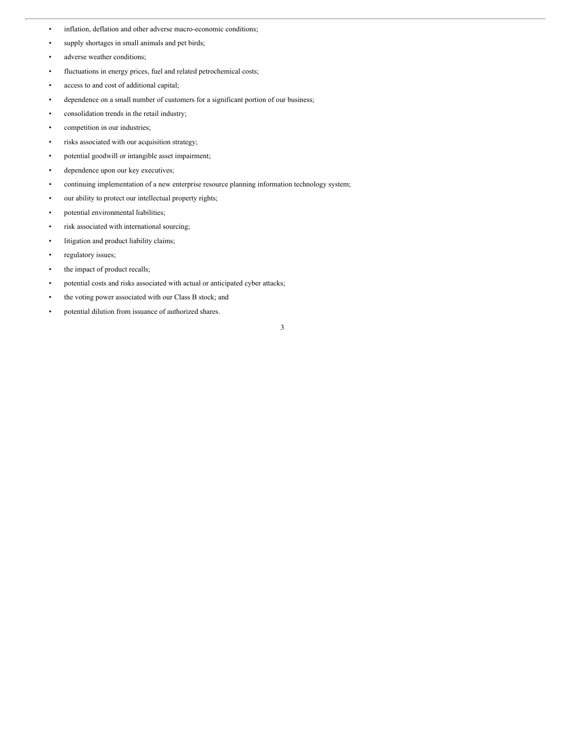- inflation, deflation and other adverse macro-economic conditions;
- supply shortages in small animals and pet birds;
- adverse weather conditions;
- fluctuations in energy prices, fuel and related petrochemical costs;
- access to and cost of additional capital;
- dependence on a small number of customers for a significant portion of our business;
- consolidation trends in the retail industry;
- competition in our industries;
- risks associated with our acquisition strategy;
- potential goodwill or intangible asset impairment;
- dependence upon our key executives;
- continuing implementation of a new enterprise resource planning information technology system;
- our ability to protect our intellectual property rights;
- potential environmental liabilities;
- risk associated with international sourcing;
- litigation and product liability claims;
- regulatory issues;
- the impact of product recalls;
- potential costs and risks associated with actual or anticipated cyber attacks;
- the voting power associated with our Class B stock; and
- potential dilution from issuance of authorized shares.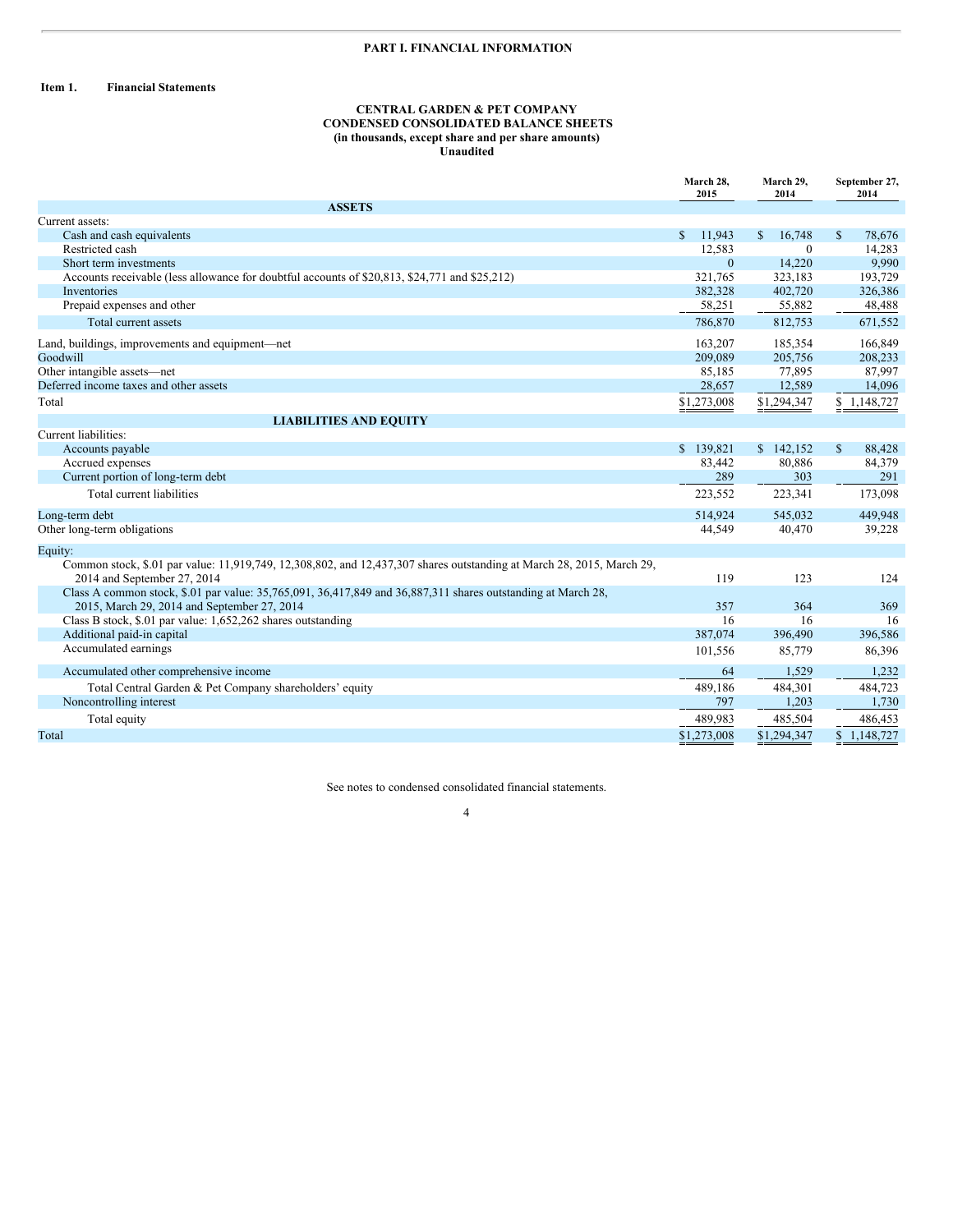# PART I. FINANCIAL INFORMATION

**Item 1. Financial Statements**

**CENTRAL GARDEN & PET COMPANY**
**CONDENSED CONSOLIDATED BALANCE SHEETS**
**(in thousands, except share and per share amounts)**
**Unaudited**

| | March 28, 2015 | March 29, 2014 | September 27, 2014 |
|---|---|---|---|
| **ASSETS** | | | |
| Current assets: | | | |
| Cash and cash equivalents | $ 11,943 | $ 16,748 | $ 78,676 |
| Restricted cash | 12,583 | 0 | 14,283 |
| Short term investments | 0 | 14,220 | 9,990 |
| Accounts receivable (less allowance for doubtful accounts of $20,813, $24,771 and $25,212) | 321,765 | 323,183 | 193,729 |
| Inventories | 382,328 | 402,720 | 326,386 |
| Prepaid expenses and other | 58,251 | 55,882 | 48,488 |
| Total current assets | 786,870 | 812,753 | 671,552 |
| Land, buildings, improvements and equipment—net | 163,207 | 185,354 | 166,849 |
| Goodwill | 209,089 | 205,756 | 208,233 |
| Other intangible assets—net | 85,185 | 77,895 | 87,997 |
| Deferred income taxes and other assets | 28,657 | 12,589 | 14,096 |
| Total | $1,273,008 | $1,294,347 | $ 1,148,727 |
| **LIABILITIES AND EQUITY** | | | |
| Current liabilities: | | | |
| Accounts payable | $ 139,821 | $ 142,152 | $ 88,428 |
| Accrued expenses | 83,442 | 80,886 | 84,379 |
| Current portion of long-term debt | 289 | 303 | 291 |
| Total current liabilities | 223,552 | 223,341 | 173,098 |
| Long-term debt | 514,924 | 545,032 | 449,948 |
| Other long-term obligations | 44,549 | 40,470 | 39,228 |
| Equity: | | | |
| Common stock, $.01 par value: 11,919,749, 12,308,802, and 12,437,307 shares outstanding at March 28, 2015, March 29, 2014 and September 27, 2014 | 119 | 123 | 124 |
| Class A common stock, $.01 par value: 35,765,091, 36,417,849 and 36,887,311 shares outstanding at March 28, 2015, March 29, 2014 and September 27, 2014 | 357 | 364 | 369 |
| Class B stock, $.01 par value: 1,652,262 shares outstanding | 16 | 16 | 16 |
| Additional paid-in capital | 387,074 | 396,490 | 396,586 |
| Accumulated earnings | 101,556 | 85,779 | 86,396 |
| Accumulated other comprehensive income | 64 | 1,529 | 1,232 |
| Total Central Garden & Pet Company shareholders' equity | 489,186 | 484,301 | 484,723 |
| Noncontrolling interest | 797 | 1,203 | 1,730 |
| Total equity | 489,983 | 485,504 | 486,453 |
| Total | $1,273,008 | $1,294,347 | $ 1,148,727 |

See notes to condensed consolidated financial statements.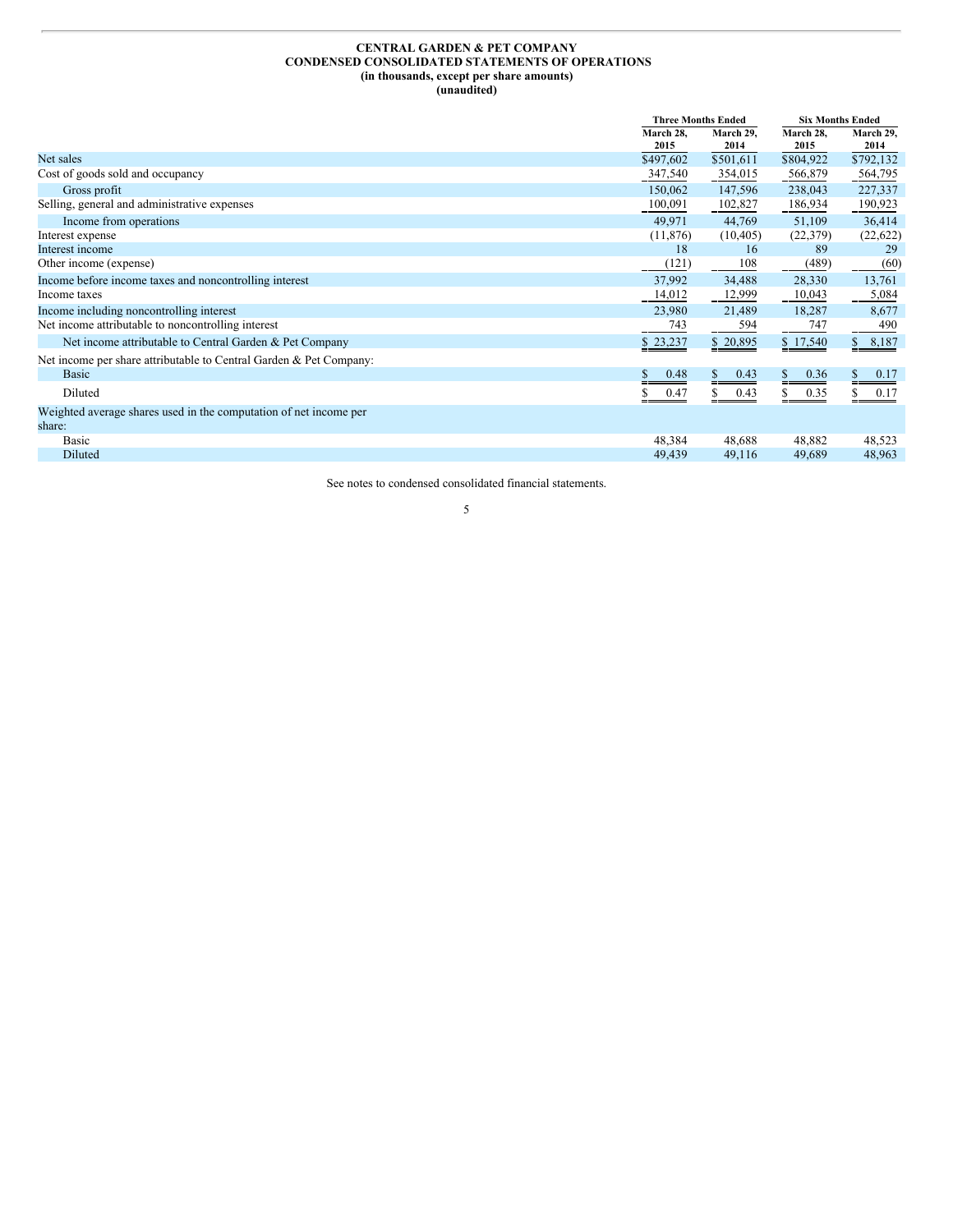# CENTRAL GARDEN & PET COMPANY
## CONDENSED CONSOLIDATED STATEMENTS OF OPERATIONS
### (in thousands, except per share amounts)
### (unaudited)

| | Three Months Ended | | Six Months Ended | |
|---|---|---|---|---|
| | March 28, 2015 | March 29, 2014 | March 28, 2015 | March 29, 2014 |
| Net sales | $497,602 | $501,611 | $804,922 | $792,132 |
| Cost of goods sold and occupancy | 347,540 | 354,015 | 566,879 | 564,795 |
| Gross profit | 150,062 | 147,596 | 238,043 | 227,337 |
| Selling, general and administrative expenses | 100,091 | 102,827 | 186,934 | 190,923 |
| Income from operations | 49,971 | 44,769 | 51,109 | 36,414 |
| Interest expense | (11,876) | (10,405) | (22,379) | (22,622) |
| Interest income | 18 | 16 | 89 | 29 |
| Other income (expense) | (121) | 108 | (489) | (60) |
| Income before income taxes and noncontrolling interest | 37,992 | 34,488 | 28,330 | 13,761 |
| Income taxes | 14,012 | 12,999 | 10,043 | 5,084 |
| Income including noncontrolling interest | 23,980 | 21,489 | 18,287 | 8,677 |
| Net income attributable to noncontrolling interest | 743 | 594 | 747 | 490 |
| Net income attributable to Central Garden & Pet Company | $ 23,237 | $ 20,895 | $ 17,540 | $ 8,187 |
| Net income per share attributable to Central Garden & Pet Company: | | | | |
| Basic | $ 0.48 | $ 0.43 | $ 0.36 | $ 0.17 |
| Diluted | $ 0.47 | $ 0.43 | $ 0.35 | $ 0.17 |
| Weighted average shares used in the computation of net income per share: | | | | |
| Basic | 48,384 | 48,688 | 48,882 | 48,523 |
| Diluted | 49,439 | 49,116 | 49,689 | 48,963 |

See notes to condensed consolidated financial statements.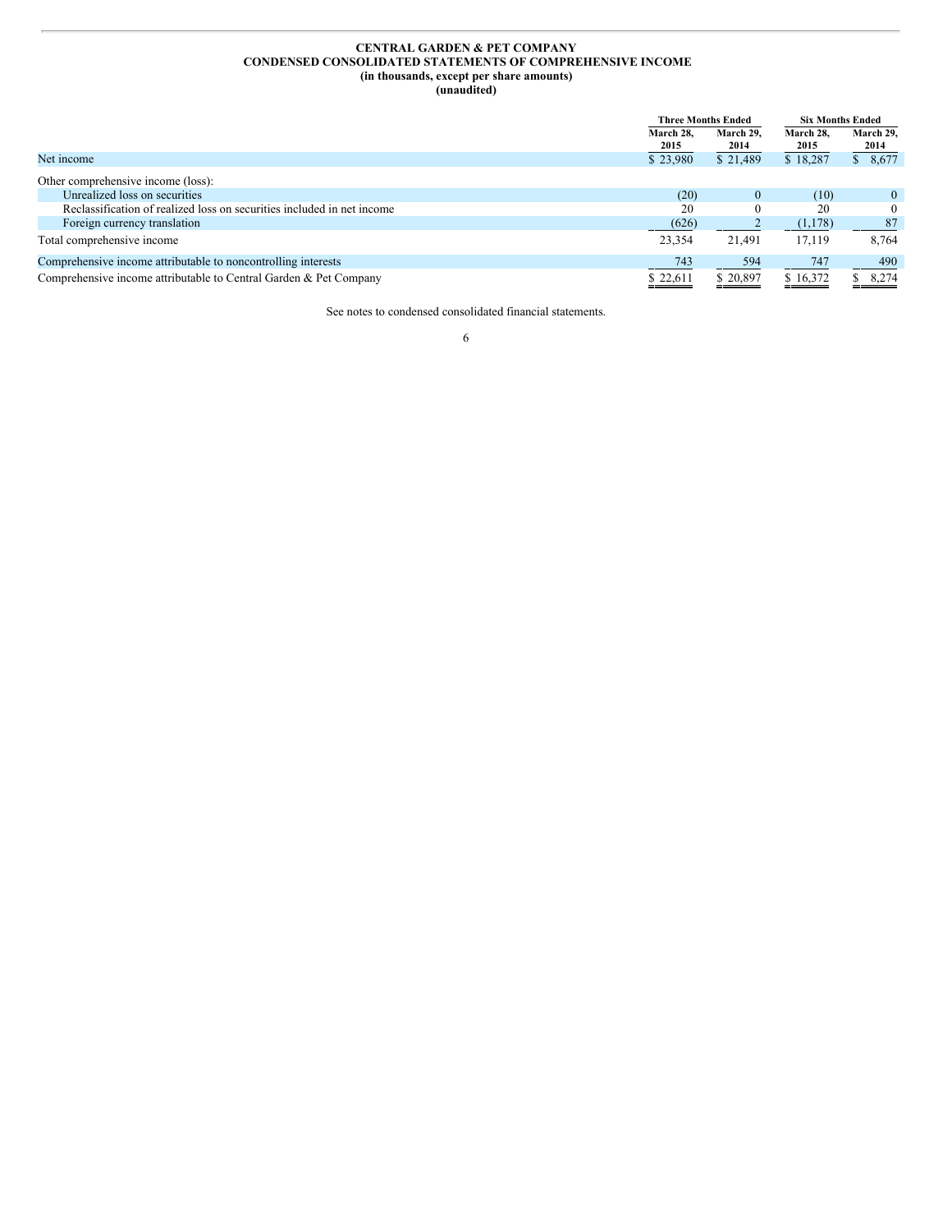**CENTRAL GARDEN & PET COMPANY**
**CONDENSED CONSOLIDATED STATEMENTS OF COMPREHENSIVE INCOME**
**(in thousands, except per share amounts)**
**(unaudited)**

| | Three Months Ended | | Six Months Ended | |
|---|---|---|---|---|
| | March 28, 2015 | March 29, 2014 | March 28, 2015 | March 29, 2014 |
| Net income | $ 23,980 | $ 21,489 | $ 18,287 | $ 8,677 |
| Other comprehensive income (loss): | | | | |
| Unrealized loss on securities | (20) | 0 | (10) | 0 |
| Reclassification of realized loss on securities included in net income | 20 | 0 | 20 | 0 |
| Foreign currency translation | (626) | 2 | (1,178) | 87 |
| Total comprehensive income | 23,354 | 21,491 | 17,119 | 8,764 |
| Comprehensive income attributable to noncontrolling interests | 743 | 594 | 747 | 490 |
| Comprehensive income attributable to Central Garden & Pet Company | $ 22,611 | $ 20,897 | $ 16,372 | $ 8,274 |

See notes to condensed consolidated financial statements.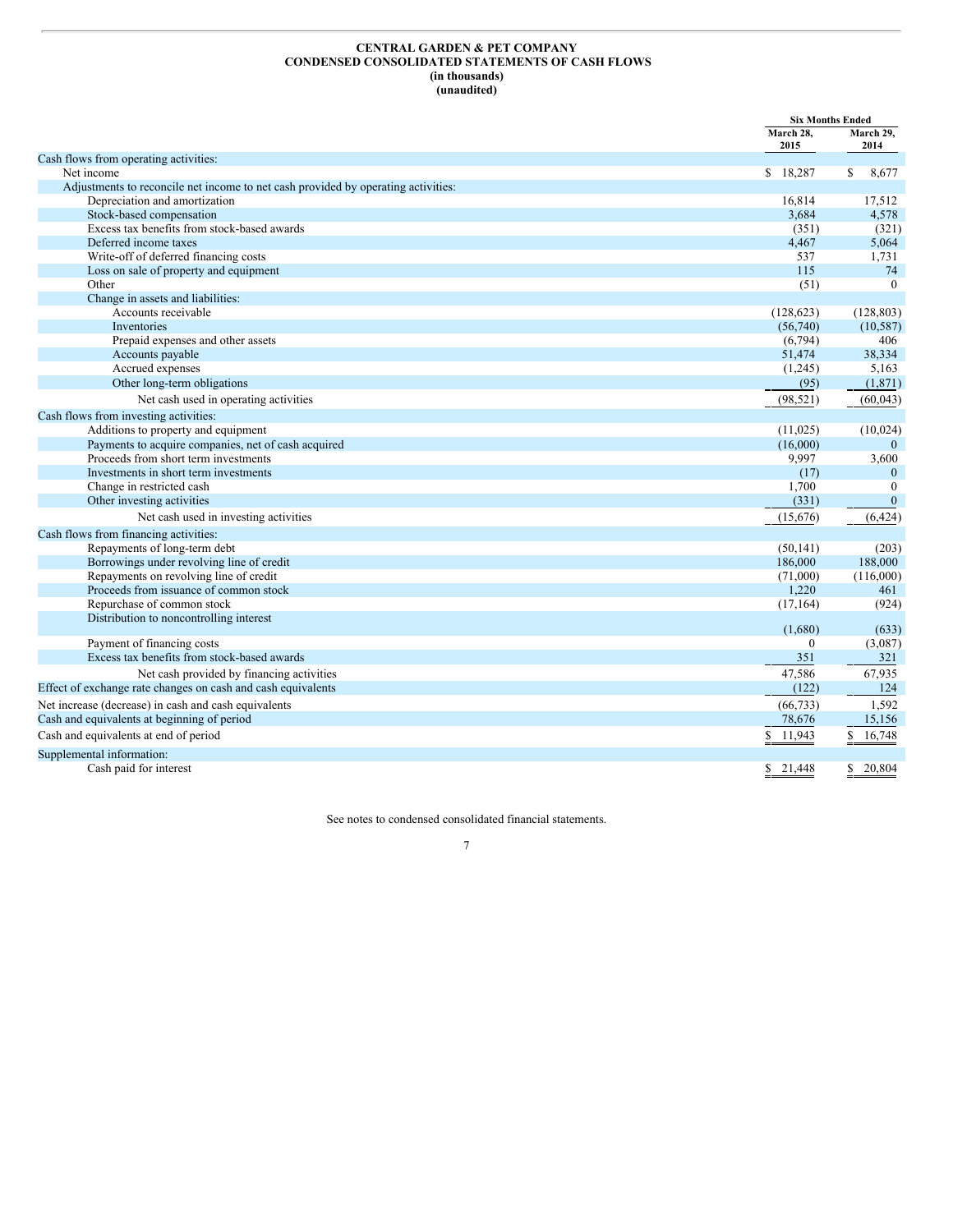**CENTRAL GARDEN & PET COMPANY**
**CONDENSED CONSOLIDATED STATEMENTS OF CASH FLOWS**
**(in thousands)**
**(unaudited)**

| | Six Months Ended | |
|---|---|---|
| | March 28, 2015 | March 29, 2014 |
| Cash flows from operating activities: | | |
| Net income | $ 18,287 | $ 8,677 |
| Adjustments to reconcile net income to net cash provided by operating activities: | | |
| Depreciation and amortization | 16,814 | 17,512 |
| Stock-based compensation | 3,684 | 4,578 |
| Excess tax benefits from stock-based awards | (351) | (321) |
| Deferred income taxes | 4,467 | 5,064 |
| Write-off of deferred financing costs | 537 | 1,731 |
| Loss on sale of property and equipment | 115 | 74 |
| Other | (51) | 0 |
| Change in assets and liabilities: | | |
| Accounts receivable | (128,623) | (128,803) |
| Inventories | (56,740) | (10,587) |
| Prepaid expenses and other assets | (6,794) | 406 |
| Accounts payable | 51,474 | 38,334 |
| Accrued expenses | (1,245) | 5,163 |
| Other long-term obligations | (95) | (1,871) |
| Net cash used in operating activities | (98,521) | (60,043) |
| Cash flows from investing activities: | | |
| Additions to property and equipment | (11,025) | (10,024) |
| Payments to acquire companies, net of cash acquired | (16,000) | 0 |
| Proceeds from short term investments | 9,997 | 3,600 |
| Investments in short term investments | (17) | 0 |
| Change in restricted cash | 1,700 | 0 |
| Other investing activities | (331) | 0 |
| Net cash used in investing activities | (15,676) | (6,424) |
| Cash flows from financing activities: | | |
| Repayments of long-term debt | (50,141) | (203) |
| Borrowings under revolving line of credit | 186,000 | 188,000 |
| Repayments on revolving line of credit | (71,000) | (116,000) |
| Proceeds from issuance of common stock | 1,220 | 461 |
| Repurchase of common stock | (17,164) | (924) |
| Distribution to noncontrolling interest | (1,680) | (633) |
| Payment of financing costs | 0 | (3,087) |
| Excess tax benefits from stock-based awards | 351 | 321 |
| Net cash provided by financing activities | 47,586 | 67,935 |
| Effect of exchange rate changes on cash and cash equivalents | (122) | 124 |
| Net increase (decrease) in cash and cash equivalents | (66,733) | 1,592 |
| Cash and equivalents at beginning of period | 78,676 | 15,156 |
| Cash and equivalents at end of period | $ 11,943 | $ 16,748 |
| Supplemental information: | | |
| Cash paid for interest | $ 21,448 | $ 20,804 |

See notes to condensed consolidated financial statements.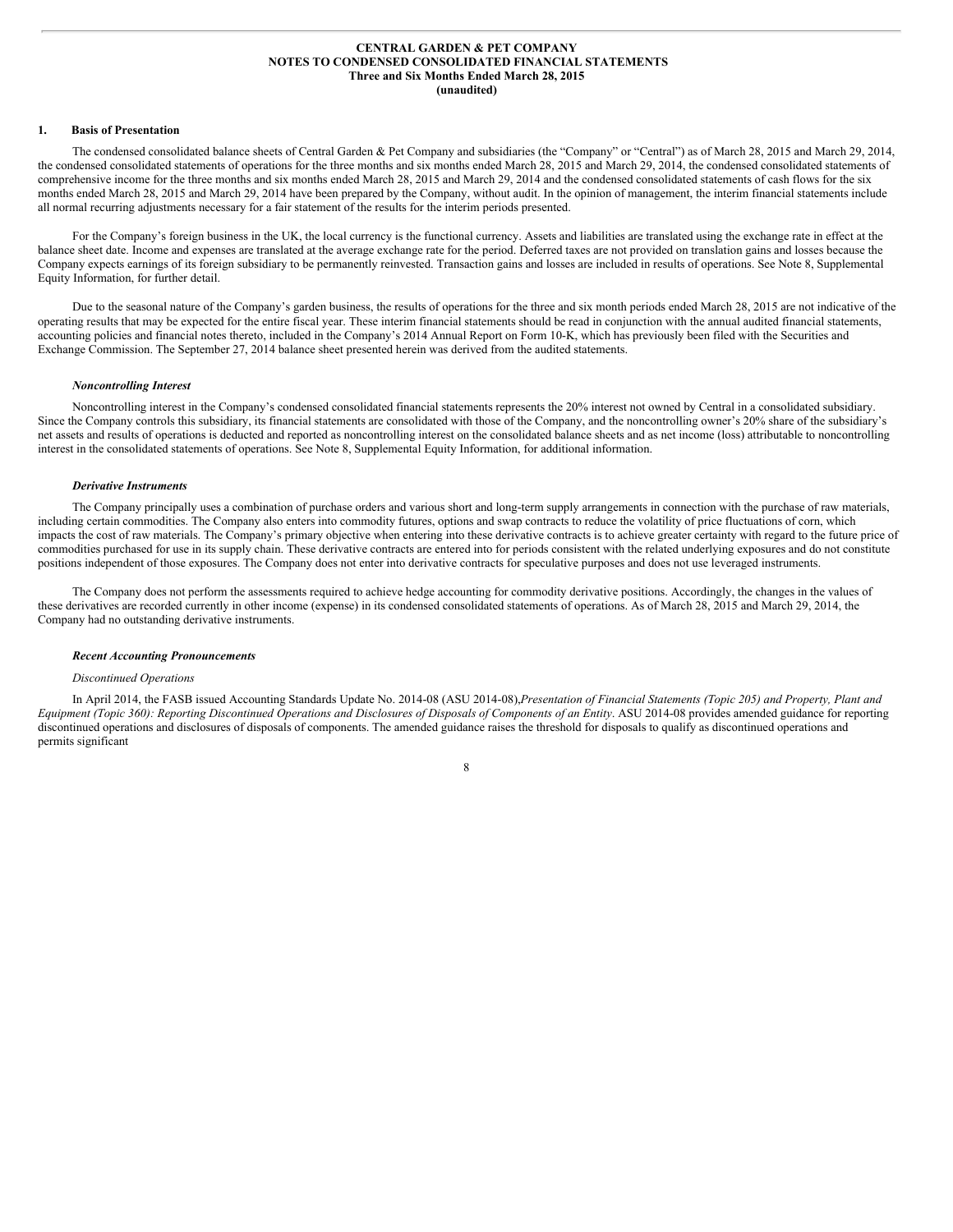**CENTRAL GARDEN & PET COMPANY**
**NOTES TO CONDENSED CONSOLIDATED FINANCIAL STATEMENTS**
**Three and Six Months Ended March 28, 2015**
**(unaudited)**

## 1. Basis of Presentation

The condensed consolidated balance sheets of Central Garden & Pet Company and subsidiaries (the "Company" or "Central") as of March 28, 2015 and March 29, 2014, the condensed consolidated statements of operations for the three months and six months ended March 28, 2015 and March 29, 2014, the condensed consolidated statements of comprehensive income for the three months and six months ended March 28, 2015 and March 29, 2014 and the condensed consolidated statements of cash flows for the six months ended March 28, 2015 and March 29, 2014 have been prepared by the Company, without audit. In the opinion of management, the interim financial statements include all normal recurring adjustments necessary for a fair statement of the results for the interim periods presented.

For the Company's foreign business in the UK, the local currency is the functional currency. Assets and liabilities are translated using the exchange rate in effect at the balance sheet date. Income and expenses are translated at the average exchange rate for the period. Deferred taxes are not provided on translation gains and losses because the Company expects earnings of its foreign subsidiary to be permanently reinvested. Transaction gains and losses are included in results of operations. See Note 8, Supplemental Equity Information, for further detail.

Due to the seasonal nature of the Company's garden business, the results of operations for the three and six month periods ended March 28, 2015 are not indicative of the operating results that may be expected for the entire fiscal year. These interim financial statements should be read in conjunction with the annual audited financial statements, accounting policies and financial notes thereto, included in the Company's 2014 Annual Report on Form 10-K, which has previously been filed with the Securities and Exchange Commission. The September 27, 2014 balance sheet presented herein was derived from the audited statements.

### *Noncontrolling Interest*

Noncontrolling interest in the Company's condensed consolidated financial statements represents the 20% interest not owned by Central in a consolidated subsidiary. Since the Company controls this subsidiary, its financial statements are consolidated with those of the Company, and the noncontrolling owner's 20% share of the subsidiary's net assets and results of operations is deducted and reported as noncontrolling interest on the consolidated balance sheets and as net income (loss) attributable to noncontrolling interest in the consolidated statements of operations. See Note 8, Supplemental Equity Information, for additional information.

### *Derivative Instruments*

The Company principally uses a combination of purchase orders and various short and long-term supply arrangements in connection with the purchase of raw materials, including certain commodities. The Company also enters into commodity futures, options and swap contracts to reduce the volatility of price fluctuations of corn, which impacts the cost of raw materials. The Company's primary objective when entering into these derivative contracts is to achieve greater certainty with regard to the future price of commodities purchased for use in its supply chain. These derivative contracts are entered into for periods consistent with the related underlying exposures and do not constitute positions independent of those exposures. The Company does not enter into derivative contracts for speculative purposes and does not use leveraged instruments.

The Company does not perform the assessments required to achieve hedge accounting for commodity derivative positions. Accordingly, the changes in the values of these derivatives are recorded currently in other income (expense) in its condensed consolidated statements of operations. As of March 28, 2015 and March 29, 2014, the Company had no outstanding derivative instruments.

### *Recent Accounting Pronouncements*

*Discontinued Operations*

In April 2014, the FASB issued Accounting Standards Update No. 2014-08 (ASU 2014-08),*Presentation of Financial Statements (Topic 205) and Property, Plant and Equipment (Topic 360): Reporting Discontinued Operations and Disclosures of Disposals of Components of an Entity*. ASU 2014-08 provides amended guidance for reporting discontinued operations and disclosures of disposals of components. The amended guidance raises the threshold for disposals to qualify as discontinued operations and permits significant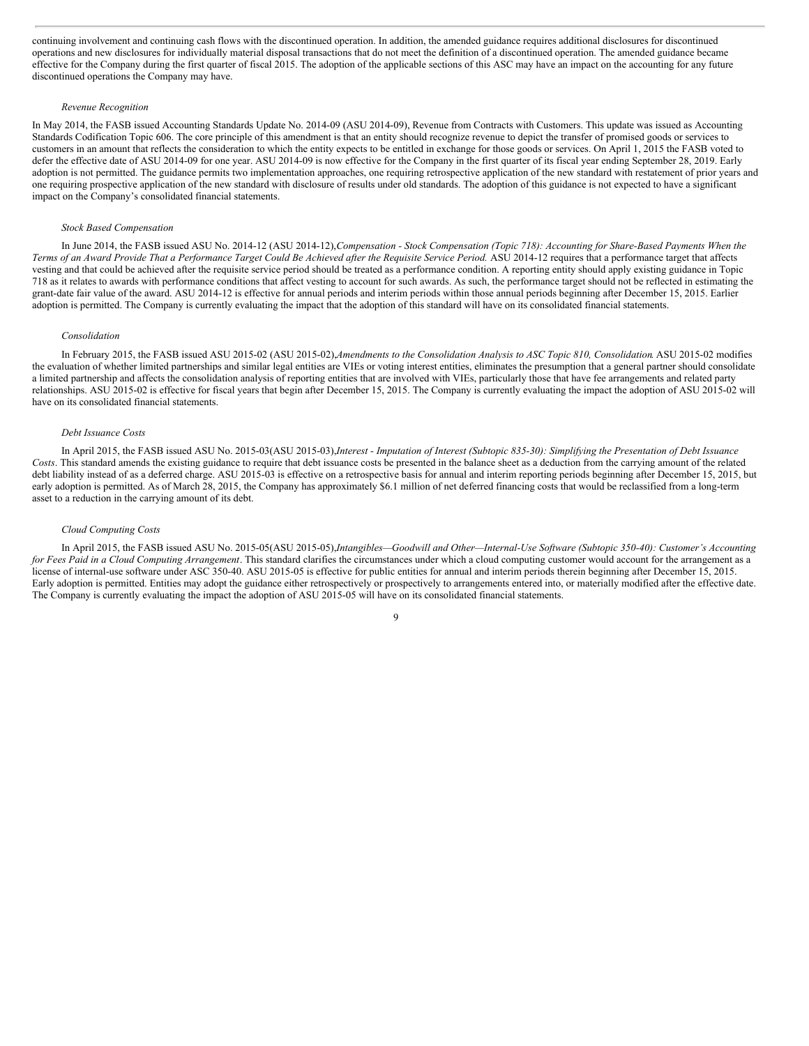continuing involvement and continuing cash flows with the discontinued operation. In addition, the amended guidance requires additional disclosures for discontinued operations and new disclosures for individually material disposal transactions that do not meet the definition of a discontinued operation. The amended guidance became effective for the Company during the first quarter of fiscal 2015. The adoption of the applicable sections of this ASC may have an impact on the accounting for any future discontinued operations the Company may have.

*Revenue Recognition*

In May 2014, the FASB issued Accounting Standards Update No. 2014-09 (ASU 2014-09), Revenue from Contracts with Customers. This update was issued as Accounting Standards Codification Topic 606. The core principle of this amendment is that an entity should recognize revenue to depict the transfer of promised goods or services to customers in an amount that reflects the consideration to which the entity expects to be entitled in exchange for those goods or services. On April 1, 2015 the FASB voted to defer the effective date of ASU 2014-09 for one year. ASU 2014-09 is now effective for the Company in the first quarter of its fiscal year ending September 28, 2019. Early adoption is not permitted. The guidance permits two implementation approaches, one requiring retrospective application of the new standard with restatement of prior years and one requiring prospective application of the new standard with disclosure of results under old standards. The adoption of this guidance is not expected to have a significant impact on the Company's consolidated financial statements.

*Stock Based Compensation*

In June 2014, the FASB issued ASU No. 2014-12 (ASU 2014-12),*Compensation - Stock Compensation (Topic 718): Accounting for Share-Based Payments When the Terms of an Award Provide That a Performance Target Could Be Achieved after the Requisite Service Period.* ASU 2014-12 requires that a performance target that affects vesting and that could be achieved after the requisite service period should be treated as a performance condition. A reporting entity should apply existing guidance in Topic 718 as it relates to awards with performance conditions that affect vesting to account for such awards. As such, the performance target should not be reflected in estimating the grant-date fair value of the award. ASU 2014-12 is effective for annual periods and interim periods within those annual periods beginning after December 15, 2015. Earlier adoption is permitted. The Company is currently evaluating the impact that the adoption of this standard will have on its consolidated financial statements.

*Consolidation*

In February 2015, the FASB issued ASU 2015-02 (ASU 2015-02),*Amendments to the Consolidation Analysis to ASC Topic 810, Consolidation*. ASU 2015-02 modifies the evaluation of whether limited partnerships and similar legal entities are VIEs or voting interest entities, eliminates the presumption that a general partner should consolidate a limited partnership and affects the consolidation analysis of reporting entities that are involved with VIEs, particularly those that have fee arrangements and related party relationships. ASU 2015-02 is effective for fiscal years that begin after December 15, 2015. The Company is currently evaluating the impact the adoption of ASU 2015-02 will have on its consolidated financial statements.

*Debt Issuance Costs*

In April 2015, the FASB issued ASU No. 2015-03(ASU 2015-03),*Interest - Imputation of Interest (Subtopic 835-30): Simplifying the Presentation of Debt Issuance Costs*. This standard amends the existing guidance to require that debt issuance costs be presented in the balance sheet as a deduction from the carrying amount of the related debt liability instead of as a deferred charge. ASU 2015-03 is effective on a retrospective basis for annual and interim reporting periods beginning after December 15, 2015, but early adoption is permitted. As of March 28, 2015, the Company has approximately $6.1 million of net deferred financing costs that would be reclassified from a long-term asset to a reduction in the carrying amount of its debt.

*Cloud Computing Costs*

In April 2015, the FASB issued ASU No. 2015-05(ASU 2015-05),*Intangibles—Goodwill and Other—Internal-Use Software (Subtopic 350-40): Customer's Accounting for Fees Paid in a Cloud Computing Arrangement*. This standard clarifies the circumstances under which a cloud computing customer would account for the arrangement as a license of internal-use software under ASC 350-40. ASU 2015-05 is effective for public entities for annual and interim periods therein beginning after December 15, 2015. Early adoption is permitted. Entities may adopt the guidance either retrospectively or prospectively to arrangements entered into, or materially modified after the effective date. The Company is currently evaluating the impact the adoption of ASU 2015-05 will have on its consolidated financial statements.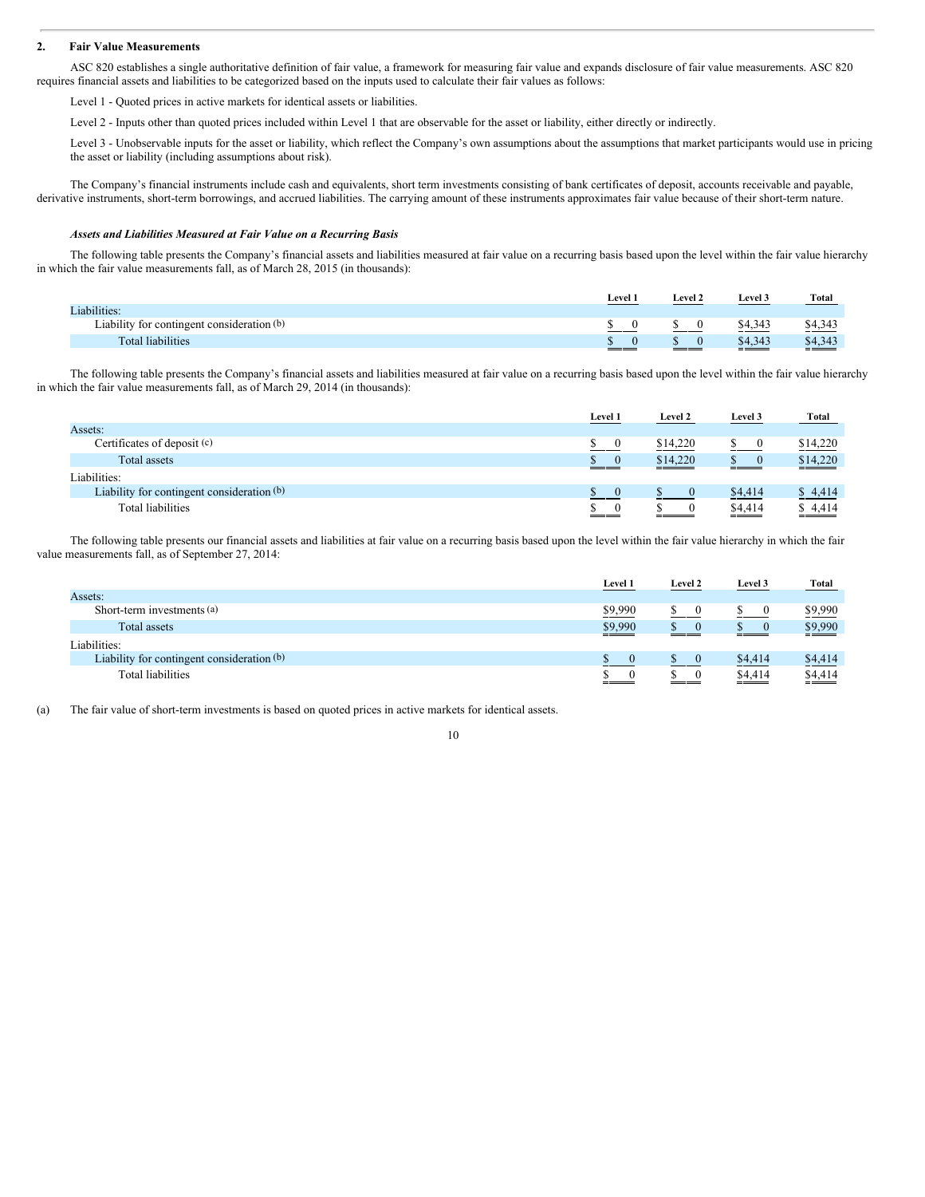## 2. Fair Value Measurements

ASC 820 establishes a single authoritative definition of fair value, a framework for measuring fair value and expands disclosure of fair value measurements. ASC 820 requires financial assets and liabilities to be categorized based on the inputs used to calculate their fair values as follows:

Level 1 - Quoted prices in active markets for identical assets or liabilities.

Level 2 - Inputs other than quoted prices included within Level 1 that are observable for the asset or liability, either directly or indirectly.

Level 3 - Unobservable inputs for the asset or liability, which reflect the Company's own assumptions about the assumptions that market participants would use in pricing the asset or liability (including assumptions about risk).

The Company's financial instruments include cash and equivalents, short term investments consisting of bank certificates of deposit, accounts receivable and payable, derivative instruments, short-term borrowings, and accrued liabilities. The carrying amount of these instruments approximates fair value because of their short-term nature.

***Assets and Liabilities Measured at Fair Value on a Recurring Basis***

The following table presents the Company's financial assets and liabilities measured at fair value on a recurring basis based upon the level within the fair value hierarchy in which the fair value measurements fall, as of March 28, 2015 (in thousands):

| | Level 1 | Level 2 | Level 3 | Total |
|---|---|---|---|---|
| Liabilities: | | | | |
| Liability for contingent consideration (b) | $ 0 | $ 0 | $4,343 | $4,343 |
| Total liabilities | $ 0 | $ 0 | $4,343 | $4,343 |

The following table presents the Company's financial assets and liabilities measured at fair value on a recurring basis based upon the level within the fair value hierarchy in which the fair value measurements fall, as of March 29, 2014 (in thousands):

| | Level 1 | Level 2 | Level 3 | Total |
|---|---|---|---|---|
| Assets: | | | | |
| Certificates of deposit (c) | $ 0 | $14,220 | $ 0 | $14,220 |
| Total assets | $ 0 | $14,220 | $ 0 | $14,220 |
| Liabilities: | | | | |
| Liability for contingent consideration (b) | $ 0 | $ 0 | $4,414 | $ 4,414 |
| Total liabilities | $ 0 | $ 0 | $4,414 | $ 4,414 |

The following table presents our financial assets and liabilities at fair value on a recurring basis based upon the level within the fair value hierarchy in which the fair value measurements fall, as of September 27, 2014:

| | Level 1 | Level 2 | Level 3 | Total |
|---|---|---|---|---|
| Assets: | | | | |
| Short-term investments (a) | $9,990 | $ 0 | $ 0 | $9,990 |
| Total assets | $9,990 | $ 0 | $ 0 | $9,990 |
| Liabilities: | | | | |
| Liability for contingent consideration (b) | $ 0 | $ 0 | $4,414 | $4,414 |
| Total liabilities | $ 0 | $ 0 | $4,414 | $4,414 |

(a) The fair value of short-term investments is based on quoted prices in active markets for identical assets.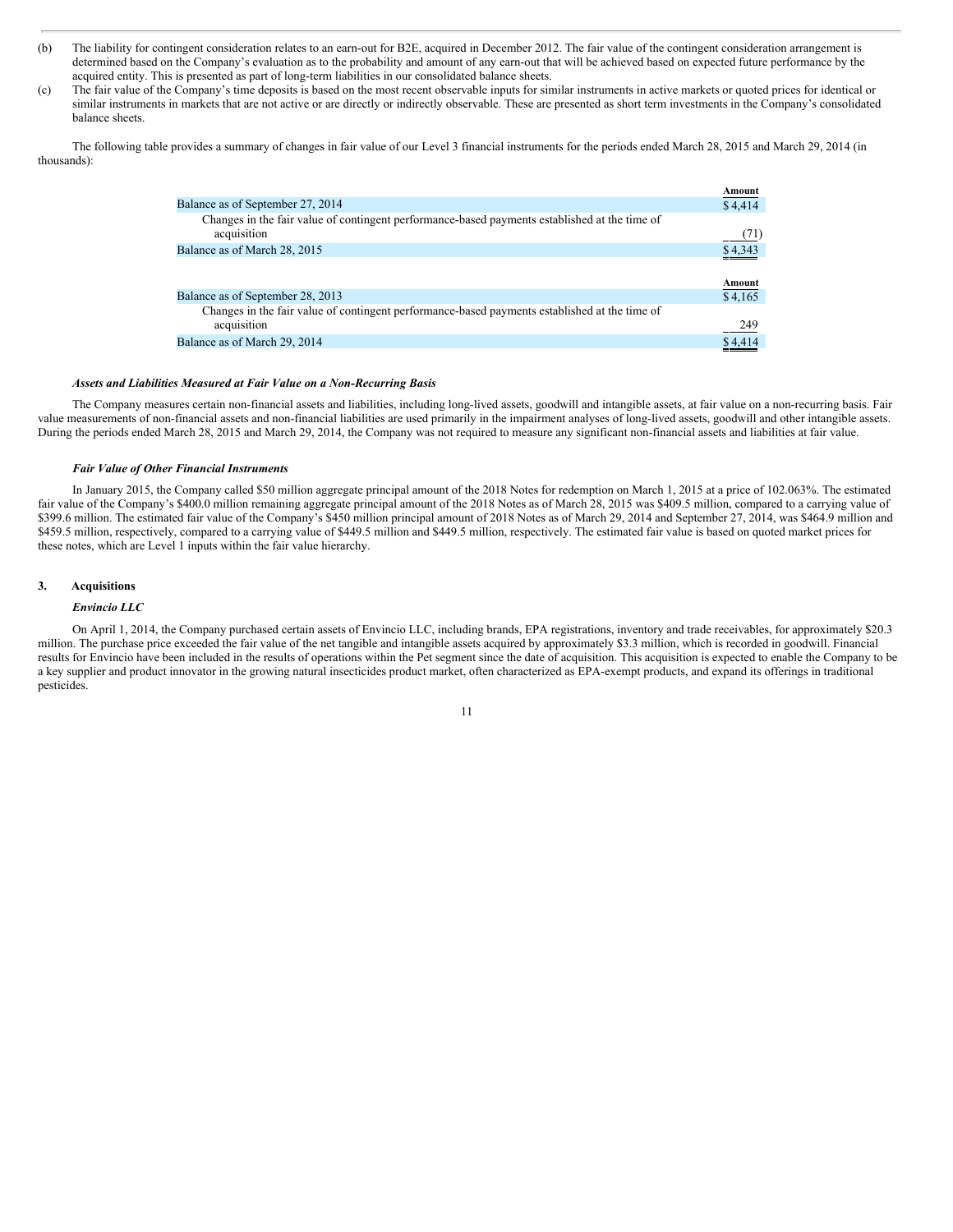(b) The liability for contingent consideration relates to an earn-out for B2E, acquired in December 2012. The fair value of the contingent consideration arrangement is determined based on the Company's evaluation as to the probability and amount of any earn-out that will be achieved based on expected future performance by the acquired entity. This is presented as part of long-term liabilities in our consolidated balance sheets.

(c) The fair value of the Company's time deposits is based on the most recent observable inputs for similar instruments in active markets or quoted prices for identical or similar instruments in markets that are not active or are directly or indirectly observable. These are presented as short term investments in the Company's consolidated balance sheets.

The following table provides a summary of changes in fair value of our Level 3 financial instruments for the periods ended March 28, 2015 and March 29, 2014 (in thousands):

| | Amount |
|---|---|
| Balance as of September 27, 2014 | $ 4,414 |
| Changes in the fair value of contingent performance-based payments established at the time of acquisition | (71) |
| Balance as of March 28, 2015 | $ 4,343 |

| | Amount |
|---|---|
| Balance as of September 28, 2013 | $ 4,165 |
| Changes in the fair value of contingent performance-based payments established at the time of acquisition | 249 |
| Balance as of March 29, 2014 | $ 4,414 |

#### *Assets and Liabilities Measured at Fair Value on a Non-Recurring Basis*

The Company measures certain non-financial assets and liabilities, including long-lived assets, goodwill and intangible assets, at fair value on a non-recurring basis. Fair value measurements of non-financial assets and non-financial liabilities are used primarily in the impairment analyses of long-lived assets, goodwill and other intangible assets. During the periods ended March 28, 2015 and March 29, 2014, the Company was not required to measure any significant non-financial assets and liabilities at fair value.

#### *Fair Value of Other Financial Instruments*

In January 2015, the Company called $50 million aggregate principal amount of the 2018 Notes for redemption on March 1, 2015 at a price of 102.063%. The estimated fair value of the Company's $400.0 million remaining aggregate principal amount of the 2018 Notes as of March 28, 2015 was $409.5 million, compared to a carrying value of $399.6 million. The estimated fair value of the Company's $450 million principal amount of 2018 Notes as of March 29, 2014 and September 27, 2014, was $464.9 million and $459.5 million, respectively, compared to a carrying value of $449.5 million and $449.5 million, respectively. The estimated fair value is based on quoted market prices for these notes, which are Level 1 inputs within the fair value hierarchy.

## 3. Acquisitions

#### *Envincio LLC*

On April 1, 2014, the Company purchased certain assets of Envincio LLC, including brands, EPA registrations, inventory and trade receivables, for approximately $20.3 million. The purchase price exceeded the fair value of the net tangible and intangible assets acquired by approximately $3.3 million, which is recorded in goodwill. Financial results for Envincio have been included in the results of operations within the Pet segment since the date of acquisition. This acquisition is expected to enable the Company to be a key supplier and product innovator in the growing natural insecticides product market, often characterized as EPA-exempt products, and expand its offerings in traditional pesticides.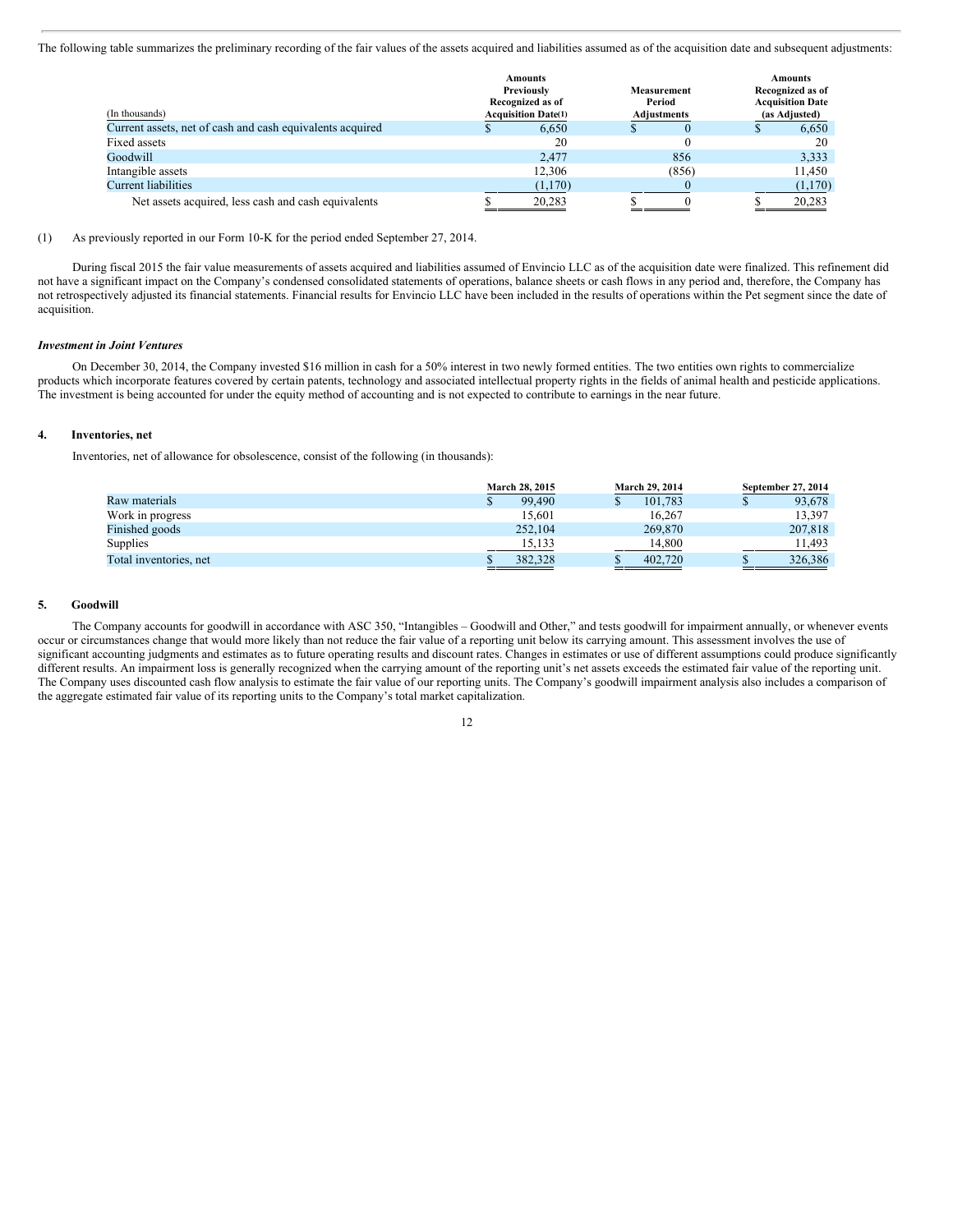The following table summarizes the preliminary recording of the fair values of the assets acquired and liabilities assumed as of the acquisition date and subsequent adjustments:

| (In thousands) | Amounts Previously Recognized as of Acquisition Date(1) | Measurement Period Adjustments | Amounts Recognized as of Acquisition Date (as Adjusted) |
|---|---|---|---|
| Current assets, net of cash and cash equivalents acquired | $ 6,650 | $ 0 | $ 6,650 |
| Fixed assets | 20 | 0 | 20 |
| Goodwill | 2,477 | 856 | 3,333 |
| Intangible assets | 12,306 | (856) | 11,450 |
| Current liabilities | (1,170) | 0 | (1,170) |
| Net assets acquired, less cash and cash equivalents | $ 20,283 | $ 0 | $ 20,283 |

(1) As previously reported in our Form 10-K for the period ended September 27, 2014.

During fiscal 2015 the fair value measurements of assets acquired and liabilities assumed of Envincio LLC as of the acquisition date were finalized. This refinement did not have a significant impact on the Company's condensed consolidated statements of operations, balance sheets or cash flows in any period and, therefore, the Company has not retrospectively adjusted its financial statements. Financial results for Envincio LLC have been included in the results of operations within the Pet segment since the date of acquisition.

***Investment in Joint Ventures***

On December 30, 2014, the Company invested $16 million in cash for a 50% interest in two newly formed entities. The two entities own rights to commercialize products which incorporate features covered by certain patents, technology and associated intellectual property rights in the fields of animal health and pesticide applications. The investment is being accounted for under the equity method of accounting and is not expected to contribute to earnings in the near future.

## 4. Inventories, net

Inventories, net of allowance for obsolescence, consist of the following (in thousands):

| | March 28, 2015 | March 29, 2014 | September 27, 2014 |
|---|---|---|---|
| Raw materials | $ 99,490 | $ 101,783 | $ 93,678 |
| Work in progress | 15,601 | 16,267 | 13,397 |
| Finished goods | 252,104 | 269,870 | 207,818 |
| Supplies | 15,133 | 14,800 | 11,493 |
| Total inventories, net | $ 382,328 | $ 402,720 | $ 326,386 |

## 5. Goodwill

The Company accounts for goodwill in accordance with ASC 350, "Intangibles – Goodwill and Other," and tests goodwill for impairment annually, or whenever events occur or circumstances change that would more likely than not reduce the fair value of a reporting unit below its carrying amount. This assessment involves the use of significant accounting judgments and estimates as to future operating results and discount rates. Changes in estimates or use of different assumptions could produce significantly different results. An impairment loss is generally recognized when the carrying amount of the reporting unit's net assets exceeds the estimated fair value of the reporting unit. The Company uses discounted cash flow analysis to estimate the fair value of our reporting units. The Company's goodwill impairment analysis also includes a comparison of the aggregate estimated fair value of its reporting units to the Company's total market capitalization.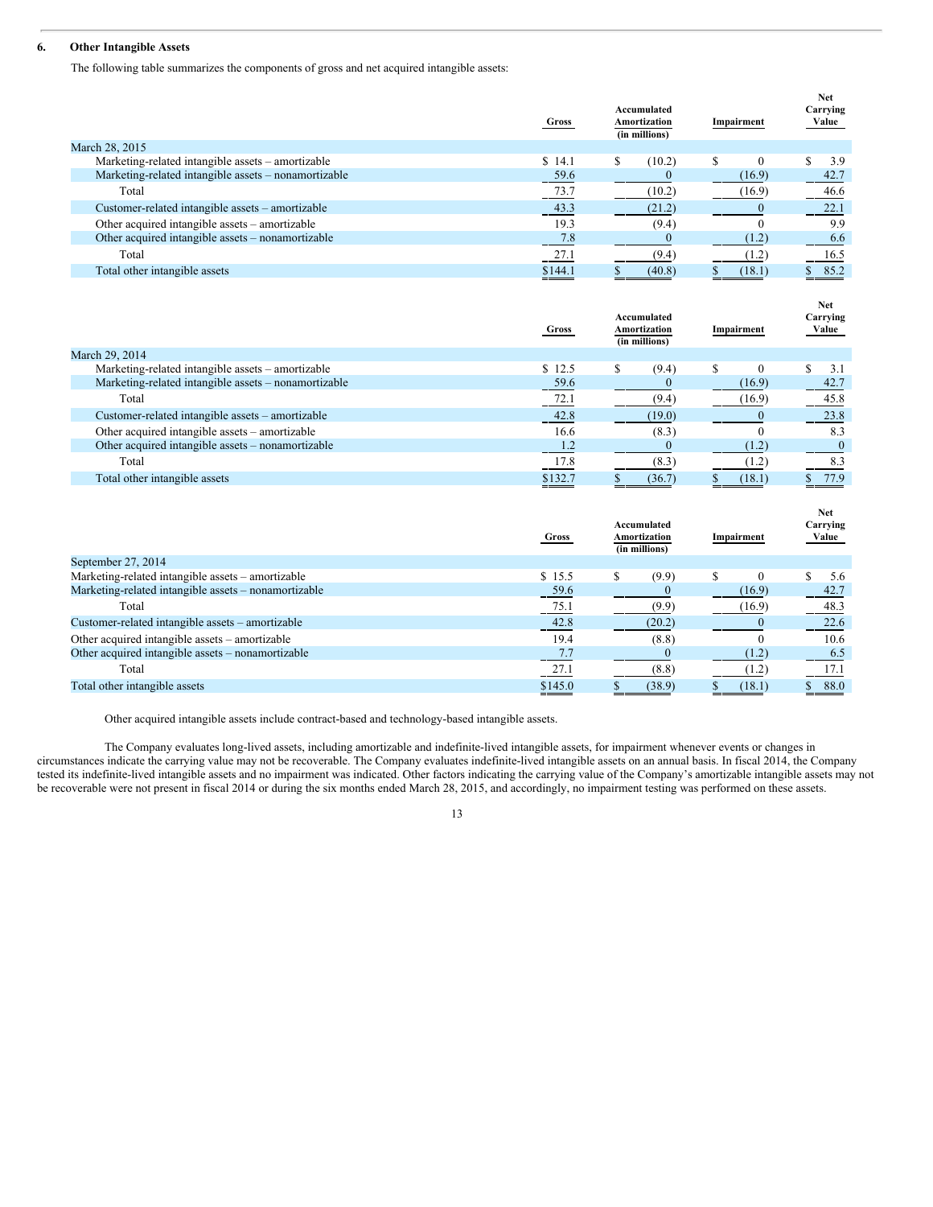## 6. Other Intangible Assets

The following table summarizes the components of gross and net acquired intangible assets:

| | Gross | Accumulated Amortization (in millions) | Impairment | Net Carrying Value |
|---|---|---|---|---|
| March 28, 2015 | | | | |
| Marketing-related intangible assets – amortizable | $ 14.1 | $ (10.2) | $ 0 | $ 3.9 |
| Marketing-related intangible assets – nonamortizable | 59.6 | 0 | (16.9) | 42.7 |
| Total | 73.7 | (10.2) | (16.9) | 46.6 |
| Customer-related intangible assets – amortizable | 43.3 | (21.2) | 0 | 22.1 |
| Other acquired intangible assets – amortizable | 19.3 | (9.4) | 0 | 9.9 |
| Other acquired intangible assets – nonamortizable | 7.8 | 0 | (1.2) | 6.6 |
| Total | 27.1 | (9.4) | (1.2) | 16.5 |
| Total other intangible assets | $144.1 | $ (40.8) | $ (18.1) | $ 85.2 |

| | Gross | Accumulated Amortization (in millions) | Impairment | Net Carrying Value |
|---|---|---|---|---|
| March 29, 2014 | | | | |
| Marketing-related intangible assets – amortizable | $ 12.5 | $ (9.4) | $ 0 | $ 3.1 |
| Marketing-related intangible assets – nonamortizable | 59.6 | 0 | (16.9) | 42.7 |
| Total | 72.1 | (9.4) | (16.9) | 45.8 |
| Customer-related intangible assets – amortizable | 42.8 | (19.0) | 0 | 23.8 |
| Other acquired intangible assets – amortizable | 16.6 | (8.3) | 0 | 8.3 |
| Other acquired intangible assets – nonamortizable | 1.2 | 0 | (1.2) | 0 |
| Total | 17.8 | (8.3) | (1.2) | 8.3 |
| Total other intangible assets | $132.7 | $ (36.7) | $ (18.1) | $ 77.9 |

| | Gross | Accumulated Amortization (in millions) | Impairment | Net Carrying Value |
|---|---|---|---|---|
| September 27, 2014 | | | | |
| Marketing-related intangible assets – amortizable | $ 15.5 | $ (9.9) | $ 0 | $ 5.6 |
| Marketing-related intangible assets – nonamortizable | 59.6 | 0 | (16.9) | 42.7 |
| Total | 75.1 | (9.9) | (16.9) | 48.3 |
| Customer-related intangible assets – amortizable | 42.8 | (20.2) | 0 | 22.6 |
| Other acquired intangible assets – amortizable | 19.4 | (8.8) | 0 | 10.6 |
| Other acquired intangible assets – nonamortizable | 7.7 | 0 | (1.2) | 6.5 |
| Total | 27.1 | (8.8) | (1.2) | 17.1 |
| Total other intangible assets | $145.0 | $ (38.9) | $ (18.1) | $ 88.0 |

Other acquired intangible assets include contract-based and technology-based intangible assets.

The Company evaluates long-lived assets, including amortizable and indefinite-lived intangible assets, for impairment whenever events or changes in circumstances indicate the carrying value may not be recoverable. The Company evaluates indefinite-lived intangible assets on an annual basis. In fiscal 2014, the Company tested its indefinite-lived intangible assets and no impairment was indicated. Other factors indicating the carrying value of the Company's amortizable intangible assets may not be recoverable were not present in fiscal 2014 or during the six months ended March 28, 2015, and accordingly, no impairment testing was performed on these assets.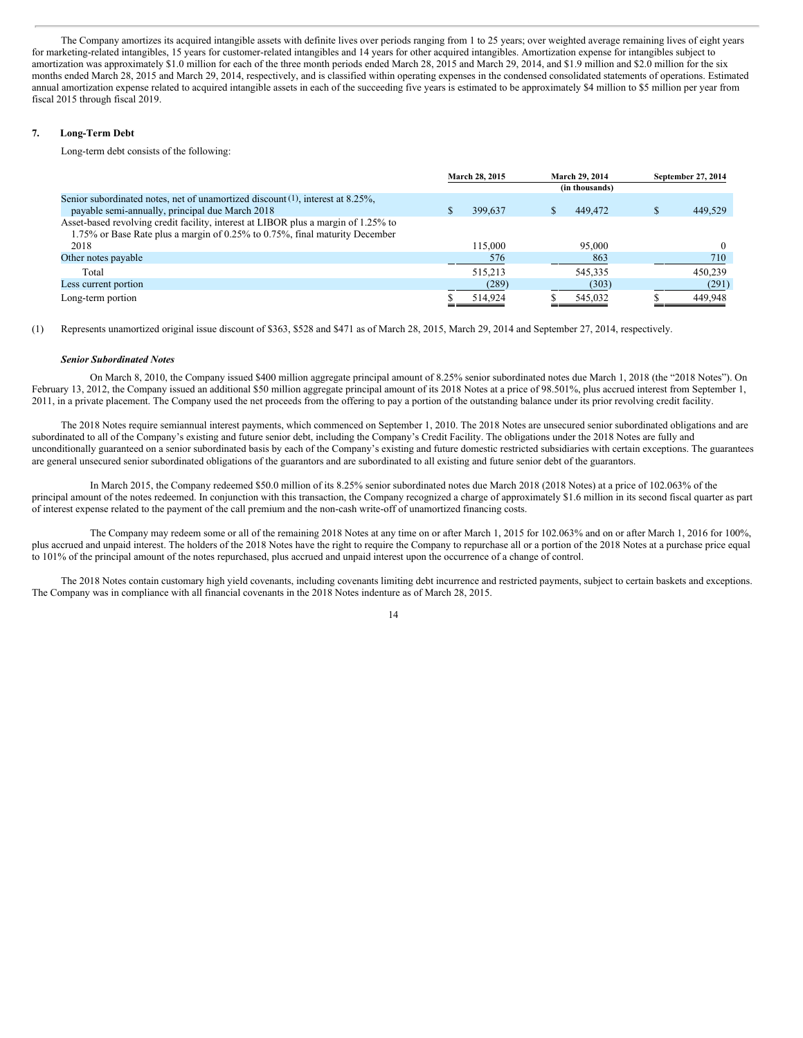The Company amortizes its acquired intangible assets with definite lives over periods ranging from 1 to 25 years; over weighted average remaining lives of eight years for marketing-related intangibles, 15 years for customer-related intangibles and 14 years for other acquired intangibles. Amortization expense for intangibles subject to amortization was approximately $1.0 million for each of the three month periods ended March 28, 2015 and March 29, 2014, and $1.9 million and $2.0 million for the six months ended March 28, 2015 and March 29, 2014, respectively, and is classified within operating expenses in the condensed consolidated statements of operations. Estimated annual amortization expense related to acquired intangible assets in each of the succeeding five years is estimated to be approximately $4 million to $5 million per year from fiscal 2015 through fiscal 2019.

## 7. Long-Term Debt

Long-term debt consists of the following:

| | March 28, 2015 | March 29, 2014 | September 27, 2014 |
|---|---|---|---|
| | | (in thousands) | |
| Senior subordinated notes, net of unamortized discount (1), interest at 8.25%, payable semi-annually, principal due March 2018 | $ 399,637 | $ 449,472 | $ 449,529 |
| Asset-based revolving credit facility, interest at LIBOR plus a margin of 1.25% to 1.75% or Base Rate plus a margin of 0.25% to 0.75%, final maturity December 2018 | 115,000 | 95,000 | 0 |
| Other notes payable | 576 | 863 | 710 |
| Total | 515,213 | 545,335 | 450,239 |
| Less current portion | (289) | (303) | (291) |
| Long-term portion | $ 514,924 | $ 545,032 | $ 449,948 |

(1) Represents unamortized original issue discount of $363, $528 and $471 as of March 28, 2015, March 29, 2014 and September 27, 2014, respectively.

***Senior Subordinated Notes***

On March 8, 2010, the Company issued $400 million aggregate principal amount of 8.25% senior subordinated notes due March 1, 2018 (the "2018 Notes"). On February 13, 2012, the Company issued an additional $50 million aggregate principal amount of its 2018 Notes at a price of 98.501%, plus accrued interest from September 1, 2011, in a private placement. The Company used the net proceeds from the offering to pay a portion of the outstanding balance under its prior revolving credit facility.

The 2018 Notes require semiannual interest payments, which commenced on September 1, 2010. The 2018 Notes are unsecured senior subordinated obligations and are subordinated to all of the Company's existing and future senior debt, including the Company's Credit Facility. The obligations under the 2018 Notes are fully and unconditionally guaranteed on a senior subordinated basis by each of the Company's existing and future domestic restricted subsidiaries with certain exceptions. The guarantees are general unsecured senior subordinated obligations of the guarantors and are subordinated to all existing and future senior debt of the guarantors.

In March 2015, the Company redeemed $50.0 million of its 8.25% senior subordinated notes due March 2018 (2018 Notes) at a price of 102.063% of the principal amount of the notes redeemed. In conjunction with this transaction, the Company recognized a charge of approximately $1.6 million in its second fiscal quarter as part of interest expense related to the payment of the call premium and the non-cash write-off of unamortized financing costs.

The Company may redeem some or all of the remaining 2018 Notes at any time on or after March 1, 2015 for 102.063% and on or after March 1, 2016 for 100%, plus accrued and unpaid interest. The holders of the 2018 Notes have the right to require the Company to repurchase all or a portion of the 2018 Notes at a purchase price equal to 101% of the principal amount of the notes repurchased, plus accrued and unpaid interest upon the occurrence of a change of control.

The 2018 Notes contain customary high yield covenants, including covenants limiting debt incurrence and restricted payments, subject to certain baskets and exceptions. The Company was in compliance with all financial covenants in the 2018 Notes indenture as of March 28, 2015.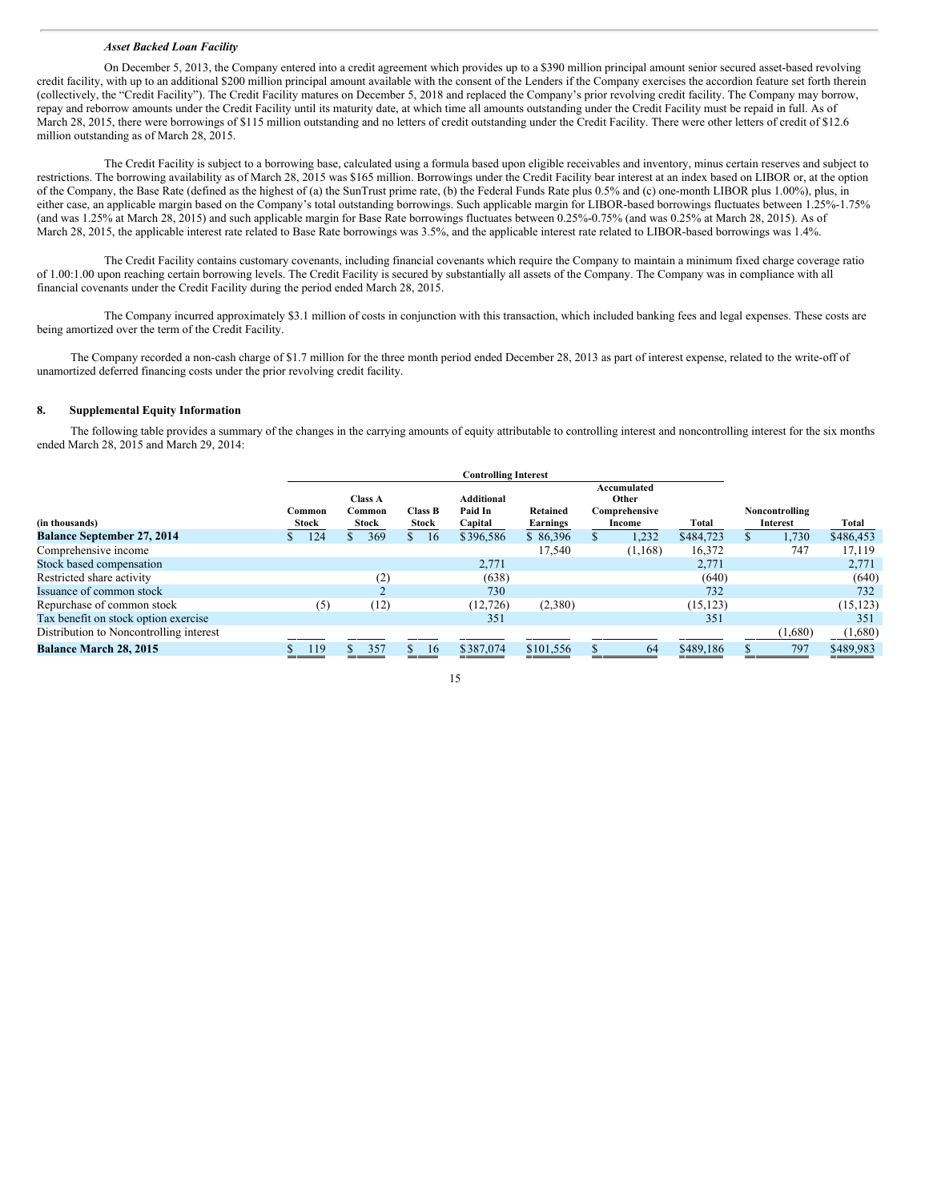*Asset Backed Loan Facility*

On December 5, 2013, the Company entered into a credit agreement which provides up to a $390 million principal amount senior secured asset-based revolving credit facility, with up to an additional $200 million principal amount available with the consent of the Lenders if the Company exercises the accordion feature set forth therein (collectively, the "Credit Facility"). The Credit Facility matures on December 5, 2018 and replaced the Company's prior revolving credit facility. The Company may borrow, repay and reborrow amounts under the Credit Facility until its maturity date, at which time all amounts outstanding under the Credit Facility must be repaid in full. As of March 28, 2015, there were borrowings of $115 million outstanding and no letters of credit outstanding under the Credit Facility. There were other letters of credit of $12.6 million outstanding as of March 28, 2015.

The Credit Facility is subject to a borrowing base, calculated using a formula based upon eligible receivables and inventory, minus certain reserves and subject to restrictions. The borrowing availability as of March 28, 2015 was $165 million. Borrowings under the Credit Facility bear interest at an index based on LIBOR or, at the option of the Company, the Base Rate (defined as the highest of (a) the SunTrust prime rate, (b) the Federal Funds Rate plus 0.5% and (c) one-month LIBOR plus 1.00%), plus, in either case, an applicable margin based on the Company's total outstanding borrowings. Such applicable margin for LIBOR-based borrowings fluctuates between 1.25%-1.75% (and was 1.25% at March 28, 2015) and such applicable margin for Base Rate borrowings fluctuates between 0.25%-0.75% (and was 0.25% at March 28, 2015). As of March 28, 2015, the applicable interest rate related to Base Rate borrowings was 3.5%, and the applicable interest rate related to LIBOR-based borrowings was 1.4%.

The Credit Facility contains customary covenants, including financial covenants which require the Company to maintain a minimum fixed charge coverage ratio of 1.00:1.00 upon reaching certain borrowing levels. The Credit Facility is secured by substantially all assets of the Company. The Company was in compliance with all financial covenants under the Credit Facility during the period ended March 28, 2015.

The Company incurred approximately $3.1 million of costs in conjunction with this transaction, which included banking fees and legal expenses. These costs are being amortized over the term of the Credit Facility.

The Company recorded a non-cash charge of $1.7 million for the three month period ended December 28, 2013 as part of interest expense, related to the write-off of unamortized deferred financing costs under the prior revolving credit facility.

## 8. Supplemental Equity Information

The following table provides a summary of the changes in the carrying amounts of equity attributable to controlling interest and noncontrolling interest for the six months ended March 28, 2015 and March 29, 2014:

| | Controlling Interest | | | | | | | | |
|---|---|---|---|---|---|---|---|---|---|
| (in thousands) | Common Stock | Class A Common Stock | Class B Stock | Additional Paid In Capital | Retained Earnings | Accumulated Other Comprehensive Income | Total | Noncontrolling Interest | Total |
| **Balance September 27, 2014** | $ 124 | $ 369 | $ 16 | $396,586 | $ 86,396 | $ 1,232 | $484,723 | $ 1,730 | $486,453 |
| Comprehensive income | | | | | 17,540 | (1,168) | 16,372 | 747 | 17,119 |
| Stock based compensation | | | | 2,771 | | | 2,771 | | 2,771 |
| Restricted share activity | | (2) | | (638) | | | (640) | | (640) |
| Issuance of common stock | | 2 | | 730 | | | 732 | | 732 |
| Repurchase of common stock | (5) | (12) | | (12,726) | (2,380) | | (15,123) | | (15,123) |
| Tax benefit on stock option exercise | | | | 351 | | | 351 | | 351 |
| Distribution to Noncontrolling interest | | | | | | | | (1,680) | (1,680) |
| **Balance March 28, 2015** | $ 119 | $ 357 | $ 16 | $387,074 | $101,556 | $ 64 | $489,186 | $ 797 | $489,983 |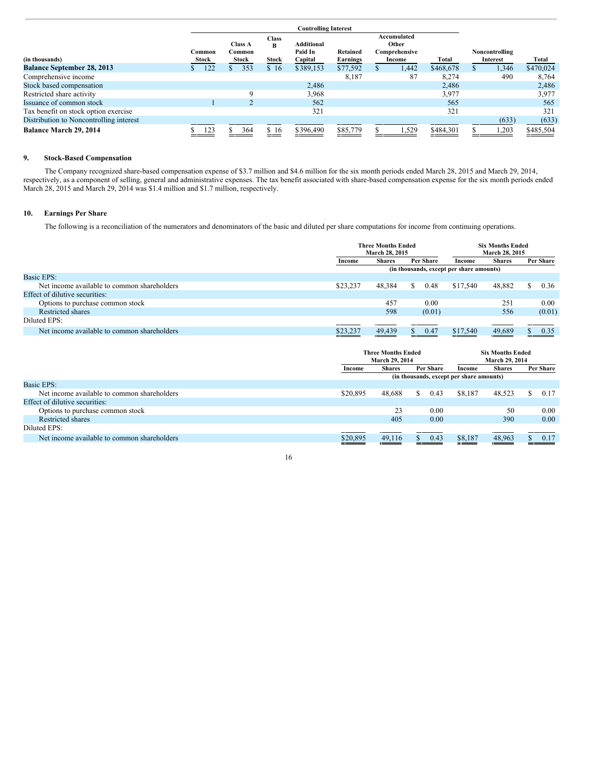| (in thousands) | Controlling Interest: Common Stock | Class A Common Stock | Class B Stock | Additional Paid In Capital | Retained Earnings | Accumulated Other Comprehensive Income | Total | Noncontrolling Interest | Total |
|---|---|---|---|---|---|---|---|---|---|
| **Balance September 28, 2013** | $ 122 | $ 353 | $ 16 | $389,153 | $77,592 | $ 1,442 | $468,678 | $ 1,346 | $470,024 |
| Comprehensive income | | | | | 8,187 | 87 | 8,274 | 490 | 8,764 |
| Stock based compensation | | | | 2,486 | | | 2,486 | | 2,486 |
| Restricted share activity | | 9 | | 3,968 | | | 3,977 | | 3,977 |
| Issuance of common stock | 1 | 2 | | 562 | | | 565 | | 565 |
| Tax benefit on stock option exercise | | | | 321 | | | 321 | | 321 |
| Distribution to Noncontrolling interest | | | | | | | | (633) | (633) |
| **Balance March 29, 2014** | $ 123 | $ 364 | $ 16 | $396,490 | $85,779 | $ 1,529 | $484,301 | $ 1,203 | $485,504 |

## 9. Stock-Based Compensation

The Company recognized share-based compensation expense of $3.7 million and $4.6 million for the six month periods ended March 28, 2015 and March 29, 2014, respectively, as a component of selling, general and administrative expenses. The tax benefit associated with share-based compensation expense for the six month periods ended March 28, 2015 and March 29, 2014 was $1.4 million and $1.7 million, respectively.

## 10. Earnings Per Share

The following is a reconciliation of the numerators and denominators of the basic and diluted per share computations for income from continuing operations.

| | Three Months Ended March 28, 2015 | | | Six Months Ended March 28, 2015 | | |
|---|---|---|---|---|---|---|
| | Income | Shares | Per Share | Income | Shares | Per Share |
| | (in thousands, except per share amounts) | | | | | |
| Basic EPS: | | | | | | |
| Net income available to common shareholders | $23,237 | 48,384 | $ 0.48 | $17,540 | 48,882 | $ 0.36 |
| Effect of dilutive securities: | | | | | | |
| Options to purchase common stock | | 457 | 0.00 | | 251 | 0.00 |
| Restricted shares | | 598 | (0.01) | | 556 | (0.01) |
| Diluted EPS: | | | | | | |
| Net income available to common shareholders | $23,237 | 49,439 | $ 0.47 | $17,540 | 49,689 | $ 0.35 |

| | Three Months Ended March 29, 2014 | | | Six Months Ended March 29, 2014 | | |
|---|---|---|---|---|---|---|
| | Income | Shares | Per Share | Income | Shares | Per Share |
| | (in thousands, except per share amounts) | | | | | |
| Basic EPS: | | | | | | |
| Net income available to common shareholders | $20,895 | 48,688 | $ 0.43 | $8,187 | 48,523 | $ 0.17 |
| Effect of dilutive securities: | | | | | | |
| Options to purchase common stock | | 23 | 0.00 | | 50 | 0.00 |
| Restricted shares | | 405 | 0.00 | | 390 | 0.00 |
| Diluted EPS: | | | | | | |
| Net income available to common shareholders | $20,895 | 49,116 | $ 0.43 | $8,187 | 48,963 | $ 0.17 |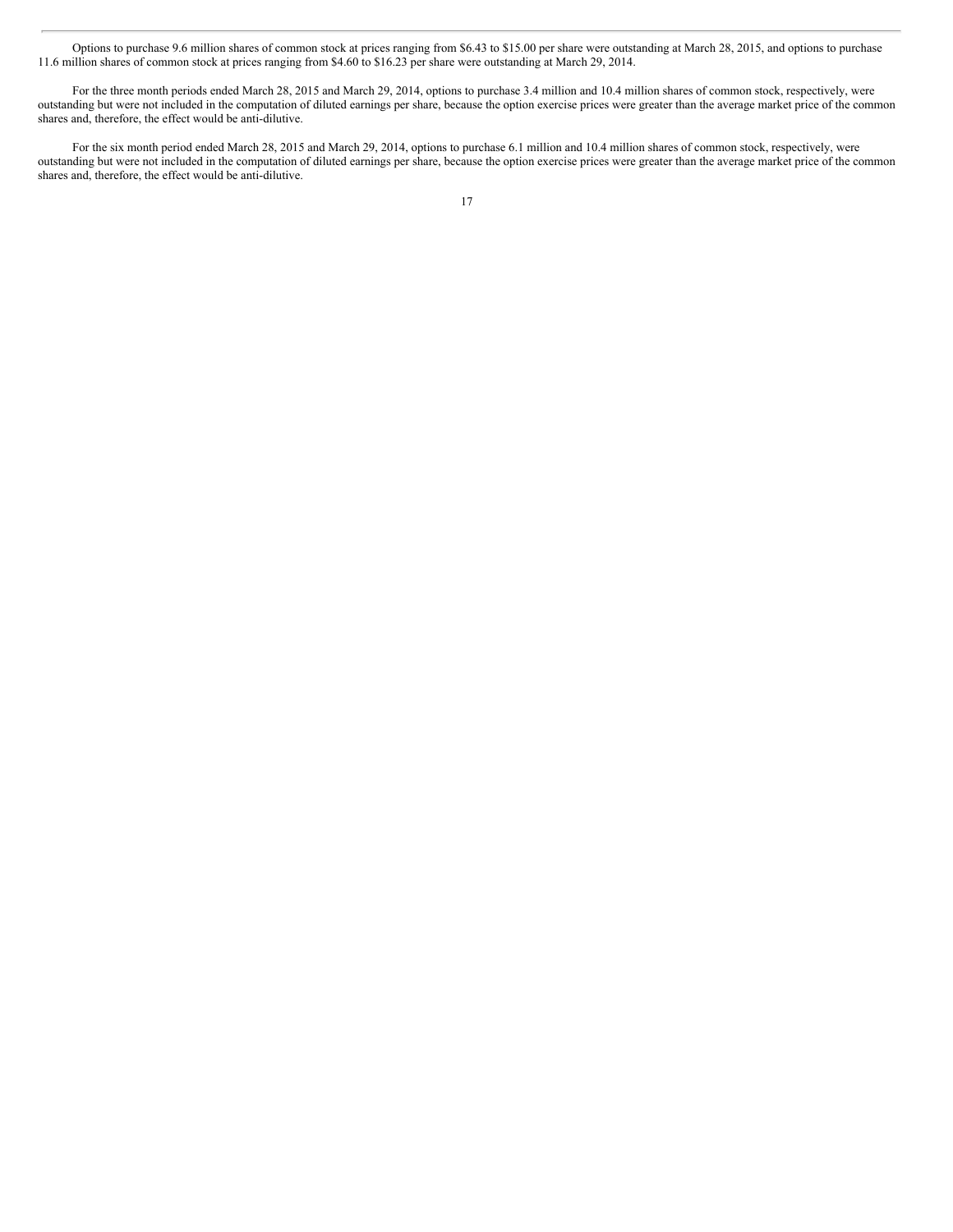Options to purchase 9.6 million shares of common stock at prices ranging from $6.43 to $15.00 per share were outstanding at March 28, 2015, and options to purchase 11.6 million shares of common stock at prices ranging from $4.60 to $16.23 per share were outstanding at March 29, 2014.

For the three month periods ended March 28, 2015 and March 29, 2014, options to purchase 3.4 million and 10.4 million shares of common stock, respectively, were outstanding but were not included in the computation of diluted earnings per share, because the option exercise prices were greater than the average market price of the common shares and, therefore, the effect would be anti-dilutive.

For the six month period ended March 28, 2015 and March 29, 2014, options to purchase 6.1 million and 10.4 million shares of common stock, respectively, were outstanding but were not included in the computation of diluted earnings per share, because the option exercise prices were greater than the average market price of the common shares and, therefore, the effect would be anti-dilutive.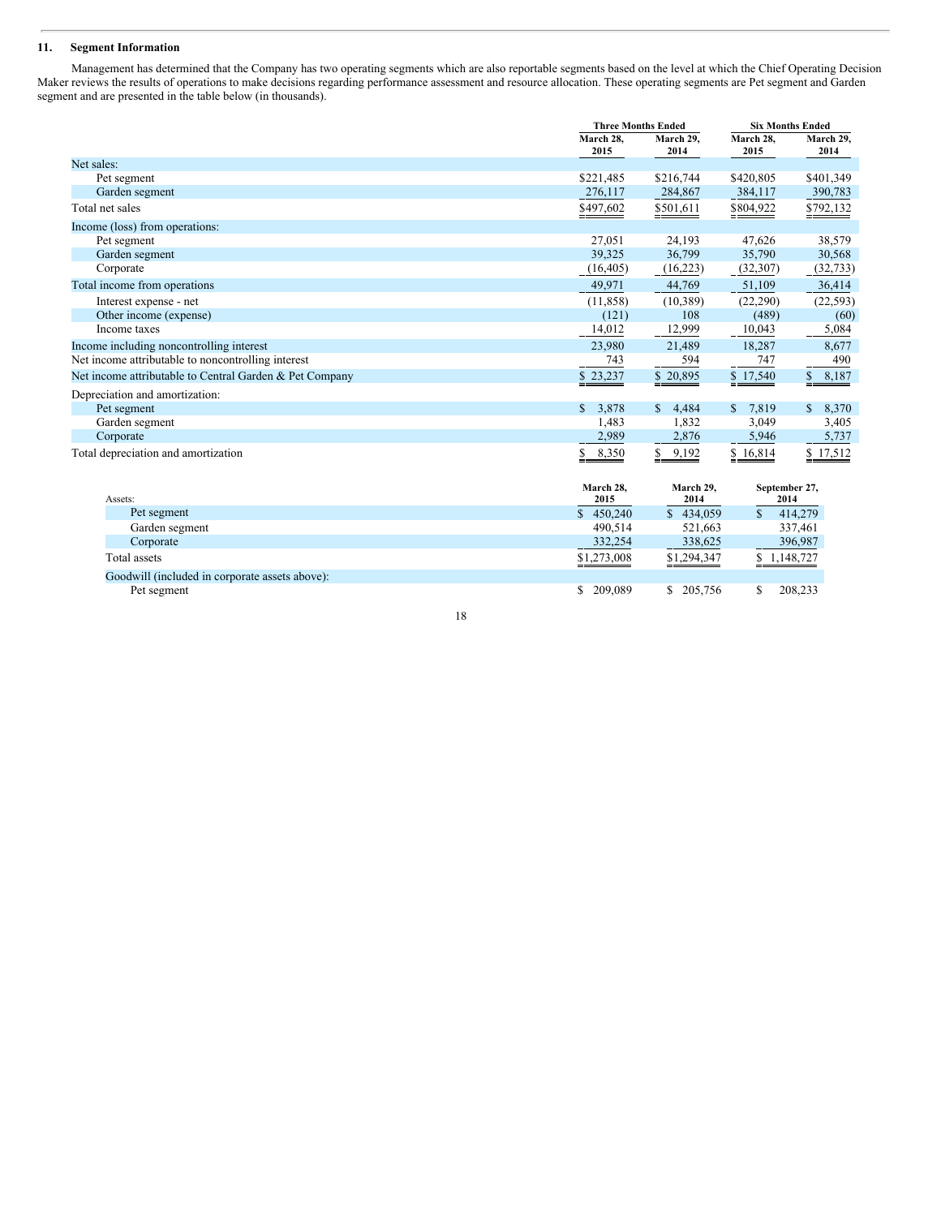## 11. Segment Information

Management has determined that the Company has two operating segments which are also reportable segments based on the level at which the Chief Operating Decision Maker reviews the results of operations to make decisions regarding performance assessment and resource allocation. These operating segments are Pet segment and Garden segment and are presented in the table below (in thousands).

| | Three Months Ended | | Six Months Ended | |
|---|---|---|---|---|
| | March 28, 2015 | March 29, 2014 | March 28, 2015 | March 29, 2014 |
| Net sales: | | | | |
| Pet segment | $221,485 | $216,744 | $420,805 | $401,349 |
| Garden segment | 276,117 | 284,867 | 384,117 | 390,783 |
| Total net sales | $497,602 | $501,611 | $804,922 | $792,132 |
| Income (loss) from operations: | | | | |
| Pet segment | 27,051 | 24,193 | 47,626 | 38,579 |
| Garden segment | 39,325 | 36,799 | 35,790 | 30,568 |
| Corporate | (16,405) | (16,223) | (32,307) | (32,733) |
| Total income from operations | 49,971 | 44,769 | 51,109 | 36,414 |
| Interest expense - net | (11,858) | (10,389) | (22,290) | (22,593) |
| Other income (expense) | (121) | 108 | (489) | (60) |
| Income taxes | 14,012 | 12,999 | 10,043 | 5,084 |
| Income including noncontrolling interest | 23,980 | 21,489 | 18,287 | 8,677 |
| Net income attributable to noncontrolling interest | 743 | 594 | 747 | 490 |
| Net income attributable to Central Garden & Pet Company | $ 23,237 | $ 20,895 | $ 17,540 | $ 8,187 |
| Depreciation and amortization: | | | | |
| Pet segment | $ 3,878 | $ 4,484 | $ 7,819 | $ 8,370 |
| Garden segment | 1,483 | 1,832 | 3,049 | 3,405 |
| Corporate | 2,989 | 2,876 | 5,946 | 5,737 |
| Total depreciation and amortization | $ 8,350 | $ 9,192 | $ 16,814 | $ 17,512 |

| Assets: | March 28, 2015 | March 29, 2014 | September 27, 2014 |
|---|---|---|---|
| Pet segment | $ 450,240 | $ 434,059 | $ 414,279 |
| Garden segment | 490,514 | 521,663 | 337,461 |
| Corporate | 332,254 | 338,625 | 396,987 |
| Total assets | $1,273,008 | $1,294,347 | $ 1,148,727 |
| Goodwill (included in corporate assets above): | | | |
| Pet segment | $ 209,089 | $ 205,756 | $ 208,233 |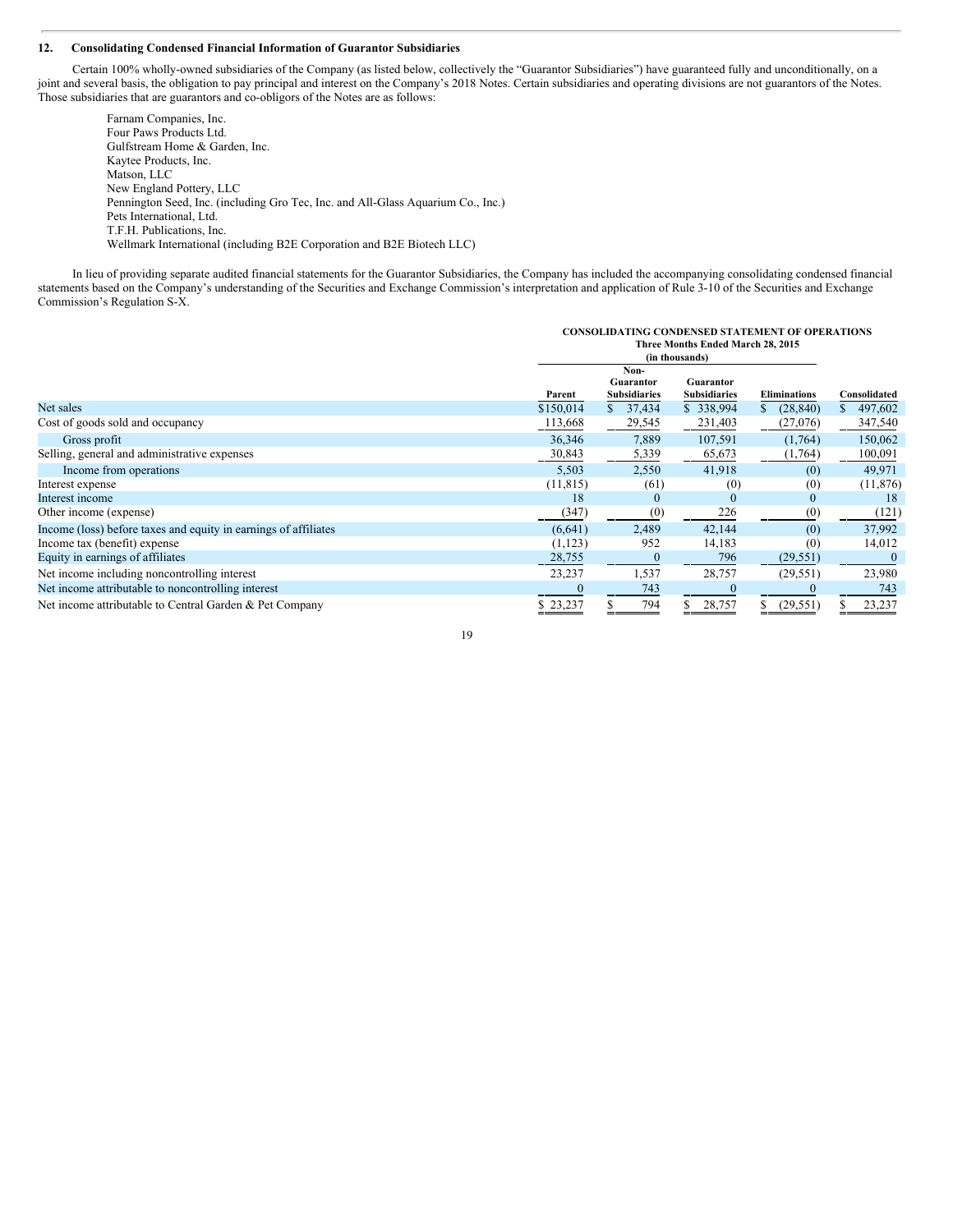## 12. Consolidating Condensed Financial Information of Guarantor Subsidiaries

Certain 100% wholly-owned subsidiaries of the Company (as listed below, collectively the "Guarantor Subsidiaries") have guaranteed fully and unconditionally, on a joint and several basis, the obligation to pay principal and interest on the Company's 2018 Notes. Certain subsidiaries and operating divisions are not guarantors of the Notes. Those subsidiaries that are guarantors and co-obligors of the Notes are as follows:

Farnam Companies, Inc.
Four Paws Products Ltd.
Gulfstream Home & Garden, Inc.
Kaytee Products, Inc.
Matson, LLC
New England Pottery, LLC
Pennington Seed, Inc. (including Gro Tec, Inc. and All-Glass Aquarium Co., Inc.)
Pets International, Ltd.
T.F.H. Publications, Inc.
Wellmark International (including B2E Corporation and B2E Biotech LLC)

In lieu of providing separate audited financial statements for the Guarantor Subsidiaries, the Company has included the accompanying consolidating condensed financial statements based on the Company's understanding of the Securities and Exchange Commission's interpretation and application of Rule 3-10 of the Securities and Exchange Commission's Regulation S-X.

**CONSOLIDATING CONDENSED STATEMENT OF OPERATIONS**
**Three Months Ended March 28, 2015**
**(in thousands)**

| | Parent | Non-Guarantor Subsidiaries | Guarantor Subsidiaries | Eliminations | Consolidated |
|---|---|---|---|---|---|
| Net sales | $150,014 | $ 37,434 | $ 338,994 | $ (28,840) | $ 497,602 |
| Cost of goods sold and occupancy | 113,668 | 29,545 | 231,403 | (27,076) | 347,540 |
| Gross profit | 36,346 | 7,889 | 107,591 | (1,764) | 150,062 |
| Selling, general and administrative expenses | 30,843 | 5,339 | 65,673 | (1,764) | 100,091 |
| Income from operations | 5,503 | 2,550 | 41,918 | (0) | 49,971 |
| Interest expense | (11,815) | (61) | (0) | (0) | (11,876) |
| Interest income | 18 | 0 | 0 | 0 | 18 |
| Other income (expense) | (347) | (0) | 226 | (0) | (121) |
| Income (loss) before taxes and equity in earnings of affiliates | (6,641) | 2,489 | 42,144 | (0) | 37,992 |
| Income tax (benefit) expense | (1,123) | 952 | 14,183 | (0) | 14,012 |
| Equity in earnings of affiliates | 28,755 | 0 | 796 | (29,551) | 0 |
| Net income including noncontrolling interest | 23,237 | 1,537 | 28,757 | (29,551) | 23,980 |
| Net income attributable to noncontrolling interest | 0 | 743 | 0 | 0 | 743 |
| Net income attributable to Central Garden & Pet Company | $ 23,237 | $ 794 | $ 28,757 | $ (29,551) | $ 23,237 |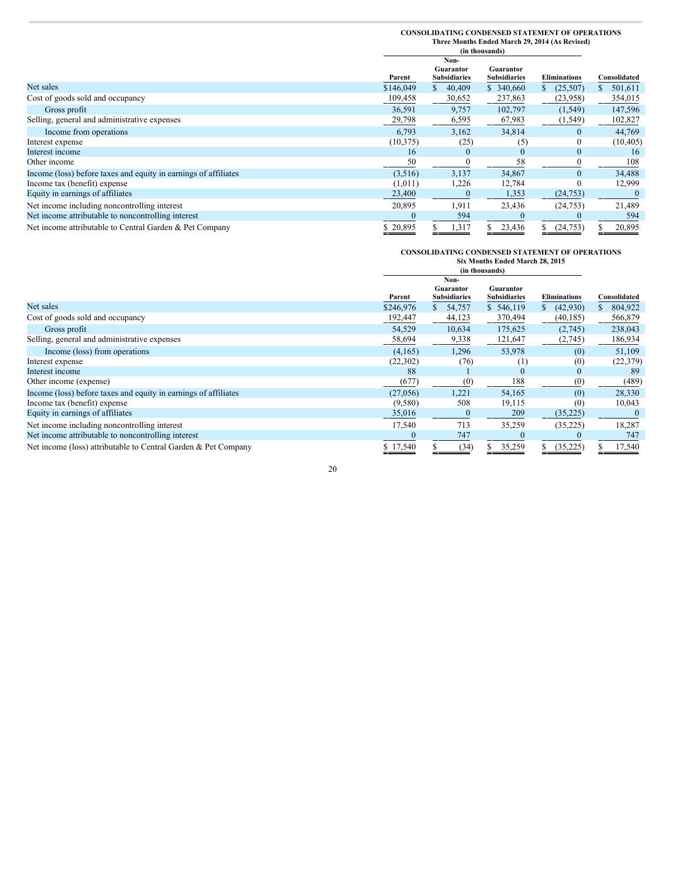**CONSOLIDATING CONDENSED STATEMENT OF OPERATIONS**
**Three Months Ended March 29, 2014 (As Revised)**
**(in thousands)**

| | Parent | Non-Guarantor Subsidiaries | Guarantor Subsidiaries | Eliminations | Consolidated |
|---|---|---|---|---|---|
| Net sales | $146,049 | $ 40,409 | $ 340,660 | $ (25,507) | $ 501,611 |
| Cost of goods sold and occupancy | 109,458 | 30,652 | 237,863 | (23,958) | 354,015 |
| Gross profit | 36,591 | 9,757 | 102,797 | (1,549) | 147,596 |
| Selling, general and administrative expenses | 29,798 | 6,595 | 67,983 | (1,549) | 102,827 |
| Income from operations | 6,793 | 3,162 | 34,814 | 0 | 44,769 |
| Interest expense | (10,375) | (25) | (5) | 0 | (10,405) |
| Interest income | 16 | 0 | 0 | 0 | 16 |
| Other income | 50 | 0 | 58 | 0 | 108 |
| Income (loss) before taxes and equity in earnings of affiliates | (3,516) | 3,137 | 34,867 | 0 | 34,488 |
| Income tax (benefit) expense | (1,011) | 1,226 | 12,784 | 0 | 12,999 |
| Equity in earnings of affiliates | 23,400 | 0 | 1,353 | (24,753) | 0 |
| Net income including noncontrolling interest | 20,895 | 1,911 | 23,436 | (24,753) | 21,489 |
| Net income attributable to noncontrolling interest | 0 | 594 | 0 | 0 | 594 |
| Net income attributable to Central Garden & Pet Company | $ 20,895 | $ 1,317 | $ 23,436 | $ (24,753) | $ 20,895 |

**CONSOLIDATING CONDENSED STATEMENT OF OPERATIONS**
**Six Months Ended March 28, 2015**
**(in thousands)**

| | Parent | Non-Guarantor Subsidiaries | Guarantor Subsidiaries | Eliminations | Consolidated |
|---|---|---|---|---|---|
| Net sales | $246,976 | $ 54,757 | $ 546,119 | $ (42,930) | $ 804,922 |
| Cost of goods sold and occupancy | 192,447 | 44,123 | 370,494 | (40,185) | 566,879 |
| Gross profit | 54,529 | 10,634 | 175,625 | (2,745) | 238,043 |
| Selling, general and administrative expenses | 58,694 | 9,338 | 121,647 | (2,745) | 186,934 |
| Income (loss) from operations | (4,165) | 1,296 | 53,978 | (0) | 51,109 |
| Interest expense | (22,302) | (76) | (1) | (0) | (22,379) |
| Interest income | 88 | 1 | 0 | 0 | 89 |
| Other income (expense) | (677) | (0) | 188 | (0) | (489) |
| Income (loss) before taxes and equity in earnings of affiliates | (27,056) | 1,221 | 54,165 | (0) | 28,330 |
| Income tax (benefit) expense | (9,580) | 508 | 19,115 | (0) | 10,043 |
| Equity in earnings of affiliates | 35,016 | 0 | 209 | (35,225) | 0 |
| Net income including noncontrolling interest | 17,540 | 713 | 35,259 | (35,225) | 18,287 |
| Net income attributable to noncontrolling interest | 0 | 747 | 0 | 0 | 747 |
| Net income (loss) attributable to Central Garden & Pet Company | $ 17,540 | $ (34) | $ 35,259 | $ (35,225) | $ 17,540 |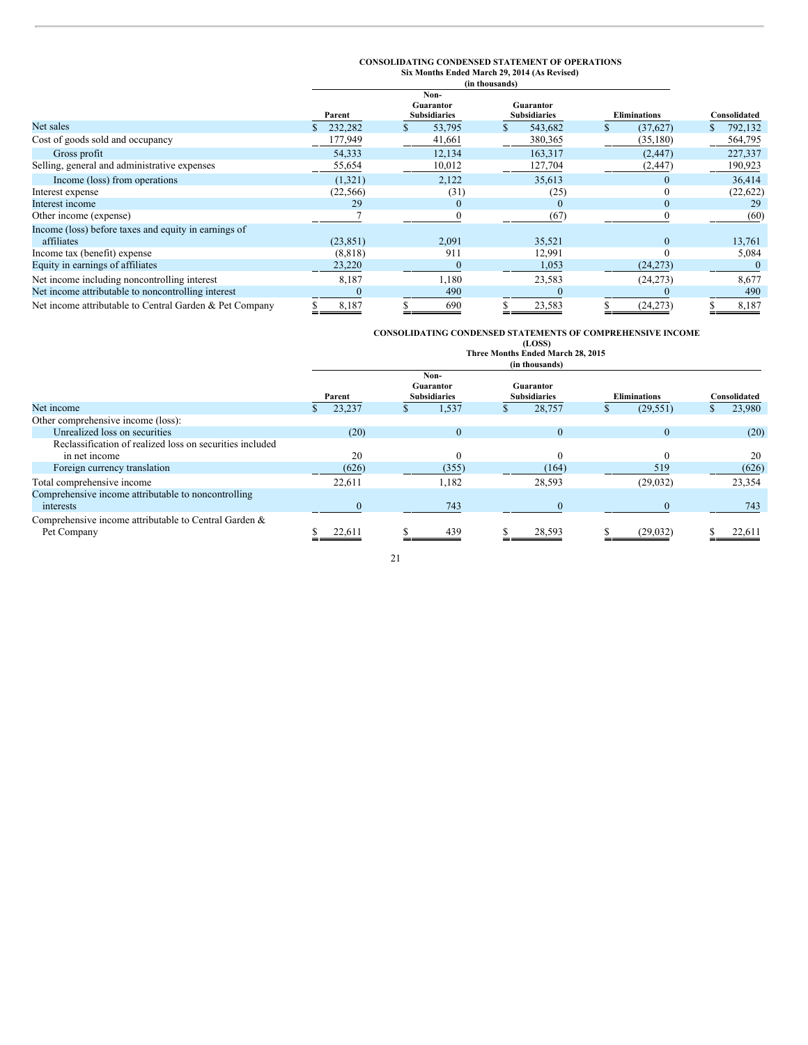**CONSOLIDATING CONDENSED STATEMENT OF OPERATIONS**
**Six Months Ended March 29, 2014 (As Revised)**
**(in thousands)**

| | Parent | Non-Guarantor Subsidiaries | Guarantor Subsidiaries | Eliminations | Consolidated |
|---|---|---|---|---|---|
| Net sales | $ 232,282 | $ 53,795 | $ 543,682 | $ (37,627) | $ 792,132 |
| Cost of goods sold and occupancy | 177,949 | 41,661 | 380,365 | (35,180) | 564,795 |
| Gross profit | 54,333 | 12,134 | 163,317 | (2,447) | 227,337 |
| Selling, general and administrative expenses | 55,654 | 10,012 | 127,704 | (2,447) | 190,923 |
| Income (loss) from operations | (1,321) | 2,122 | 35,613 | 0 | 36,414 |
| Interest expense | (22,566) | (31) | (25) | 0 | (22,622) |
| Interest income | 29 | 0 | 0 | 0 | 29 |
| Other income (expense) | 7 | 0 | (67) | 0 | (60) |
| Income (loss) before taxes and equity in earnings of affiliates | (23,851) | 2,091 | 35,521 | 0 | 13,761 |
| Income tax (benefit) expense | (8,818) | 911 | 12,991 | 0 | 5,084 |
| Equity in earnings of affiliates | 23,220 | 0 | 1,053 | (24,273) | 0 |
| Net income including noncontrolling interest | 8,187 | 1,180 | 23,583 | (24,273) | 8,677 |
| Net income attributable to noncontrolling interest | 0 | 490 | 0 | 0 | 490 |
| Net income attributable to Central Garden & Pet Company | $ 8,187 | $ 690 | $ 23,583 | $ (24,273) | $ 8,187 |

**CONSOLIDATING CONDENSED STATEMENTS OF COMPREHENSIVE INCOME (LOSS)**
**Three Months Ended March 28, 2015**
**(in thousands)**

| | Parent | Non-Guarantor Subsidiaries | Guarantor Subsidiaries | Eliminations | Consolidated |
|---|---|---|---|---|---|
| Net income | $ 23,237 | $ 1,537 | $ 28,757 | $ (29,551) | $ 23,980 |
| Other comprehensive income (loss): | | | | | |
| Unrealized loss on securities | (20) | 0 | 0 | 0 | (20) |
| Reclassification of realized loss on securities included in net income | 20 | 0 | 0 | 0 | 20 |
| Foreign currency translation | (626) | (355) | (164) | 519 | (626) |
| Total comprehensive income | 22,611 | 1,182 | 28,593 | (29,032) | 23,354 |
| Comprehensive income attributable to noncontrolling interests | 0 | 743 | 0 | 0 | 743 |
| Comprehensive income attributable to Central Garden & Pet Company | $ 22,611 | $ 439 | $ 28,593 | $ (29,032) | $ 22,611 |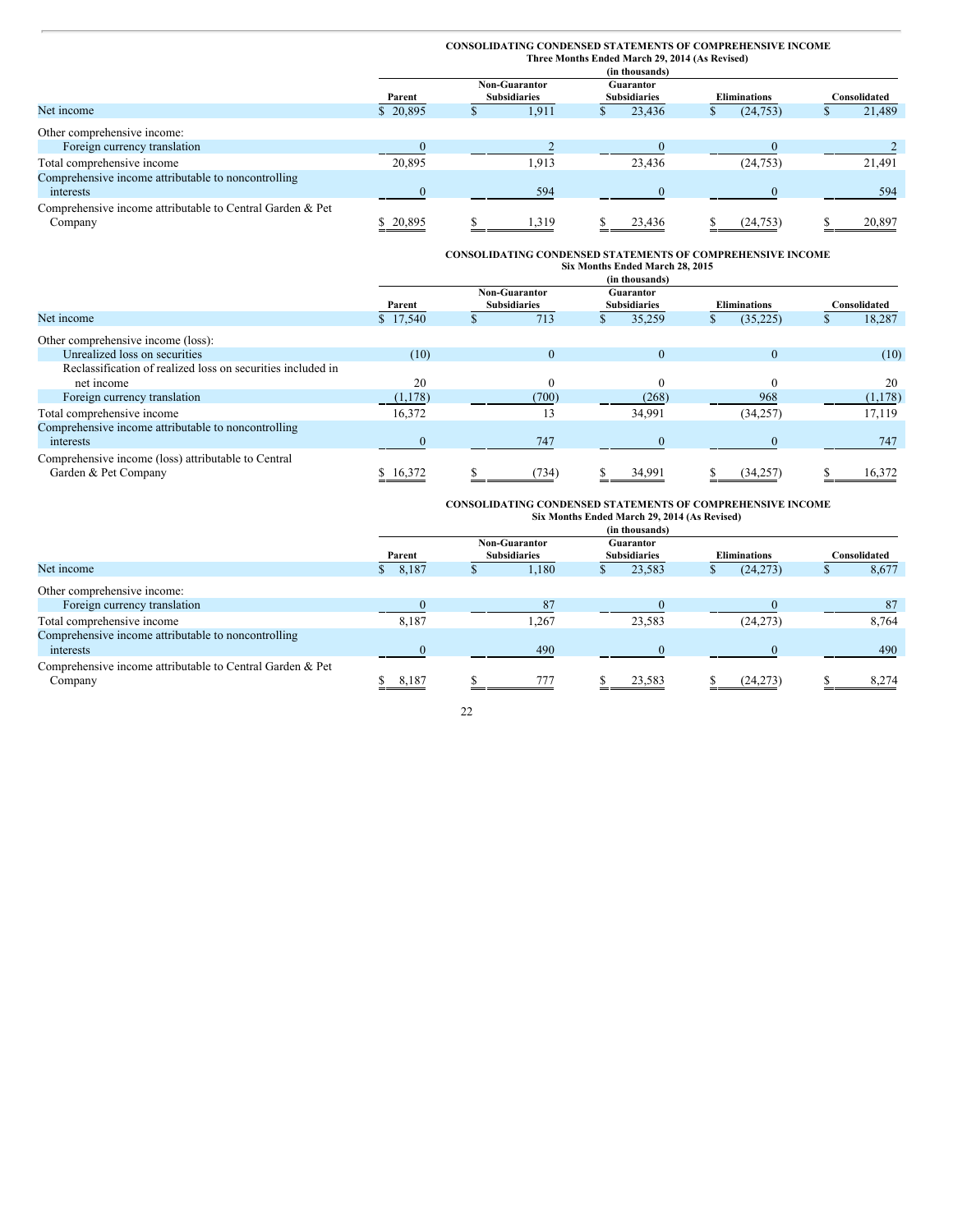**CONSOLIDATING CONDENSED STATEMENTS OF COMPREHENSIVE INCOME**
**Three Months Ended March 29, 2014 (As Revised)**
**(in thousands)**

| | Parent | Non-Guarantor Subsidiaries | Guarantor Subsidiaries | Eliminations | Consolidated |
|---|---|---|---|---|---|
| Net income | $ 20,895 | $ 1,911 | $ 23,436 | $ (24,753) | $ 21,489 |
| Other comprehensive income: | | | | | |
| Foreign currency translation | 0 | 2 | 0 | 0 | 2 |
| Total comprehensive income | 20,895 | 1,913 | 23,436 | (24,753) | 21,491 |
| Comprehensive income attributable to noncontrolling interests | 0 | 594 | 0 | 0 | 594 |
| Comprehensive income attributable to Central Garden & Pet Company | $ 20,895 | $ 1,319 | $ 23,436 | $ (24,753) | $ 20,897 |

**CONSOLIDATING CONDENSED STATEMENTS OF COMPREHENSIVE INCOME**
**Six Months Ended March 28, 2015**
**(in thousands)**

| | Parent | Non-Guarantor Subsidiaries | Guarantor Subsidiaries | Eliminations | Consolidated |
|---|---|---|---|---|---|
| Net income | $ 17,540 | $ 713 | $ 35,259 | $ (35,225) | $ 18,287 |
| Other comprehensive income (loss): | | | | | |
| Unrealized loss on securities | (10) | 0 | 0 | 0 | (10) |
| Reclassification of realized loss on securities included in net income | 20 | 0 | 0 | 0 | 20 |
| Foreign currency translation | (1,178) | (700) | (268) | 968 | (1,178) |
| Total comprehensive income | 16,372 | 13 | 34,991 | (34,257) | 17,119 |
| Comprehensive income attributable to noncontrolling interests | 0 | 747 | 0 | 0 | 747 |
| Comprehensive income (loss) attributable to Central Garden & Pet Company | $ 16,372 | $ (734) | $ 34,991 | $ (34,257) | $ 16,372 |

**CONSOLIDATING CONDENSED STATEMENTS OF COMPREHENSIVE INCOME**
**Six Months Ended March 29, 2014 (As Revised)**
**(in thousands)**

| | Parent | Non-Guarantor Subsidiaries | Guarantor Subsidiaries | Eliminations | Consolidated |
|---|---|---|---|---|---|
| Net income | $ 8,187 | $ 1,180 | $ 23,583 | $ (24,273) | $ 8,677 |
| Other comprehensive income: | | | | | |
| Foreign currency translation | 0 | 87 | 0 | 0 | 87 |
| Total comprehensive income | 8,187 | 1,267 | 23,583 | (24,273) | 8,764 |
| Comprehensive income attributable to noncontrolling interests | 0 | 490 | 0 | 0 | 490 |
| Comprehensive income attributable to Central Garden & Pet Company | $ 8,187 | $ 777 | $ 23,583 | $ (24,273) | $ 8,274 |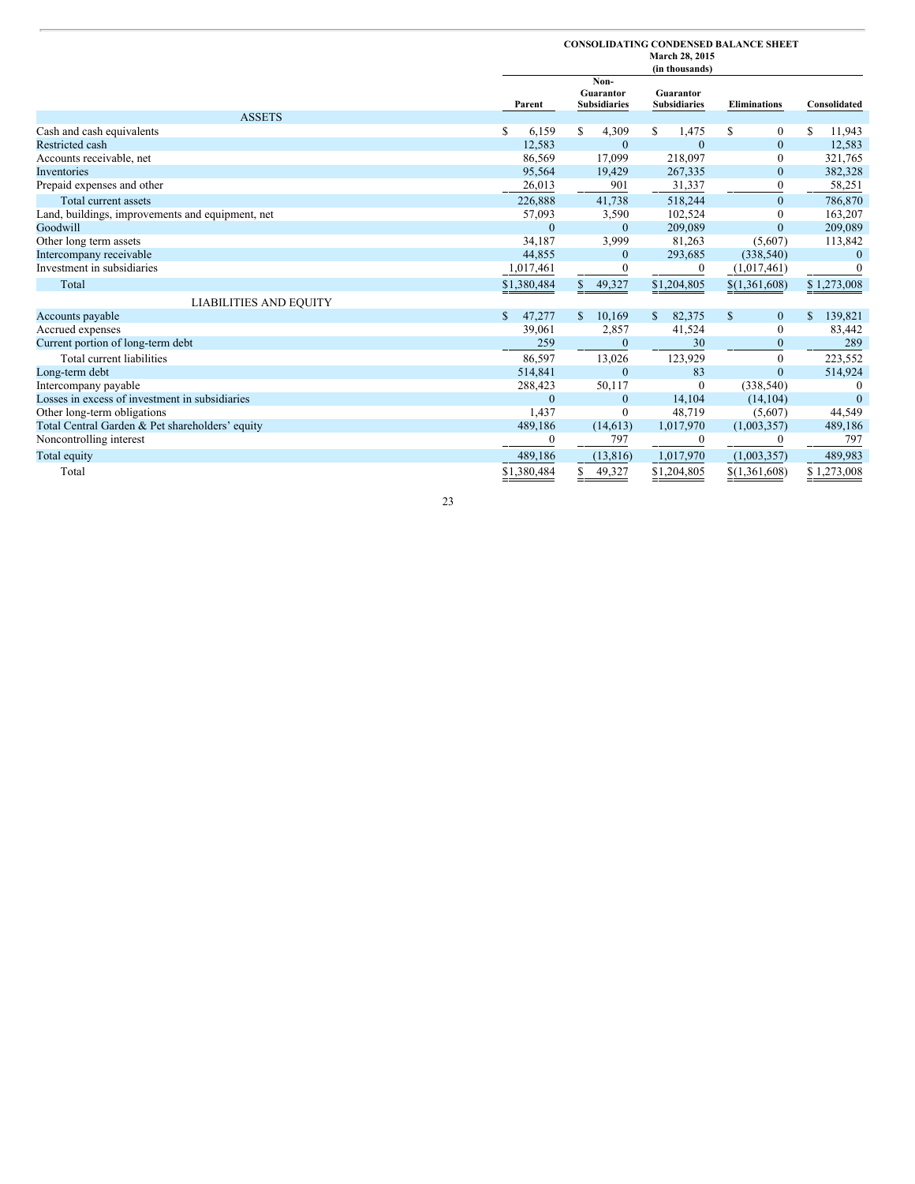**CONSOLIDATING CONDENSED BALANCE SHEET**
**March 28, 2015**
**(in thousands)**

| | Parent | Non-Guarantor Subsidiaries | Guarantor Subsidiaries | Eliminations | Consolidated |
|---|---|---|---|---|---|
| **ASSETS** | | | | | |
| Cash and cash equivalents | $ 6,159 | $ 4,309 | $ 1,475 | $ 0 | $ 11,943 |
| Restricted cash | 12,583 | 0 | 0 | 0 | 12,583 |
| Accounts receivable, net | 86,569 | 17,099 | 218,097 | 0 | 321,765 |
| Inventories | 95,564 | 19,429 | 267,335 | 0 | 382,328 |
| Prepaid expenses and other | 26,013 | 901 | 31,337 | 0 | 58,251 |
| Total current assets | 226,888 | 41,738 | 518,244 | 0 | 786,870 |
| Land, buildings, improvements and equipment, net | 57,093 | 3,590 | 102,524 | 0 | 163,207 |
| Goodwill | 0 | 0 | 209,089 | 0 | 209,089 |
| Other long term assets | 34,187 | 3,999 | 81,263 | (5,607) | 113,842 |
| Intercompany receivable | 44,855 | 0 | 293,685 | (338,540) | 0 |
| Investment in subsidiaries | 1,017,461 | 0 | 0 | (1,017,461) | 0 |
| Total | $1,380,484 | $ 49,327 | $1,204,805 | $(1,361,608) | $ 1,273,008 |
| **LIABILITIES AND EQUITY** | | | | | |
| Accounts payable | $ 47,277 | $ 10,169 | $ 82,375 | $ 0 | $ 139,821 |
| Accrued expenses | 39,061 | 2,857 | 41,524 | 0 | 83,442 |
| Current portion of long-term debt | 259 | 0 | 30 | 0 | 289 |
| Total current liabilities | 86,597 | 13,026 | 123,929 | 0 | 223,552 |
| Long-term debt | 514,841 | 0 | 83 | 0 | 514,924 |
| Intercompany payable | 288,423 | 50,117 | 0 | (338,540) | 0 |
| Losses in excess of investment in subsidiaries | 0 | 0 | 14,104 | (14,104) | 0 |
| Other long-term obligations | 1,437 | 0 | 48,719 | (5,607) | 44,549 |
| Total Central Garden & Pet shareholders' equity | 489,186 | (14,613) | 1,017,970 | (1,003,357) | 489,186 |
| Noncontrolling interest | 0 | 797 | 0 | 0 | 797 |
| Total equity | 489,186 | (13,816) | 1,017,970 | (1,003,357) | 489,983 |
| Total | $1,380,484 | $ 49,327 | $1,204,805 | $(1,361,608) | $ 1,273,008 |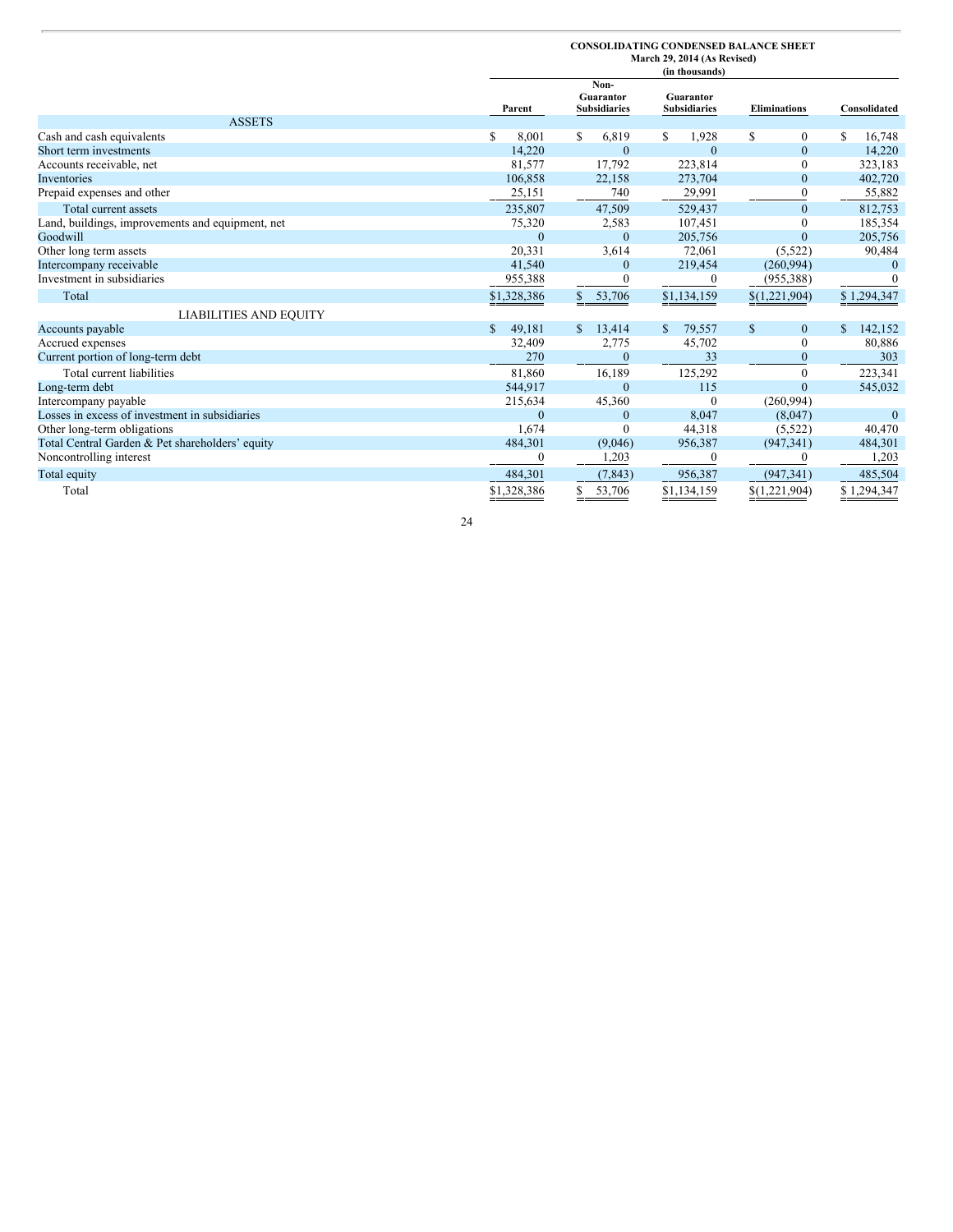**CONSOLIDATING CONDENSED BALANCE SHEET**
**March 29, 2014 (As Revised)**
**(in thousands)**

| | Parent | Non-Guarantor Subsidiaries | Guarantor Subsidiaries | Eliminations | Consolidated |
|---|---|---|---|---|---|
| ASSETS | | | | | |
| Cash and cash equivalents | $ 8,001 | $ 6,819 | $ 1,928 | $ 0 | $ 16,748 |
| Short term investments | 14,220 | 0 | 0 | 0 | 14,220 |
| Accounts receivable, net | 81,577 | 17,792 | 223,814 | 0 | 323,183 |
| Inventories | 106,858 | 22,158 | 273,704 | 0 | 402,720 |
| Prepaid expenses and other | 25,151 | 740 | 29,991 | 0 | 55,882 |
| Total current assets | 235,807 | 47,509 | 529,437 | 0 | 812,753 |
| Land, buildings, improvements and equipment, net | 75,320 | 2,583 | 107,451 | 0 | 185,354 |
| Goodwill | 0 | 0 | 205,756 | 0 | 205,756 |
| Other long term assets | 20,331 | 3,614 | 72,061 | (5,522) | 90,484 |
| Intercompany receivable | 41,540 | 0 | 219,454 | (260,994) | 0 |
| Investment in subsidiaries | 955,388 | 0 | 0 | (955,388) | 0 |
| Total | $1,328,386 | $ 53,706 | $1,134,159 | $(1,221,904) | $ 1,294,347 |
| LIABILITIES AND EQUITY | | | | | |
| Accounts payable | $ 49,181 | $ 13,414 | $ 79,557 | $ 0 | $ 142,152 |
| Accrued expenses | 32,409 | 2,775 | 45,702 | 0 | 80,886 |
| Current portion of long-term debt | 270 | 0 | 33 | 0 | 303 |
| Total current liabilities | 81,860 | 16,189 | 125,292 | 0 | 223,341 |
| Long-term debt | 544,917 | 0 | 115 | 0 | 545,032 |
| Intercompany payable | 215,634 | 45,360 | 0 | (260,994) | |
| Losses in excess of investment in subsidiaries | 0 | 0 | 8,047 | (8,047) | 0 |
| Other long-term obligations | 1,674 | 0 | 44,318 | (5,522) | 40,470 |
| Total Central Garden & Pet shareholders' equity | 484,301 | (9,046) | 956,387 | (947,341) | 484,301 |
| Noncontrolling interest | 0 | 1,203 | 0 | 0 | 1,203 |
| Total equity | 484,301 | (7,843) | 956,387 | (947,341) | 485,504 |
| Total | $1,328,386 | $ 53,706 | $1,134,159 | $(1,221,904) | $ 1,294,347 |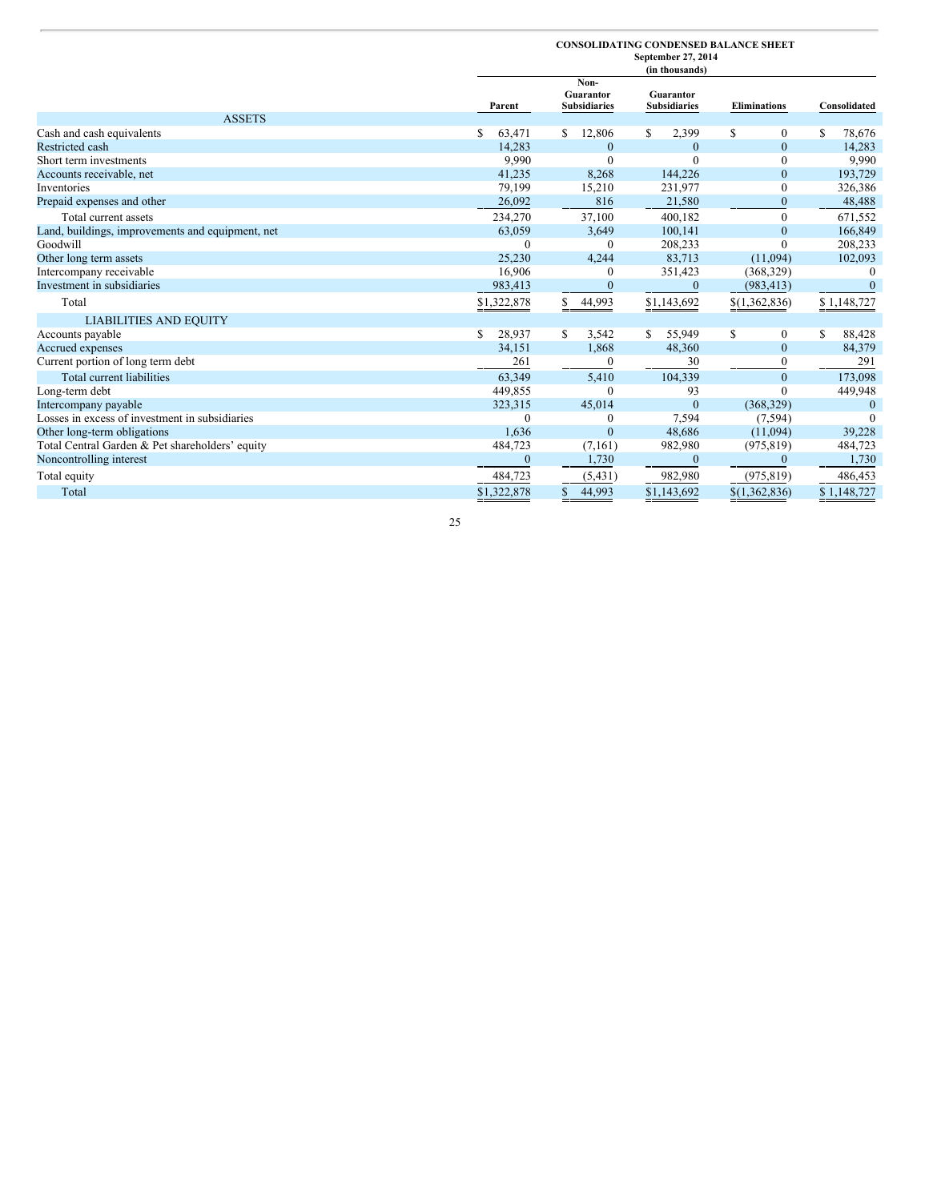**CONSOLIDATING CONDENSED BALANCE SHEET**
**September 27, 2014**
**(in thousands)**

| | Parent | Non-Guarantor Subsidiaries | Guarantor Subsidiaries | Eliminations | Consolidated |
|---|---|---|---|---|---|
| ASSETS | | | | | |
| Cash and cash equivalents | $ 63,471 | $ 12,806 | $ 2,399 | $ 0 | $ 78,676 |
| Restricted cash | 14,283 | 0 | 0 | 0 | 14,283 |
| Short term investments | 9,990 | 0 | 0 | 0 | 9,990 |
| Accounts receivable, net | 41,235 | 8,268 | 144,226 | 0 | 193,729 |
| Inventories | 79,199 | 15,210 | 231,977 | 0 | 326,386 |
| Prepaid expenses and other | 26,092 | 816 | 21,580 | 0 | 48,488 |
| Total current assets | 234,270 | 37,100 | 400,182 | 0 | 671,552 |
| Land, buildings, improvements and equipment, net | 63,059 | 3,649 | 100,141 | 0 | 166,849 |
| Goodwill | 0 | 0 | 208,233 | 0 | 208,233 |
| Other long term assets | 25,230 | 4,244 | 83,713 | (11,094) | 102,093 |
| Intercompany receivable | 16,906 | 0 | 351,423 | (368,329) | 0 |
| Investment in subsidiaries | 983,413 | 0 | 0 | (983,413) | 0 |
| Total | $1,322,878 | $ 44,993 | $1,143,692 | $(1,362,836) | $ 1,148,727 |
| LIABILITIES AND EQUITY | | | | | |
| Accounts payable | $ 28,937 | $ 3,542 | $ 55,949 | $ 0 | $ 88,428 |
| Accrued expenses | 34,151 | 1,868 | 48,360 | 0 | 84,379 |
| Current portion of long term debt | 261 | 0 | 30 | 0 | 291 |
| Total current liabilities | 63,349 | 5,410 | 104,339 | 0 | 173,098 |
| Long-term debt | 449,855 | 0 | 93 | 0 | 449,948 |
| Intercompany payable | 323,315 | 45,014 | 0 | (368,329) | 0 |
| Losses in excess of investment in subsidiaries | 0 | 0 | 7,594 | (7,594) | 0 |
| Other long-term obligations | 1,636 | 0 | 48,686 | (11,094) | 39,228 |
| Total Central Garden & Pet shareholders' equity | 484,723 | (7,161) | 982,980 | (975,819) | 484,723 |
| Noncontrolling interest | 0 | 1,730 | 0 | 0 | 1,730 |
| Total equity | 484,723 | (5,431) | 982,980 | (975,819) | 486,453 |
| Total | $1,322,878 | $ 44,993 | $1,143,692 | $(1,362,836) | $ 1,148,727 |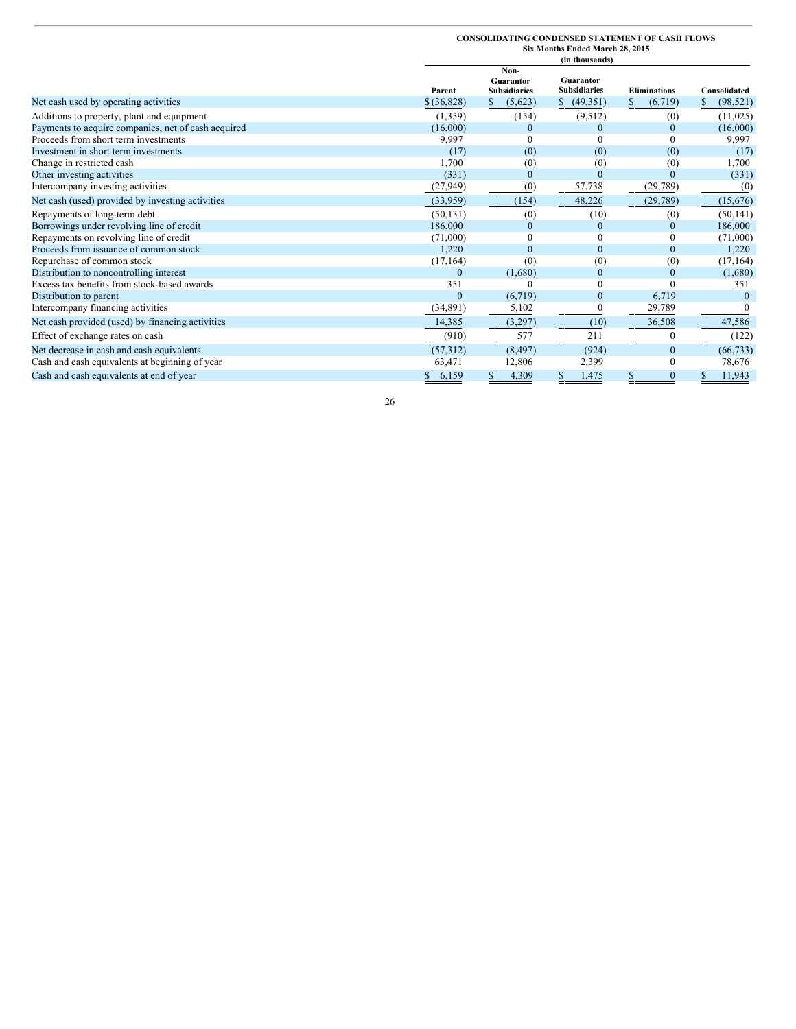**CONSOLIDATING CONDENSED STATEMENT OF CASH FLOWS**
**Six Months Ended March 28, 2015**
**(in thousands)**

| | Parent | Non-Guarantor Subsidiaries | Guarantor Subsidiaries | Eliminations | Consolidated |
|---|---|---|---|---|---|
| Net cash used by operating activities | $ (36,828) | $ (5,623) | $ (49,351) | $ (6,719) | $ (98,521) |
| Additions to property, plant and equipment | (1,359) | (154) | (9,512) | (0) | (11,025) |
| Payments to acquire companies, net of cash acquired | (16,000) | 0 | 0 | 0 | (16,000) |
| Proceeds from short term investments | 9,997 | 0 | 0 | 0 | 9,997 |
| Investment in short term investments | (17) | (0) | (0) | (0) | (17) |
| Change in restricted cash | 1,700 | (0) | (0) | (0) | 1,700 |
| Other investing activities | (331) | 0 | 0 | 0 | (331) |
| Intercompany investing activities | (27,949) | (0) | 57,738 | (29,789) | (0) |
| Net cash (used) provided by investing activities | (33,959) | (154) | 48,226 | (29,789) | (15,676) |
| Repayments of long-term debt | (50,131) | (0) | (10) | (0) | (50,141) |
| Borrowings under revolving line of credit | 186,000 | 0 | 0 | 0 | 186,000 |
| Repayments on revolving line of credit | (71,000) | 0 | 0 | 0 | (71,000) |
| Proceeds from issuance of common stock | 1,220 | 0 | 0 | 0 | 1,220 |
| Repurchase of common stock | (17,164) | (0) | (0) | (0) | (17,164) |
| Distribution to noncontrolling interest | 0 | (1,680) | 0 | 0 | (1,680) |
| Excess tax benefits from stock-based awards | 351 | 0 | 0 | 0 | 351 |
| Distribution to parent | 0 | (6,719) | 0 | 6,719 | 0 |
| Intercompany financing activities | (34,891) | 5,102 | 0 | 29,789 | 0 |
| Net cash provided (used) by financing activities | 14,385 | (3,297) | (10) | 36,508 | 47,586 |
| Effect of exchange rates on cash | (910) | 577 | 211 | 0 | (122) |
| Net decrease in cash and cash equivalents | (57,312) | (8,497) | (924) | 0 | (66,733) |
| Cash and cash equivalents at beginning of year | 63,471 | 12,806 | 2,399 | 0 | 78,676 |
| Cash and cash equivalents at end of year | $ 6,159 | $ 4,309 | $ 1,475 | $ 0 | $ 11,943 |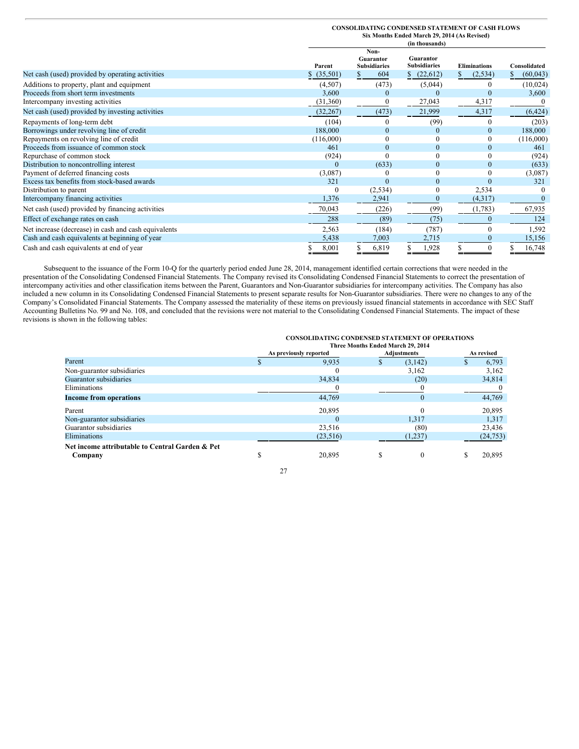**CONSOLIDATING CONDENSED STATEMENT OF CASH FLOWS**
**Six Months Ended March 29, 2014 (As Revised)**
**(in thousands)**

| | Parent | Non-Guarantor Subsidiaries | Guarantor Subsidiaries | Eliminations | Consolidated |
|---|---|---|---|---|---|
| Net cash (used) provided by operating activities | $ (35,501) | $ 604 | $ (22,612) | $ (2,534) | $ (60,043) |
| Additions to property, plant and equipment | (4,507) | (473) | (5,044) | 0 | (10,024) |
| Proceeds from short term investments | 3,600 | 0 | 0 | 0 | 3,600 |
| Intercompany investing activities | (31,360) | 0 | 27,043 | 4,317 | 0 |
| Net cash (used) provided by investing activities | (32,267) | (473) | 21,999 | 4,317 | (6,424) |
| Repayments of long-term debt | (104) | 0 | (99) | 0 | (203) |
| Borrowings under revolving line of credit | 188,000 | 0 | 0 | 0 | 188,000 |
| Repayments on revolving line of credit | (116,000) | 0 | 0 | 0 | (116,000) |
| Proceeds from issuance of common stock | 461 | 0 | 0 | 0 | 461 |
| Repurchase of common stock | (924) | 0 | 0 | 0 | (924) |
| Distribution to noncontrolling interest | 0 | (633) | 0 | 0 | (633) |
| Payment of deferred financing costs | (3,087) | 0 | 0 | 0 | (3,087) |
| Excess tax benefits from stock-based awards | 321 | 0 | 0 | 0 | 321 |
| Distribution to parent | 0 | (2,534) | 0 | 2,534 | 0 |
| Intercompany financing activities | 1,376 | 2,941 | 0 | (4,317) | 0 |
| Net cash (used) provided by financing activities | 70,043 | (226) | (99) | (1,783) | 67,935 |
| Effect of exchange rates on cash | 288 | (89) | (75) | 0 | 124 |
| Net increase (decrease) in cash and cash equivalents | 2,563 | (184) | (787) | 0 | 1,592 |
| Cash and cash equivalents at beginning of year | 5,438 | 7,003 | 2,715 | 0 | 15,156 |
| Cash and cash equivalents at end of year | $ 8,001 | $ 6,819 | $ 1,928 | $ 0 | $ 16,748 |

Subsequent to the issuance of the Form 10-Q for the quarterly period ended June 28, 2014, management identified certain corrections that were needed in the presentation of the Consolidating Condensed Financial Statements. The Company revised its Consolidating Condensed Financial Statements to correct the presentation of intercompany activities and other classification items between the Parent, Guarantors and Non-Guarantor subsidiaries for intercompany activities. The Company has also included a new column in its Consolidating Condensed Financial Statements to present separate results for Non-Guarantor subsidiaries. There were no changes to any of the Company's Consolidated Financial Statements. The Company assessed the materiality of these items on previously issued financial statements in accordance with SEC Staff Accounting Bulletins No. 99 and No. 108, and concluded that the revisions were not material to the Consolidating Condensed Financial Statements. The impact of these revisions is shown in the following tables:

**CONSOLIDATING CONDENSED STATEMENT OF OPERATIONS**
**Three Months Ended March 29, 2014**

| | As previously reported | Adjustments | As revised |
|---|---|---|---|
| Parent | $ 9,935 | $ (3,142) | $ 6,793 |
| Non-guarantor subsidiaries | 0 | 3,162 | 3,162 |
| Guarantor subsidiaries | 34,834 | (20) | 34,814 |
| Eliminations | 0 | 0 | 0 |
| **Income from operations** | 44,769 | 0 | 44,769 |
| Parent | 20,895 | 0 | 20,895 |
| Non-guarantor subsidiaries | 0 | 1,317 | 1,317 |
| Guarantor subsidiaries | 23,516 | (80) | 23,436 |
| Eliminations | (23,516) | (1,237) | (24,753) |
| **Net income attributable to Central Garden & Pet Company** | $ 20,895 | $ 0 | $ 20,895 |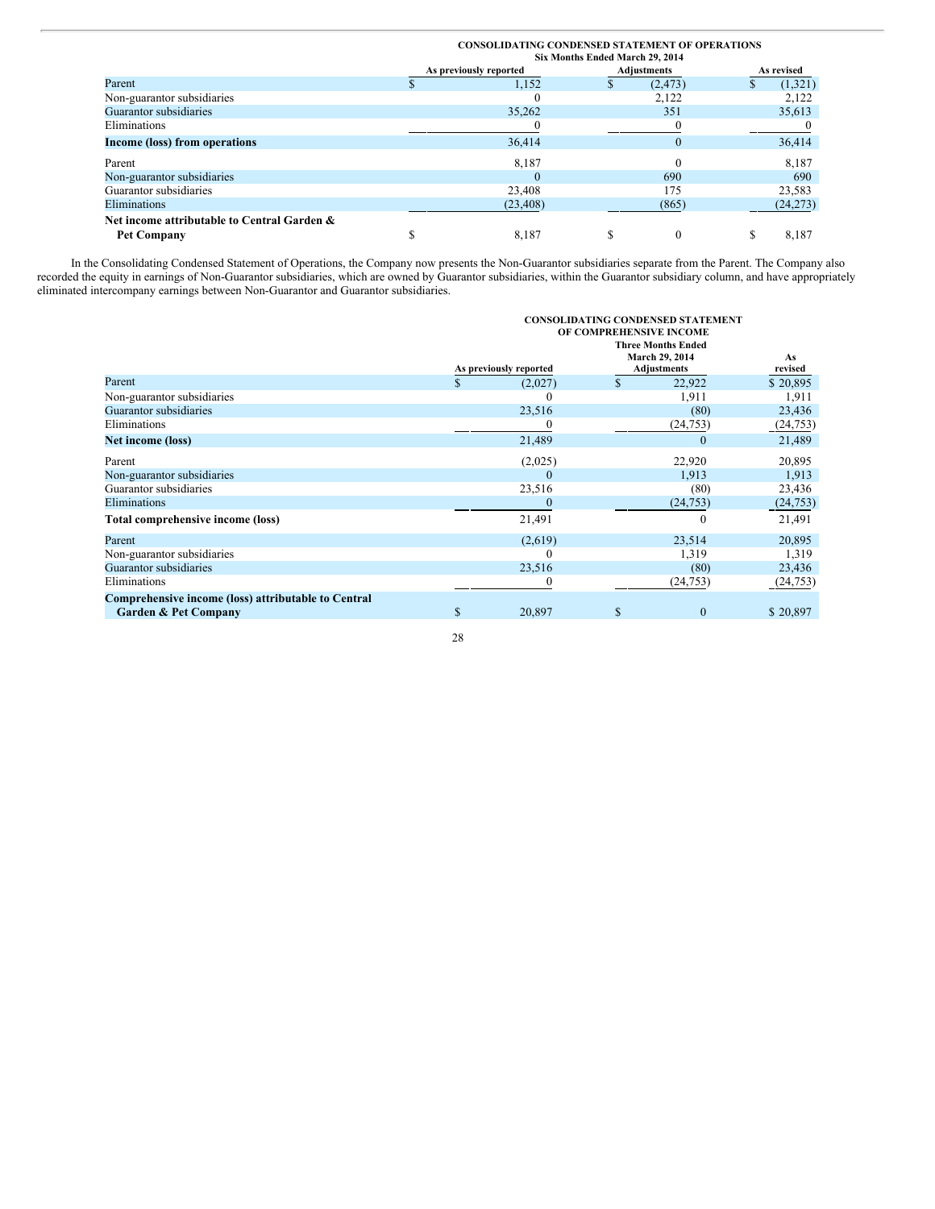**CONSOLIDATING CONDENSED STATEMENT OF OPERATIONS**
**Six Months Ended March 29, 2014**

| | As previously reported | Adjustments | As revised |
|---|---|---|---|
| Parent | $ 1,152 | $ (2,473) | $ (1,321) |
| Non-guarantor subsidiaries | 0 | 2,122 | 2,122 |
| Guarantor subsidiaries | 35,262 | 351 | 35,613 |
| Eliminations | 0 | 0 | 0 |
| **Income (loss) from operations** | 36,414 | 0 | 36,414 |
| Parent | 8,187 | 0 | 8,187 |
| Non-guarantor subsidiaries | 0 | 690 | 690 |
| Guarantor subsidiaries | 23,408 | 175 | 23,583 |
| Eliminations | (23,408) | (865) | (24,273) |
| **Net income attributable to Central Garden & Pet Company** | $ 8,187 | $ 0 | $ 8,187 |

In the Consolidating Condensed Statement of Operations, the Company now presents the Non-Guarantor subsidiaries separate from the Parent. The Company also recorded the equity in earnings of Non-Guarantor subsidiaries, which are owned by Guarantor subsidiaries, within the Guarantor subsidiary column, and have appropriately eliminated intercompany earnings between Non-Guarantor and Guarantor subsidiaries.

**CONSOLIDATING CONDENSED STATEMENT OF COMPREHENSIVE INCOME**
**Three Months Ended March 29, 2014**

| | As previously reported | Adjustments | As revised |
|---|---|---|---|
| Parent | $ (2,027) | $ 22,922 | $ 20,895 |
| Non-guarantor subsidiaries | 0 | 1,911 | 1,911 |
| Guarantor subsidiaries | 23,516 | (80) | 23,436 |
| Eliminations | 0 | (24,753) | (24,753) |
| **Net income (loss)** | 21,489 | 0 | 21,489 |
| Parent | (2,025) | 22,920 | 20,895 |
| Non-guarantor subsidiaries | 0 | 1,913 | 1,913 |
| Guarantor subsidiaries | 23,516 | (80) | 23,436 |
| Eliminations | 0 | (24,753) | (24,753) |
| **Total comprehensive income (loss)** | 21,491 | 0 | 21,491 |
| Parent | (2,619) | 23,514 | 20,895 |
| Non-guarantor subsidiaries | 0 | 1,319 | 1,319 |
| Guarantor subsidiaries | 23,516 | (80) | 23,436 |
| Eliminations | 0 | (24,753) | (24,753) |
| **Comprehensive income (loss) attributable to Central Garden & Pet Company** | $ 20,897 | $ 0 | $ 20,897 |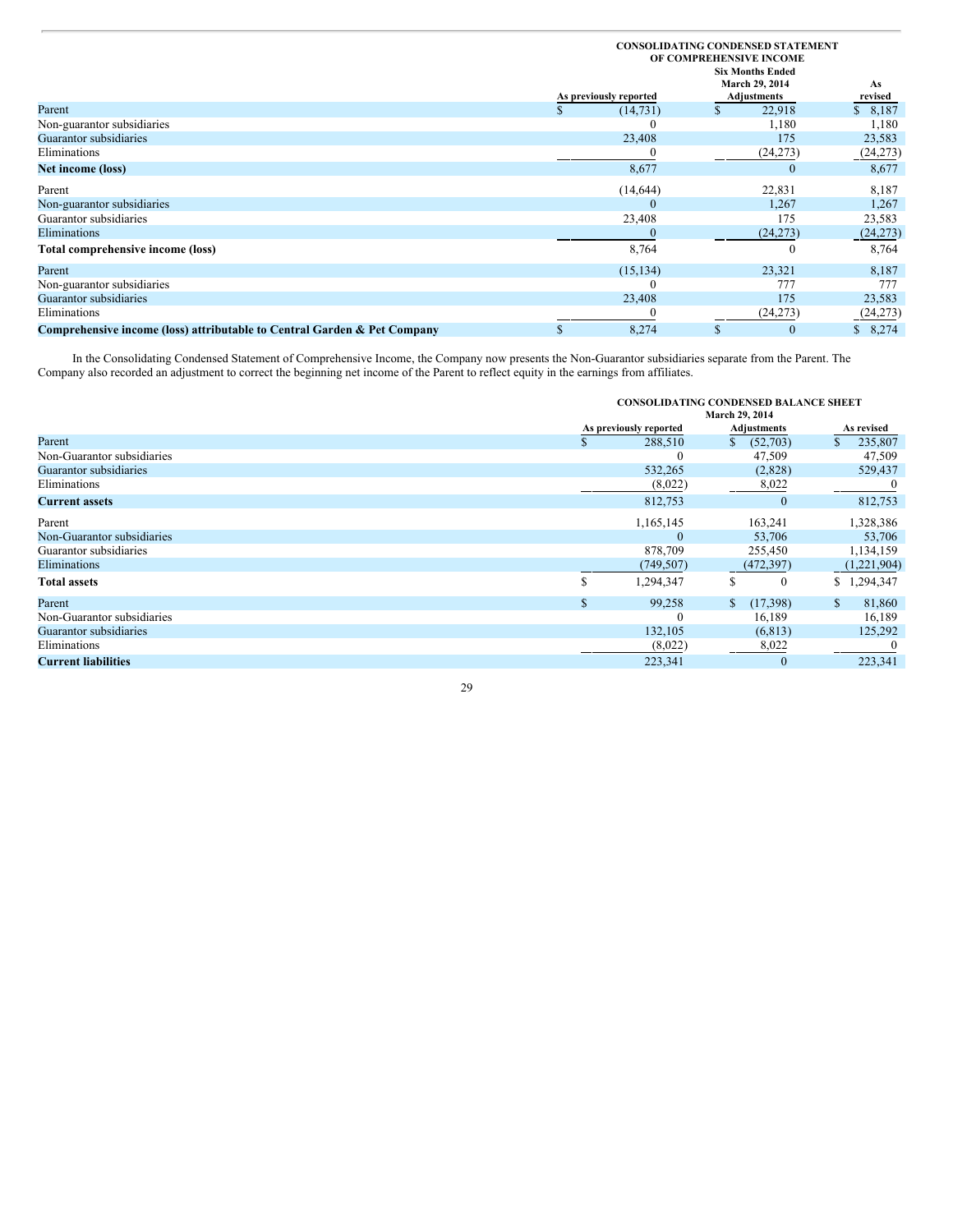| | CONSOLIDATING CONDENSED STATEMENT OF COMPREHENSIVE INCOME Six Months Ended March 29, 2014 | | |
|---|---|---|---|
| | As previously reported | Adjustments | As revised |
| Parent | $ (14,731) | $ 22,918 | $ 8,187 |
| Non-guarantor subsidiaries | 0 | 1,180 | 1,180 |
| Guarantor subsidiaries | 23,408 | 175 | 23,583 |
| Eliminations | 0 | (24,273) | (24,273) |
| **Net income (loss)** | 8,677 | 0 | 8,677 |
| Parent | (14,644) | 22,831 | 8,187 |
| Non-guarantor subsidiaries | 0 | 1,267 | 1,267 |
| Guarantor subsidiaries | 23,408 | 175 | 23,583 |
| Eliminations | 0 | (24,273) | (24,273) |
| **Total comprehensive income (loss)** | 8,764 | 0 | 8,764 |
| Parent | (15,134) | 23,321 | 8,187 |
| Non-guarantor subsidiaries | 0 | 777 | 777 |
| Guarantor subsidiaries | 23,408 | 175 | 23,583 |
| Eliminations | 0 | (24,273) | (24,273) |
| **Comprehensive income (loss) attributable to Central Garden & Pet Company** | $ 8,274 | $ 0 | $ 8,274 |

In the Consolidating Condensed Statement of Comprehensive Income, the Company now presents the Non-Guarantor subsidiaries separate from the Parent. The Company also recorded an adjustment to correct the beginning net income of the Parent to reflect equity in the earnings from affiliates.

| | CONSOLIDATING CONDENSED BALANCE SHEET March 29, 2014 | | |
|---|---|---|---|
| | As previously reported | Adjustments | As revised |
| Parent | $ 288,510 | $ (52,703) | $ 235,807 |
| Non-Guarantor subsidiaries | 0 | 47,509 | 47,509 |
| Guarantor subsidiaries | 532,265 | (2,828) | 529,437 |
| Eliminations | (8,022) | 8,022 | 0 |
| **Current assets** | 812,753 | 0 | 812,753 |
| Parent | 1,165,145 | 163,241 | 1,328,386 |
| Non-Guarantor subsidiaries | 0 | 53,706 | 53,706 |
| Guarantor subsidiaries | 878,709 | 255,450 | 1,134,159 |
| Eliminations | (749,507) | (472,397) | (1,221,904) |
| **Total assets** | $ 1,294,347 | $ 0 | $ 1,294,347 |
| Parent | $ 99,258 | $ (17,398) | $ 81,860 |
| Non-Guarantor subsidiaries | 0 | 16,189 | 16,189 |
| Guarantor subsidiaries | 132,105 | (6,813) | 125,292 |
| Eliminations | (8,022) | 8,022 | 0 |
| **Current liabilities** | 223,341 | 0 | 223,341 |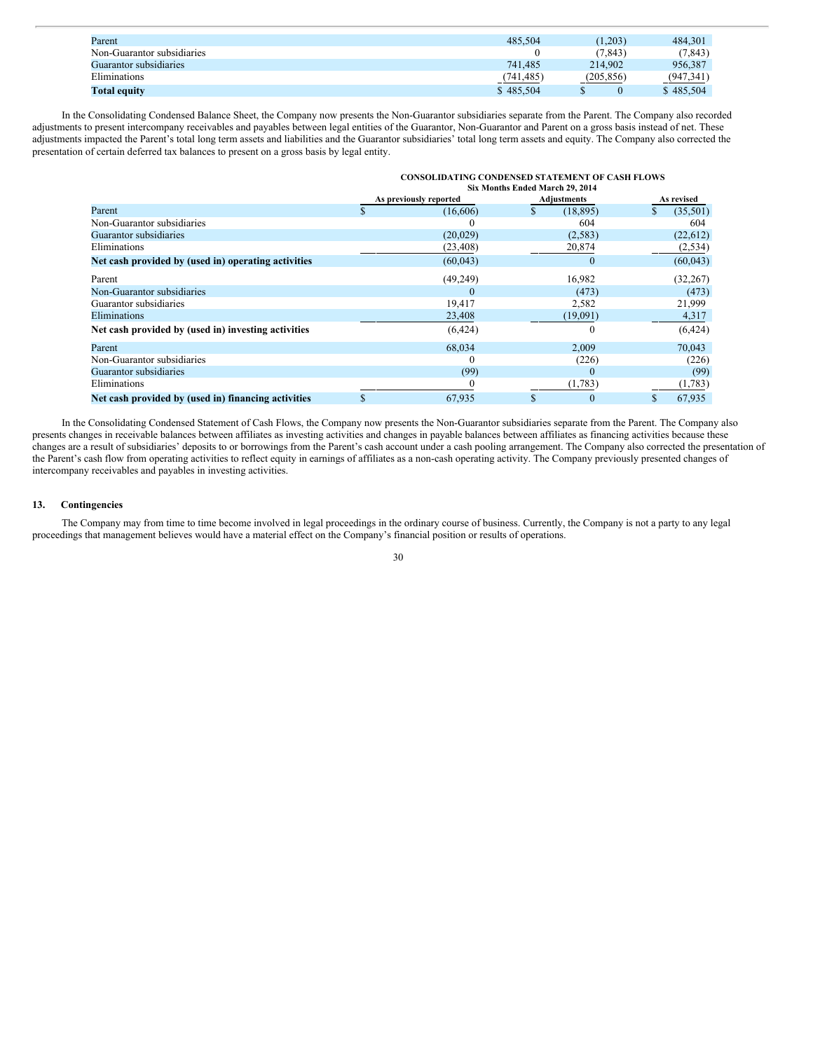| | | | |
|---|---|---|---|
| Parent | 485,504 | (1,203) | 484,301 |
| Non-Guarantor subsidiaries | 0 | (7,843) | (7,843) |
| Guarantor subsidiaries | 741,485 | 214,902 | 956,387 |
| Eliminations | (741,485) | (205,856) | (947,341) |
| **Total equity** | $ 485,504 | $ 0 | $ 485,504 |

In the Consolidating Condensed Balance Sheet, the Company now presents the Non-Guarantor subsidiaries separate from the Parent. The Company also recorded adjustments to present intercompany receivables and payables between legal entities of the Guarantor, Non-Guarantor and Parent on a gross basis instead of net. These adjustments impacted the Parent's total long term assets and liabilities and the Guarantor subsidiaries' total long term assets and equity. The Company also corrected the presentation of certain deferred tax balances to present on a gross basis by legal entity.

**CONSOLIDATING CONDENSED STATEMENT OF CASH FLOWS**
**Six Months Ended March 29, 2014**

| | As previously reported | Adjustments | As revised |
|---|---|---|---|
| Parent | $ (16,606) | $ (18,895) | $ (35,501) |
| Non-Guarantor subsidiaries | 0 | 604 | 604 |
| Guarantor subsidiaries | (20,029) | (2,583) | (22,612) |
| Eliminations | (23,408) | 20,874 | (2,534) |
| **Net cash provided by (used in) operating activities** | (60,043) | 0 | (60,043) |
| Parent | (49,249) | 16,982 | (32,267) |
| Non-Guarantor subsidiaries | 0 | (473) | (473) |
| Guarantor subsidiaries | 19,417 | 2,582 | 21,999 |
| Eliminations | 23,408 | (19,091) | 4,317 |
| **Net cash provided by (used in) investing activities** | (6,424) | 0 | (6,424) |
| Parent | 68,034 | 2,009 | 70,043 |
| Non-Guarantor subsidiaries | 0 | (226) | (226) |
| Guarantor subsidiaries | (99) | 0 | (99) |
| Eliminations | 0 | (1,783) | (1,783) |
| **Net cash provided by (used in) financing activities** | $ 67,935 | $ 0 | $ 67,935 |

In the Consolidating Condensed Statement of Cash Flows, the Company now presents the Non-Guarantor subsidiaries separate from the Parent. The Company also presents changes in receivable balances between affiliates as investing activities and changes in payable balances between affiliates as financing activities because these changes are a result of subsidiaries' deposits to or borrowings from the Parent's cash account under a cash pooling arrangement. The Company also corrected the presentation of the Parent's cash flow from operating activities to reflect equity in earnings of affiliates as a non-cash operating activity. The Company previously presented changes of intercompany receivables and payables in investing activities.

## 13. Contingencies

The Company may from time to time become involved in legal proceedings in the ordinary course of business. Currently, the Company is not a party to any legal proceedings that management believes would have a material effect on the Company's financial position or results of operations.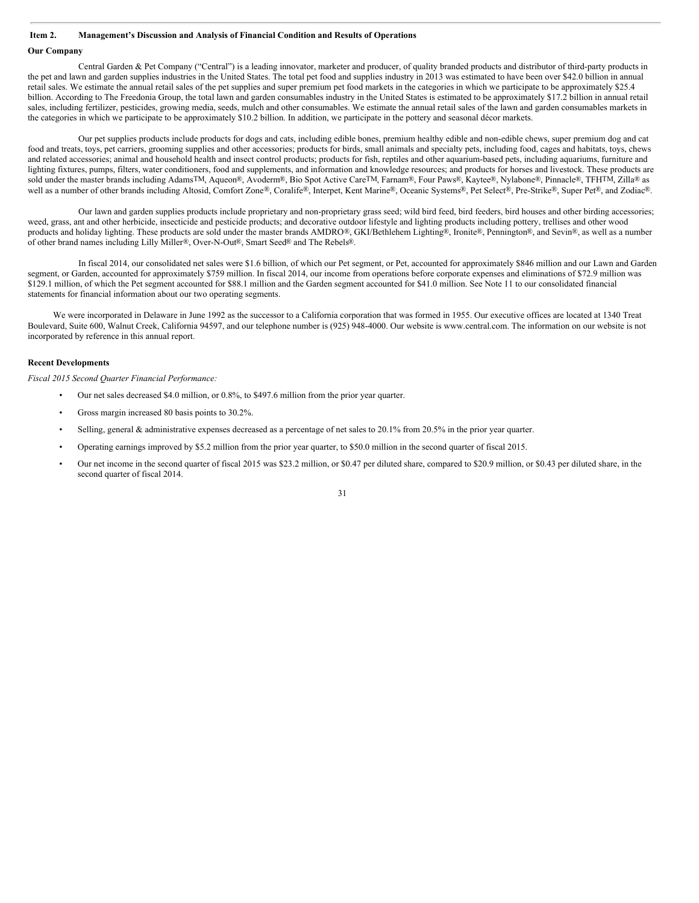## Item 2. Management's Discussion and Analysis of Financial Condition and Results of Operations

### Our Company

Central Garden & Pet Company ("Central") is a leading innovator, marketer and producer, of quality branded products and distributor of third-party products in the pet and lawn and garden supplies industries in the United States. The total pet food and supplies industry in 2013 was estimated to have been over $42.0 billion in annual retail sales. We estimate the annual retail sales of the pet supplies and super premium pet food markets in the categories in which we participate to be approximately $25.4 billion. According to The Freedonia Group, the total lawn and garden consumables industry in the United States is estimated to be approximately $17.2 billion in annual retail sales, including fertilizer, pesticides, growing media, seeds, mulch and other consumables. We estimate the annual retail sales of the lawn and garden consumables markets in the categories in which we participate to be approximately $10.2 billion. In addition, we participate in the pottery and seasonal décor markets.

Our pet supplies products include products for dogs and cats, including edible bones, premium healthy edible and non-edible chews, super premium dog and cat food and treats, toys, pet carriers, grooming supplies and other accessories; products for birds, small animals and specialty pets, including food, cages and habitats, toys, chews and related accessories; animal and household health and insect control products; products for fish, reptiles and other aquarium-based pets, including aquariums, furniture and lighting fixtures, pumps, filters, water conditioners, food and supplements, and information and knowledge resources; and products for horses and livestock. These products are sold under the master brands including Adams™, Aqueon®, Avoderm®, Bio Spot Active Care™, Farnam®, Four Paws®, Kaytee®, Nylabone®, Pinnacle®, TFH™, Zilla® as well as a number of other brands including Altosid, Comfort Zone®, Coralife®, Interpet, Kent Marine®, Oceanic Systems®, Pet Select®, Pre-Strike®, Super Pet®, and Zodiac®.

Our lawn and garden supplies products include proprietary and non-proprietary grass seed; wild bird feed, bird feeders, bird houses and other birding accessories; weed, grass, ant and other herbicide, insecticide and pesticide products; and decorative outdoor lifestyle and lighting products including pottery, trellises and other wood products and holiday lighting. These products are sold under the master brands AMDRO®, GKI/Bethlehem Lighting®, Ironite®, Pennington®, and Sevin®, as well as a number of other brand names including Lilly Miller®, Over-N-Out®, Smart Seed® and The Rebels®.

In fiscal 2014, our consolidated net sales were $1.6 billion, of which our Pet segment, or Pet, accounted for approximately $846 million and our Lawn and Garden segment, or Garden, accounted for approximately $759 million. In fiscal 2014, our income from operations before corporate expenses and eliminations of $72.9 million was $129.1 million, of which the Pet segment accounted for $88.1 million and the Garden segment accounted for $41.0 million. See Note 11 to our consolidated financial statements for financial information about our two operating segments.

We were incorporated in Delaware in June 1992 as the successor to a California corporation that was formed in 1955. Our executive offices are located at 1340 Treat Boulevard, Suite 600, Walnut Creek, California 94597, and our telephone number is (925) 948-4000. Our website is www.central.com. The information on our website is not incorporated by reference in this annual report.

### Recent Developments

*Fiscal 2015 Second Quarter Financial Performance:*

- Our net sales decreased $4.0 million, or 0.8%, to $497.6 million from the prior year quarter.
- Gross margin increased 80 basis points to 30.2%.
- Selling, general & administrative expenses decreased as a percentage of net sales to 20.1% from 20.5% in the prior year quarter.
- Operating earnings improved by $5.2 million from the prior year quarter, to $50.0 million in the second quarter of fiscal 2015.
- Our net income in the second quarter of fiscal 2015 was $23.2 million, or $0.47 per diluted share, compared to $20.9 million, or $0.43 per diluted share, in the second quarter of fiscal 2014.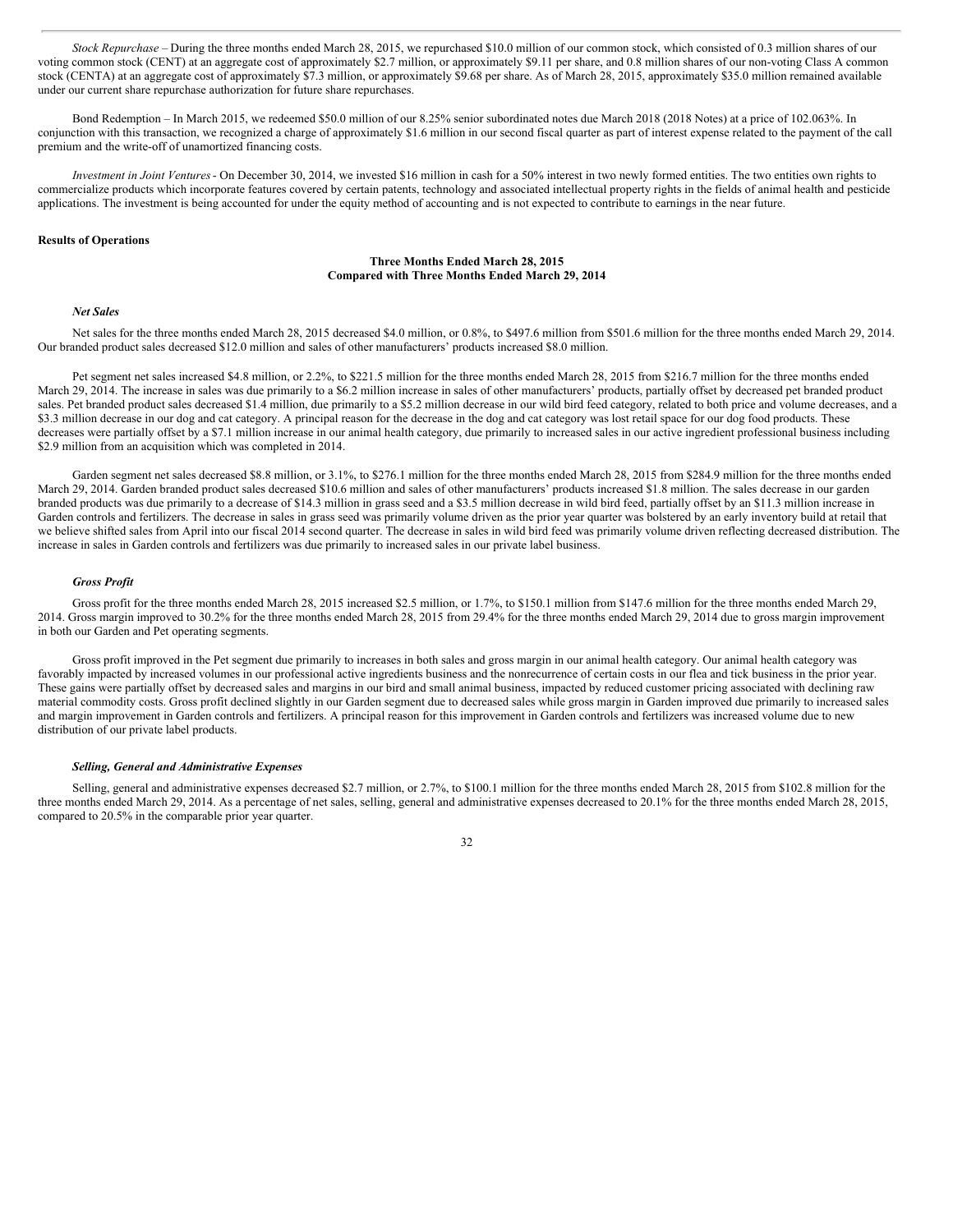*Stock Repurchase* – During the three months ended March 28, 2015, we repurchased $10.0 million of our common stock, which consisted of 0.3 million shares of our voting common stock (CENT) at an aggregate cost of approximately $2.7 million, or approximately $9.11 per share, and 0.8 million shares of our non-voting Class A common stock (CENTA) at an aggregate cost of approximately $7.3 million, or approximately $9.68 per share. As of March 28, 2015, approximately $35.0 million remained available under our current share repurchase authorization for future share repurchases.

Bond Redemption – In March 2015, we redeemed $50.0 million of our 8.25% senior subordinated notes due March 2018 (2018 Notes) at a price of 102.063%. In conjunction with this transaction, we recognized a charge of approximately $1.6 million in our second fiscal quarter as part of interest expense related to the payment of the call premium and the write-off of unamortized financing costs.

*Investment in Joint Ventures* - On December 30, 2014, we invested $16 million in cash for a 50% interest in two newly formed entities. The two entities own rights to commercialize products which incorporate features covered by certain patents, technology and associated intellectual property rights in the fields of animal health and pesticide applications. The investment is being accounted for under the equity method of accounting and is not expected to contribute to earnings in the near future.

**Results of Operations**

**Three Months Ended March 28, 2015**
**Compared with Three Months Ended March 29, 2014**

***Net Sales***

Net sales for the three months ended March 28, 2015 decreased $4.0 million, or 0.8%, to $497.6 million from $501.6 million for the three months ended March 29, 2014. Our branded product sales decreased $12.0 million and sales of other manufacturers' products increased $8.0 million.

Pet segment net sales increased $4.8 million, or 2.2%, to $221.5 million for the three months ended March 28, 2015 from $216.7 million for the three months ended March 29, 2014. The increase in sales was due primarily to a $6.2 million increase in sales of other manufacturers' products, partially offset by decreased pet branded product sales. Pet branded product sales decreased $1.4 million, due primarily to a $5.2 million decrease in our wild bird feed category, related to both price and volume decreases, and a $3.3 million decrease in our dog and cat category. A principal reason for the decrease in the dog and cat category was lost retail space for our dog food products. These decreases were partially offset by a $7.1 million increase in our animal health category, due primarily to increased sales in our active ingredient professional business including $2.9 million from an acquisition which was completed in 2014.

Garden segment net sales decreased $8.8 million, or 3.1%, to $276.1 million for the three months ended March 28, 2015 from $284.9 million for the three months ended March 29, 2014. Garden branded product sales decreased $10.6 million and sales of other manufacturers' products increased $1.8 million. The sales decrease in our garden branded products was due primarily to a decrease of $14.3 million in grass seed and a $3.5 million decrease in wild bird feed, partially offset by an $11.3 million increase in Garden controls and fertilizers. The decrease in sales in grass seed was primarily volume driven as the prior year quarter was bolstered by an early inventory build at retail that we believe shifted sales from April into our fiscal 2014 second quarter. The decrease in sales in wild bird feed was primarily volume driven reflecting decreased distribution. The increase in sales in Garden controls and fertilizers was due primarily to increased sales in our private label business.

***Gross Profit***

Gross profit for the three months ended March 28, 2015 increased $2.5 million, or 1.7%, to $150.1 million from $147.6 million for the three months ended March 29, 2014. Gross margin improved to 30.2% for the three months ended March 28, 2015 from 29.4% for the three months ended March 29, 2014 due to gross margin improvement in both our Garden and Pet operating segments.

Gross profit improved in the Pet segment due primarily to increases in both sales and gross margin in our animal health category. Our animal health category was favorably impacted by increased volumes in our professional active ingredients business and the nonrecurrence of certain costs in our flea and tick business in the prior year. These gains were partially offset by decreased sales and margins in our bird and small animal business, impacted by reduced customer pricing associated with declining raw material commodity costs. Gross profit declined slightly in our Garden segment due to decreased sales while gross margin in Garden improved due primarily to increased sales and margin improvement in Garden controls and fertilizers. A principal reason for this improvement in Garden controls and fertilizers was increased volume due to new distribution of our private label products.

***Selling, General and Administrative Expenses***

Selling, general and administrative expenses decreased $2.7 million, or 2.7%, to $100.1 million for the three months ended March 28, 2015 from $102.8 million for the three months ended March 29, 2014. As a percentage of net sales, selling, general and administrative expenses decreased to 20.1% for the three months ended March 28, 2015, compared to 20.5% in the comparable prior year quarter.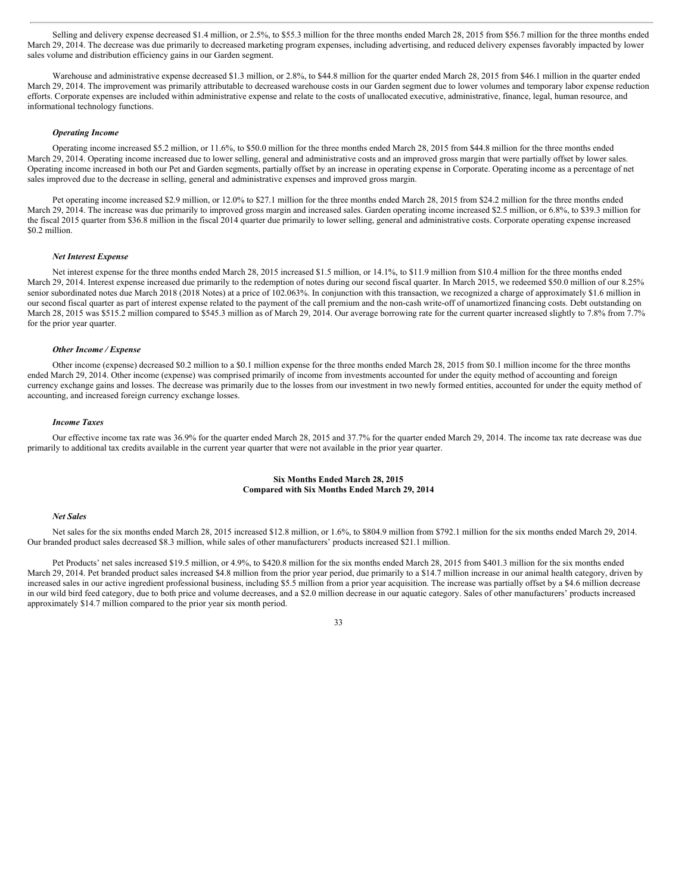Selling and delivery expense decreased $1.4 million, or 2.5%, to $55.3 million for the three months ended March 28, 2015 from $56.7 million for the three months ended March 29, 2014. The decrease was due primarily to decreased marketing program expenses, including advertising, and reduced delivery expenses favorably impacted by lower sales volume and distribution efficiency gains in our Garden segment.

Warehouse and administrative expense decreased $1.3 million, or 2.8%, to $44.8 million for the quarter ended March 28, 2015 from $46.1 million in the quarter ended March 29, 2014. The improvement was primarily attributable to decreased warehouse costs in our Garden segment due to lower volumes and temporary labor expense reduction efforts. Corporate expenses are included within administrative expense and relate to the costs of unallocated executive, administrative, finance, legal, human resource, and informational technology functions.

***Operating Income***

Operating income increased $5.2 million, or 11.6%, to $50.0 million for the three months ended March 28, 2015 from $44.8 million for the three months ended March 29, 2014. Operating income increased due to lower selling, general and administrative costs and an improved gross margin that were partially offset by lower sales. Operating income increased in both our Pet and Garden segments, partially offset by an increase in operating expense in Corporate. Operating income as a percentage of net sales improved due to the decrease in selling, general and administrative expenses and improved gross margin.

Pet operating income increased $2.9 million, or 12.0% to $27.1 million for the three months ended March 28, 2015 from $24.2 million for the three months ended March 29, 2014. The increase was due primarily to improved gross margin and increased sales. Garden operating income increased $2.5 million, or 6.8%, to $39.3 million for the fiscal 2015 quarter from $36.8 million in the fiscal 2014 quarter due primarily to lower selling, general and administrative costs. Corporate operating expense increased $0.2 million.

***Net Interest Expense***

Net interest expense for the three months ended March 28, 2015 increased $1.5 million, or 14.1%, to $11.9 million from $10.4 million for the three months ended March 29, 2014. Interest expense increased due primarily to the redemption of notes during our second fiscal quarter. In March 2015, we redeemed $50.0 million of our 8.25% senior subordinated notes due March 2018 (2018 Notes) at a price of 102.063%. In conjunction with this transaction, we recognized a charge of approximately $1.6 million in our second fiscal quarter as part of interest expense related to the payment of the call premium and the non-cash write-off of unamortized financing costs. Debt outstanding on March 28, 2015 was $515.2 million compared to $545.3 million as of March 29, 2014. Our average borrowing rate for the current quarter increased slightly to 7.8% from 7.7% for the prior year quarter.

***Other Income / Expense***

Other income (expense) decreased $0.2 million to a $0.1 million expense for the three months ended March 28, 2015 from $0.1 million income for the three months ended March 29, 2014. Other income (expense) was comprised primarily of income from investments accounted for under the equity method of accounting and foreign currency exchange gains and losses. The decrease was primarily due to the losses from our investment in two newly formed entities, accounted for under the equity method of accounting, and increased foreign currency exchange losses.

***Income Taxes***

Our effective income tax rate was 36.9% for the quarter ended March 28, 2015 and 37.7% for the quarter ended March 29, 2014. The income tax rate decrease was due primarily to additional tax credits available in the current year quarter that were not available in the prior year quarter.

**Six Months Ended March 28, 2015**
**Compared with Six Months Ended March 29, 2014**

***Net Sales***

Net sales for the six months ended March 28, 2015 increased $12.8 million, or 1.6%, to $804.9 million from $792.1 million for the six months ended March 29, 2014. Our branded product sales decreased $8.3 million, while sales of other manufacturers' products increased $21.1 million.

Pet Products' net sales increased $19.5 million, or 4.9%, to $420.8 million for the six months ended March 28, 2015 from $401.3 million for the six months ended March 29, 2014. Pet branded product sales increased $4.8 million from the prior year period, due primarily to a $14.7 million increase in our animal health category, driven by increased sales in our active ingredient professional business, including $5.5 million from a prior year acquisition. The increase was partially offset by a $4.6 million decrease in our wild bird feed category, due to both price and volume decreases, and a $2.0 million decrease in our aquatic category. Sales of other manufacturers' products increased approximately $14.7 million compared to the prior year six month period.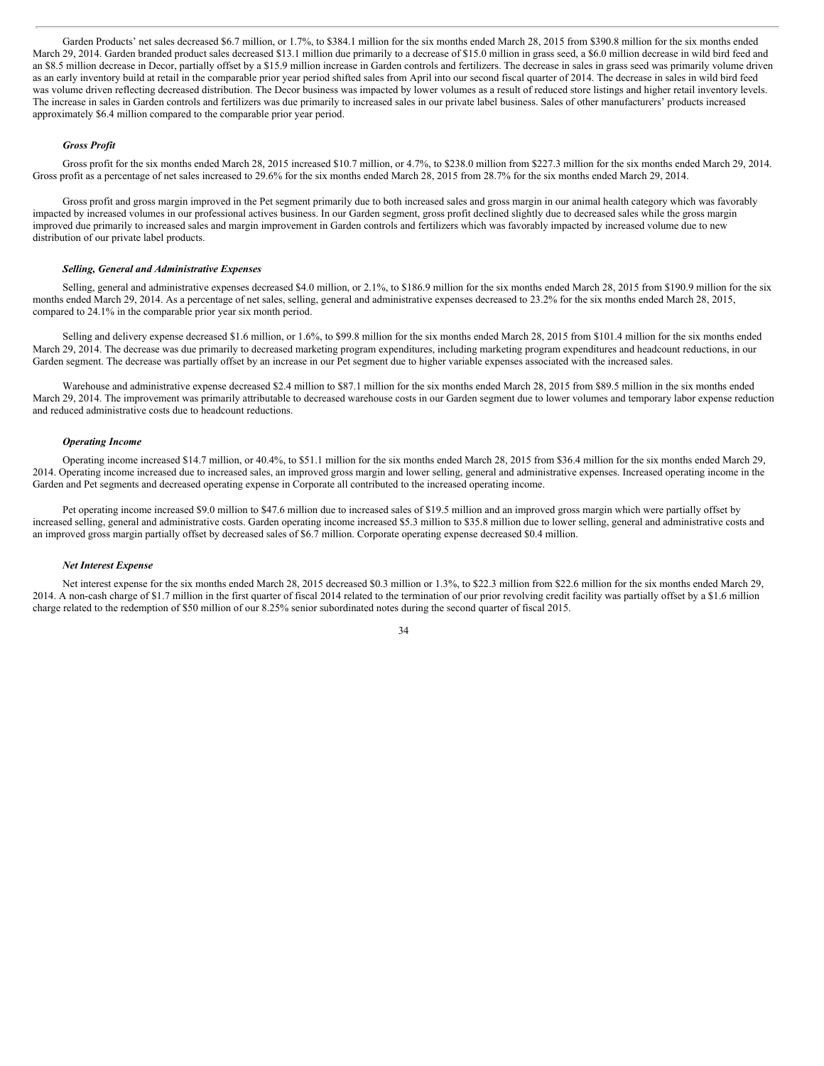Garden Products' net sales decreased $6.7 million, or 1.7%, to $384.1 million for the six months ended March 28, 2015 from $390.8 million for the six months ended March 29, 2014. Garden branded product sales decreased $13.1 million due primarily to a decrease of $15.0 million in grass seed, a $6.0 million decrease in wild bird feed and an $8.5 million decrease in Decor, partially offset by a $15.9 million increase in Garden controls and fertilizers. The decrease in sales in grass seed was primarily volume driven as an early inventory build at retail in the comparable prior year period shifted sales from April into our second fiscal quarter of 2014. The decrease in sales in wild bird feed was volume driven reflecting decreased distribution. The Decor business was impacted by lower volumes as a result of reduced store listings and higher retail inventory levels. The increase in sales in Garden controls and fertilizers was due primarily to increased sales in our private label business. Sales of other manufacturers' products increased approximately $6.4 million compared to the comparable prior year period.

***Gross Profit***

Gross profit for the six months ended March 28, 2015 increased $10.7 million, or 4.7%, to $238.0 million from $227.3 million for the six months ended March 29, 2014. Gross profit as a percentage of net sales increased to 29.6% for the six months ended March 28, 2015 from 28.7% for the six months ended March 29, 2014.

Gross profit and gross margin improved in the Pet segment primarily due to both increased sales and gross margin in our animal health category which was favorably impacted by increased volumes in our professional actives business. In our Garden segment, gross profit declined slightly due to decreased sales while the gross margin improved due primarily to increased sales and margin improvement in Garden controls and fertilizers which was favorably impacted by increased volume due to new distribution of our private label products.

***Selling, General and Administrative Expenses***

Selling, general and administrative expenses decreased $4.0 million, or 2.1%, to $186.9 million for the six months ended March 28, 2015 from $190.9 million for the six months ended March 29, 2014. As a percentage of net sales, selling, general and administrative expenses decreased to 23.2% for the six months ended March 28, 2015, compared to 24.1% in the comparable prior year six month period.

Selling and delivery expense decreased $1.6 million, or 1.6%, to $99.8 million for the six months ended March 28, 2015 from $101.4 million for the six months ended March 29, 2014. The decrease was due primarily to decreased marketing program expenditures, including marketing program expenditures and headcount reductions, in our Garden segment. The decrease was partially offset by an increase in our Pet segment due to higher variable expenses associated with the increased sales.

Warehouse and administrative expense decreased $2.4 million to $87.1 million for the six months ended March 28, 2015 from $89.5 million in the six months ended March 29, 2014. The improvement was primarily attributable to decreased warehouse costs in our Garden segment due to lower volumes and temporary labor expense reduction and reduced administrative costs due to headcount reductions.

***Operating Income***

Operating income increased $14.7 million, or 40.4%, to $51.1 million for the six months ended March 28, 2015 from $36.4 million for the six months ended March 29, 2014. Operating income increased due to increased sales, an improved gross margin and lower selling, general and administrative expenses. Increased operating income in the Garden and Pet segments and decreased operating expense in Corporate all contributed to the increased operating income.

Pet operating income increased $9.0 million to $47.6 million due to increased sales of $19.5 million and an improved gross margin which were partially offset by increased selling, general and administrative costs. Garden operating income increased $5.3 million to $35.8 million due to lower selling, general and administrative costs and an improved gross margin partially offset by decreased sales of $6.7 million. Corporate operating expense decreased $0.4 million.

***Net Interest Expense***

Net interest expense for the six months ended March 28, 2015 decreased $0.3 million or 1.3%, to $22.3 million from $22.6 million for the six months ended March 29, 2014. A non-cash charge of $1.7 million in the first quarter of fiscal 2014 related to the termination of our prior revolving credit facility was partially offset by a $1.6 million charge related to the redemption of $50 million of our 8.25% senior subordinated notes during the second quarter of fiscal 2015.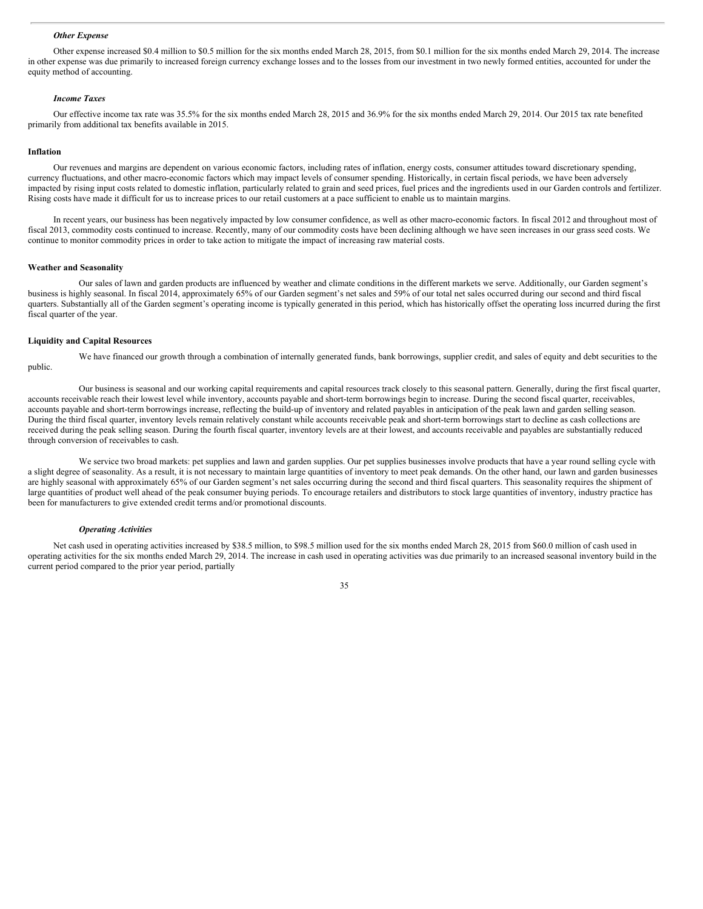### *Other Expense*

Other expense increased \$0.4 million to \$0.5 million for the six months ended March 28, 2015, from \$0.1 million for the six months ended March 29, 2014. The increase in other expense was due primarily to increased foreign currency exchange losses and to the losses from our investment in two newly formed entities, accounted for under the equity method of accounting.

### *Income Taxes*

Our effective income tax rate was 35.5% for the six months ended March 28, 2015 and 36.9% for the six months ended March 29, 2014. Our 2015 tax rate benefited primarily from additional tax benefits available in 2015.

## Inflation

Our revenues and margins are dependent on various economic factors, including rates of inflation, energy costs, consumer attitudes toward discretionary spending, currency fluctuations, and other macro-economic factors which may impact levels of consumer spending. Historically, in certain fiscal periods, we have been adversely impacted by rising input costs related to domestic inflation, particularly related to grain and seed prices, fuel prices and the ingredients used in our Garden controls and fertilizer. Rising costs have made it difficult for us to increase prices to our retail customers at a pace sufficient to enable us to maintain margins.

In recent years, our business has been negatively impacted by low consumer confidence, as well as other macro-economic factors. In fiscal 2012 and throughout most of fiscal 2013, commodity costs continued to increase. Recently, many of our commodity costs have been declining although we have seen increases in our grass seed costs. We continue to monitor commodity prices in order to take action to mitigate the impact of increasing raw material costs.

## Weather and Seasonality

Our sales of lawn and garden products are influenced by weather and climate conditions in the different markets we serve. Additionally, our Garden segment's business is highly seasonal. In fiscal 2014, approximately 65% of our Garden segment's net sales and 59% of our total net sales occurred during our second and third fiscal quarters. Substantially all of the Garden segment's operating income is typically generated in this period, which has historically offset the operating loss incurred during the first fiscal quarter of the year.

## Liquidity and Capital Resources

We have financed our growth through a combination of internally generated funds, bank borrowings, supplier credit, and sales of equity and debt securities to the public.

Our business is seasonal and our working capital requirements and capital resources track closely to this seasonal pattern. Generally, during the first fiscal quarter, accounts receivable reach their lowest level while inventory, accounts payable and short-term borrowings begin to increase. During the second fiscal quarter, receivables, accounts payable and short-term borrowings increase, reflecting the build-up of inventory and related payables in anticipation of the peak lawn and garden selling season. During the third fiscal quarter, inventory levels remain relatively constant while accounts receivable peak and short-term borrowings start to decline as cash collections are received during the peak selling season. During the fourth fiscal quarter, inventory levels are at their lowest, and accounts receivable and payables are substantially reduced through conversion of receivables to cash.

We service two broad markets: pet supplies and lawn and garden supplies. Our pet supplies businesses involve products that have a year round selling cycle with a slight degree of seasonality. As a result, it is not necessary to maintain large quantities of inventory to meet peak demands. On the other hand, our lawn and garden businesses are highly seasonal with approximately 65% of our Garden segment's net sales occurring during the second and third fiscal quarters. This seasonality requires the shipment of large quantities of product well ahead of the peak consumer buying periods. To encourage retailers and distributors to stock large quantities of inventory, industry practice has been for manufacturers to give extended credit terms and/or promotional discounts.

### *Operating Activities*

Net cash used in operating activities increased by \$38.5 million, to \$98.5 million used for the six months ended March 28, 2015 from \$60.0 million of cash used in operating activities for the six months ended March 29, 2014. The increase in cash used in operating activities was due primarily to an increased seasonal inventory build in the current period compared to the prior year period, partially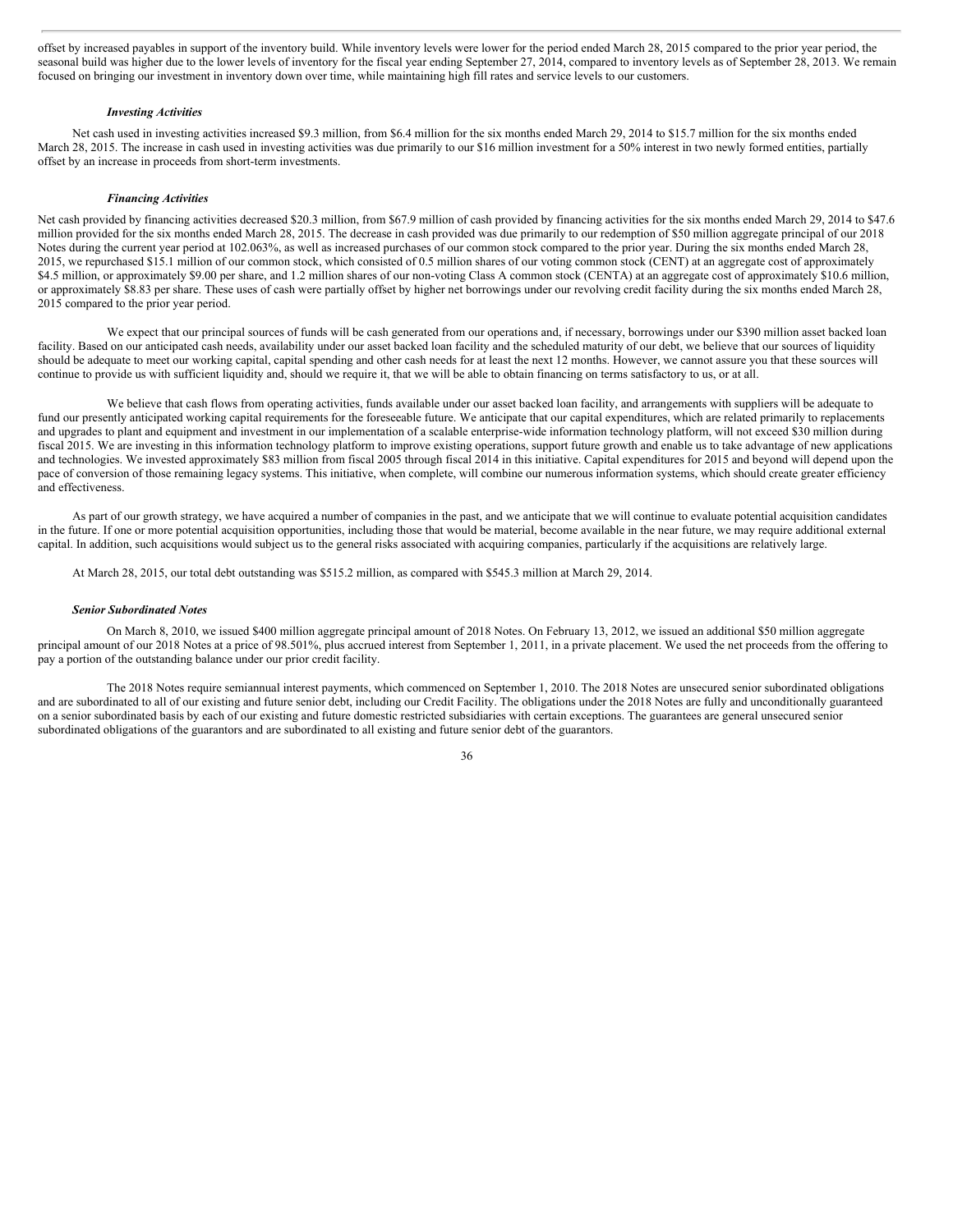offset by increased payables in support of the inventory build. While inventory levels were lower for the period ended March 28, 2015 compared to the prior year period, the seasonal build was higher due to the lower levels of inventory for the fiscal year ending September 27, 2014, compared to inventory levels as of September 28, 2013. We remain focused on bringing our investment in inventory down over time, while maintaining high fill rates and service levels to our customers.

***Investing Activities***

Net cash used in investing activities increased $9.3 million, from $6.4 million for the six months ended March 29, 2014 to $15.7 million for the six months ended March 28, 2015. The increase in cash used in investing activities was due primarily to our $16 million investment for a 50% interest in two newly formed entities, partially offset by an increase in proceeds from short-term investments.

***Financing Activities***

Net cash provided by financing activities decreased $20.3 million, from $67.9 million of cash provided by financing activities for the six months ended March 29, 2014 to $47.6 million provided for the six months ended March 28, 2015. The decrease in cash provided was due primarily to our redemption of $50 million aggregate principal of our 2018 Notes during the current year period at 102.063%, as well as increased purchases of our common stock compared to the prior year. During the six months ended March 28, 2015, we repurchased $15.1 million of our common stock, which consisted of 0.5 million shares of our voting common stock (CENT) at an aggregate cost of approximately $4.5 million, or approximately $9.00 per share, and 1.2 million shares of our non-voting Class A common stock (CENTA) at an aggregate cost of approximately $10.6 million, or approximately $8.83 per share. These uses of cash were partially offset by higher net borrowings under our revolving credit facility during the six months ended March 28, 2015 compared to the prior year period.

We expect that our principal sources of funds will be cash generated from our operations and, if necessary, borrowings under our $390 million asset backed loan facility. Based on our anticipated cash needs, availability under our asset backed loan facility and the scheduled maturity of our debt, we believe that our sources of liquidity should be adequate to meet our working capital, capital spending and other cash needs for at least the next 12 months. However, we cannot assure you that these sources will continue to provide us with sufficient liquidity and, should we require it, that we will be able to obtain financing on terms satisfactory to us, or at all.

We believe that cash flows from operating activities, funds available under our asset backed loan facility, and arrangements with suppliers will be adequate to fund our presently anticipated working capital requirements for the foreseeable future. We anticipate that our capital expenditures, which are related primarily to replacements and upgrades to plant and equipment and investment in our implementation of a scalable enterprise-wide information technology platform, will not exceed $30 million during fiscal 2015. We are investing in this information technology platform to improve existing operations, support future growth and enable us to take advantage of new applications and technologies. We invested approximately $83 million from fiscal 2005 through fiscal 2014 in this initiative. Capital expenditures for 2015 and beyond will depend upon the pace of conversion of those remaining legacy systems. This initiative, when complete, will combine our numerous information systems, which should create greater efficiency and effectiveness.

As part of our growth strategy, we have acquired a number of companies in the past, and we anticipate that we will continue to evaluate potential acquisition candidates in the future. If one or more potential acquisition opportunities, including those that would be material, become available in the near future, we may require additional external capital. In addition, such acquisitions would subject us to the general risks associated with acquiring companies, particularly if the acquisitions are relatively large.

At March 28, 2015, our total debt outstanding was $515.2 million, as compared with $545.3 million at March 29, 2014.

***Senior Subordinated Notes***

On March 8, 2010, we issued $400 million aggregate principal amount of 2018 Notes. On February 13, 2012, we issued an additional $50 million aggregate principal amount of our 2018 Notes at a price of 98.501%, plus accrued interest from September 1, 2011, in a private placement. We used the net proceeds from the offering to pay a portion of the outstanding balance under our prior credit facility.

The 2018 Notes require semiannual interest payments, which commenced on September 1, 2010. The 2018 Notes are unsecured senior subordinated obligations and are subordinated to all of our existing and future senior debt, including our Credit Facility. The obligations under the 2018 Notes are fully and unconditionally guaranteed on a senior subordinated basis by each of our existing and future domestic restricted subsidiaries with certain exceptions. The guarantees are general unsecured senior subordinated obligations of the guarantors and are subordinated to all existing and future senior debt of the guarantors.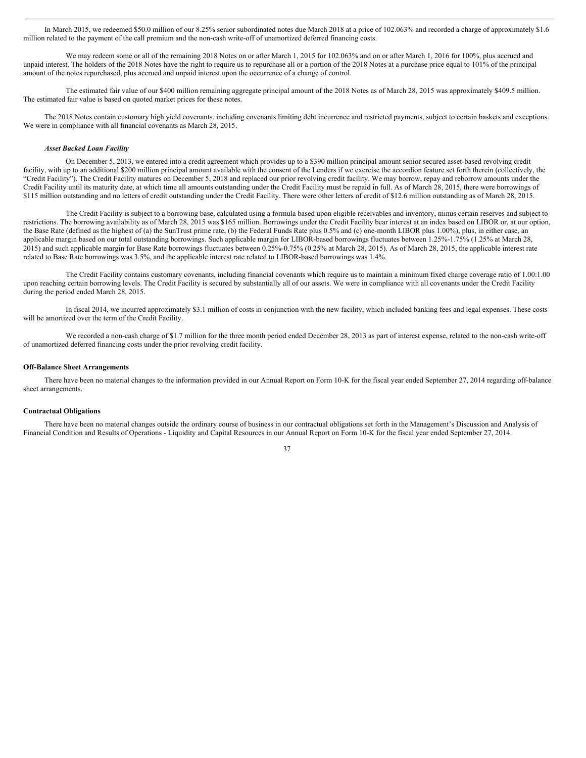In March 2015, we redeemed $50.0 million of our 8.25% senior subordinated notes due March 2018 at a price of 102.063% and recorded a charge of approximately $1.6 million related to the payment of the call premium and the non-cash write-off of unamortized deferred financing costs.

We may redeem some or all of the remaining 2018 Notes on or after March 1, 2015 for 102.063% and on or after March 1, 2016 for 100%, plus accrued and unpaid interest. The holders of the 2018 Notes have the right to require us to repurchase all or a portion of the 2018 Notes at a purchase price equal to 101% of the principal amount of the notes repurchased, plus accrued and unpaid interest upon the occurrence of a change of control.

The estimated fair value of our $400 million remaining aggregate principal amount of the 2018 Notes as of March 28, 2015 was approximately $409.5 million. The estimated fair value is based on quoted market prices for these notes.

The 2018 Notes contain customary high yield covenants, including covenants limiting debt incurrence and restricted payments, subject to certain baskets and exceptions. We were in compliance with all financial covenants as March 28, 2015.

### *Asset Backed Loan Facility*

On December 5, 2013, we entered into a credit agreement which provides up to a $390 million principal amount senior secured asset-based revolving credit facility, with up to an additional $200 million principal amount available with the consent of the Lenders if we exercise the accordion feature set forth therein (collectively, the "Credit Facility"). The Credit Facility matures on December 5, 2018 and replaced our prior revolving credit facility. We may borrow, repay and reborrow amounts under the Credit Facility until its maturity date, at which time all amounts outstanding under the Credit Facility must be repaid in full. As of March 28, 2015, there were borrowings of $115 million outstanding and no letters of credit outstanding under the Credit Facility. There were other letters of credit of $12.6 million outstanding as of March 28, 2015.

The Credit Facility is subject to a borrowing base, calculated using a formula based upon eligible receivables and inventory, minus certain reserves and subject to restrictions. The borrowing availability as of March 28, 2015 was $165 million. Borrowings under the Credit Facility bear interest at an index based on LIBOR or, at our option, the Base Rate (defined as the highest of (a) the SunTrust prime rate, (b) the Federal Funds Rate plus 0.5% and (c) one-month LIBOR plus 1.00%), plus, in either case, an applicable margin based on our total outstanding borrowings. Such applicable margin for LIBOR-based borrowings fluctuates between 1.25%-1.75% (1.25% at March 28, 2015) and such applicable margin for Base Rate borrowings fluctuates between 0.25%-0.75% (0.25% at March 28, 2015). As of March 28, 2015, the applicable interest rate related to Base Rate borrowings was 3.5%, and the applicable interest rate related to LIBOR-based borrowings was 1.4%.

The Credit Facility contains customary covenants, including financial covenants which require us to maintain a minimum fixed charge coverage ratio of 1.00:1.00 upon reaching certain borrowing levels. The Credit Facility is secured by substantially all of our assets. We were in compliance with all covenants under the Credit Facility during the period ended March 28, 2015.

In fiscal 2014, we incurred approximately $3.1 million of costs in conjunction with the new facility, which included banking fees and legal expenses. These costs will be amortized over the term of the Credit Facility.

We recorded a non-cash charge of $1.7 million for the three month period ended December 28, 2013 as part of interest expense, related to the non-cash write-off of unamortized deferred financing costs under the prior revolving credit facility.

### Off-Balance Sheet Arrangements

There have been no material changes to the information provided in our Annual Report on Form 10-K for the fiscal year ended September 27, 2014 regarding off-balance sheet arrangements.

### Contractual Obligations

There have been no material changes outside the ordinary course of business in our contractual obligations set forth in the Management's Discussion and Analysis of Financial Condition and Results of Operations - Liquidity and Capital Resources in our Annual Report on Form 10-K for the fiscal year ended September 27, 2014.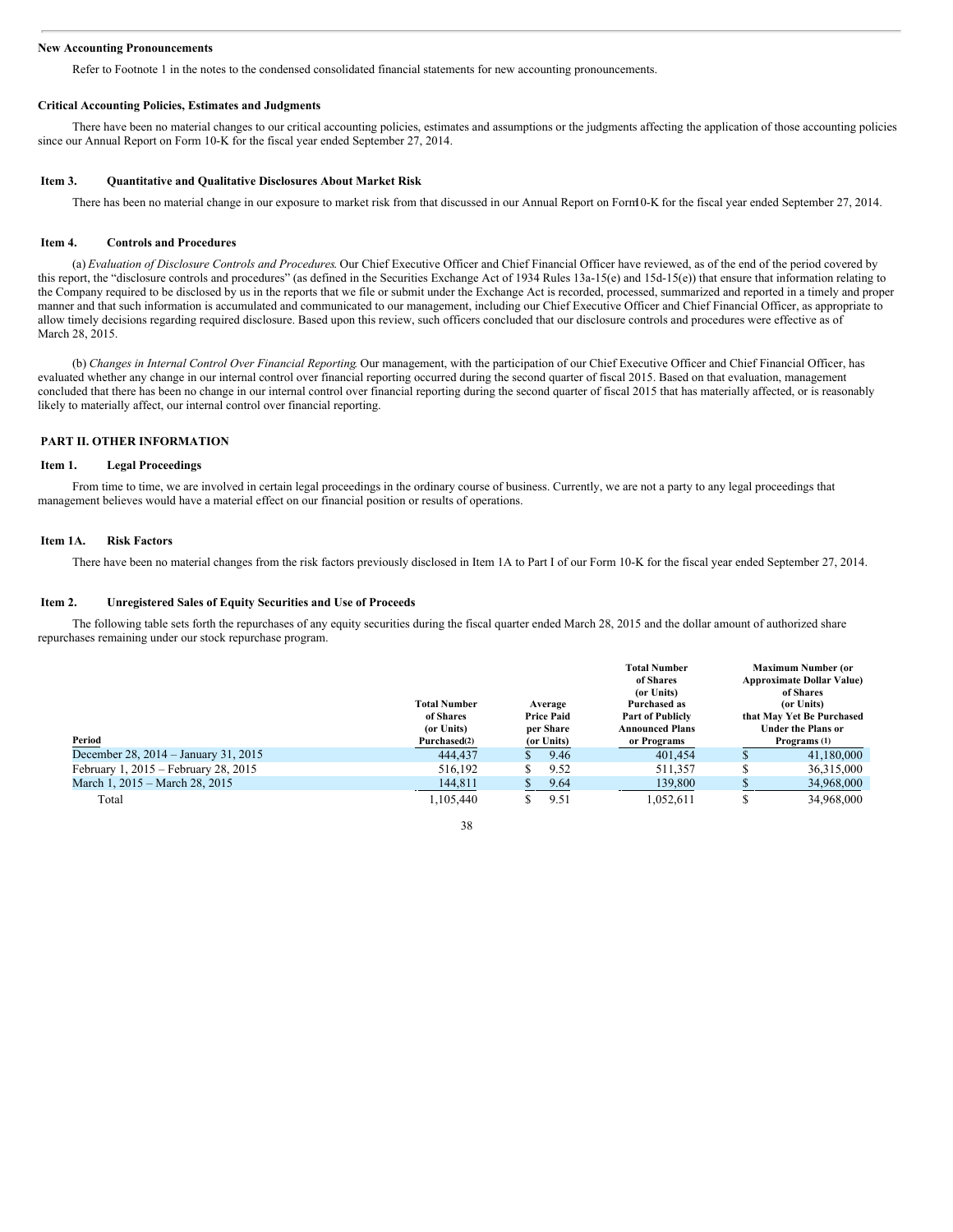**New Accounting Pronouncements**

Refer to Footnote 1 in the notes to the condensed consolidated financial statements for new accounting pronouncements.

**Critical Accounting Policies, Estimates and Judgments**

There have been no material changes to our critical accounting policies, estimates and assumptions or the judgments affecting the application of those accounting policies since our Annual Report on Form 10-K for the fiscal year ended September 27, 2014.

## Item 3. Quantitative and Qualitative Disclosures About Market Risk

There has been no material change in our exposure to market risk from that discussed in our Annual Report on Form 10-K for the fiscal year ended September 27, 2014.

## Item 4. Controls and Procedures

(a) *Evaluation of Disclosure Controls and Procedures*. Our Chief Executive Officer and Chief Financial Officer have reviewed, as of the end of the period covered by this report, the "disclosure controls and procedures" (as defined in the Securities Exchange Act of 1934 Rules 13a-15(e) and 15d-15(e)) that ensure that information relating to the Company required to be disclosed by us in the reports that we file or submit under the Exchange Act is recorded, processed, summarized and reported in a timely and proper manner and that such information is accumulated and communicated to our management, including our Chief Executive Officer and Chief Financial Officer, as appropriate to allow timely decisions regarding required disclosure. Based upon this review, such officers concluded that our disclosure controls and procedures were effective as of March 28, 2015.

(b) *Changes in Internal Control Over Financial Reporting*. Our management, with the participation of our Chief Executive Officer and Chief Financial Officer, has evaluated whether any change in our internal control over financial reporting occurred during the second quarter of fiscal 2015. Based on that evaluation, management concluded that there has been no change in our internal control over financial reporting during the second quarter of fiscal 2015 that has materially affected, or is reasonably likely to materially affect, our internal control over financial reporting.

# PART II. OTHER INFORMATION

## Item 1. Legal Proceedings

From time to time, we are involved in certain legal proceedings in the ordinary course of business. Currently, we are not a party to any legal proceedings that management believes would have a material effect on our financial position or results of operations.

## Item 1A. Risk Factors

There have been no material changes from the risk factors previously disclosed in Item 1A to Part I of our Form 10-K for the fiscal year ended September 27, 2014.

## Item 2. Unregistered Sales of Equity Securities and Use of Proceeds

The following table sets forth the repurchases of any equity securities during the fiscal quarter ended March 28, 2015 and the dollar amount of authorized share repurchases remaining under our stock repurchase program.

| Period | Total Number of Shares (or Units) Purchased(2) | Average Price Paid per Share (or Units) | Total Number of Shares (or Units) Purchased as Part of Publicly Announced Plans or Programs | Maximum Number (or Approximate Dollar Value) of Shares (or Units) that May Yet Be Purchased Under the Plans or Programs (1) |
|---|---|---|---|---|
| December 28, 2014 – January 31, 2015 | 444,437 | $ 9.46 | 401,454 | $ 41,180,000 |
| February 1, 2015 – February 28, 2015 | 516,192 | $ 9.52 | 511,357 | $ 36,315,000 |
| March 1, 2015 – March 28, 2015 | 144,811 | $ 9.64 | 139,800 | $ 34,968,000 |
| Total | 1,105,440 | $ 9.51 | 1,052,611 | $ 34,968,000 |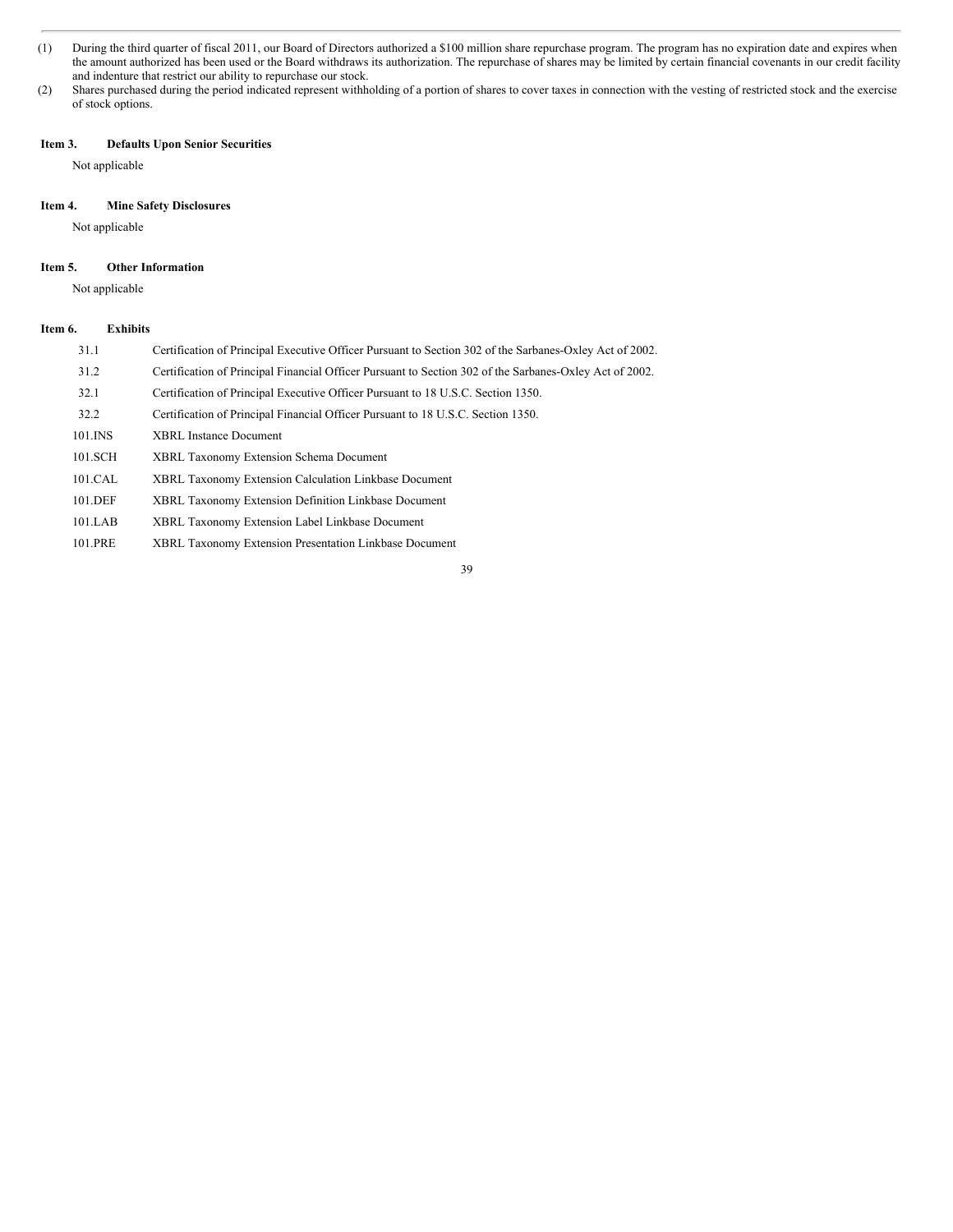(1) During the third quarter of fiscal 2011, our Board of Directors authorized a $100 million share repurchase program. The program has no expiration date and expires when the amount authorized has been used or the Board withdraws its authorization. The repurchase of shares may be limited by certain financial covenants in our credit facility and indenture that restrict our ability to repurchase our stock.

(2) Shares purchased during the period indicated represent withholding of a portion of shares to cover taxes in connection with the vesting of restricted stock and the exercise of stock options.

### Item 3. Defaults Upon Senior Securities

Not applicable

### Item 4. Mine Safety Disclosures

Not applicable

### Item 5. Other Information

Not applicable

### Item 6. Exhibits

| | |
|---|---|
| 31.1 | Certification of Principal Executive Officer Pursuant to Section 302 of the Sarbanes-Oxley Act of 2002. |
| 31.2 | Certification of Principal Financial Officer Pursuant to Section 302 of the Sarbanes-Oxley Act of 2002. |
| 32.1 | Certification of Principal Executive Officer Pursuant to 18 U.S.C. Section 1350. |
| 32.2 | Certification of Principal Financial Officer Pursuant to 18 U.S.C. Section 1350. |
| 101.INS | XBRL Instance Document |
| 101.SCH | XBRL Taxonomy Extension Schema Document |
| 101.CAL | XBRL Taxonomy Extension Calculation Linkbase Document |
| 101.DEF | XBRL Taxonomy Extension Definition Linkbase Document |
| 101.LAB | XBRL Taxonomy Extension Label Linkbase Document |
| 101.PRE | XBRL Taxonomy Extension Presentation Linkbase Document |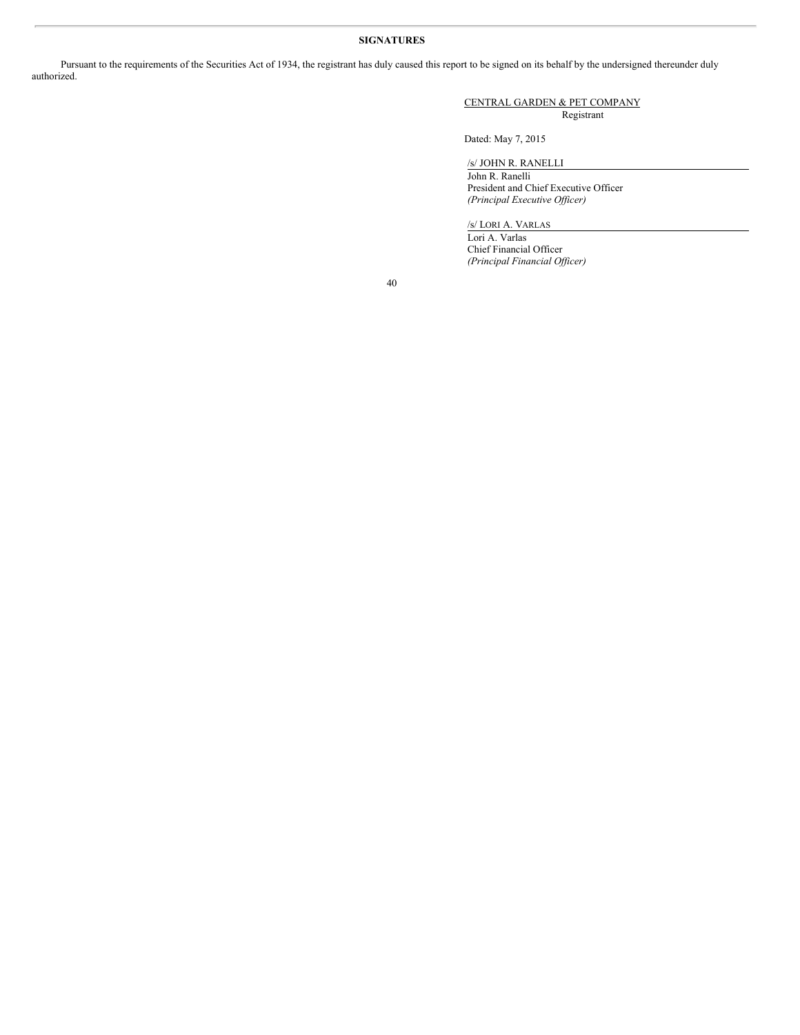**SIGNATURES**

Pursuant to the requirements of the Securities Act of 1934, the registrant has duly caused this report to be signed on its behalf by the undersigned thereunder duly authorized.

CENTRAL GARDEN & PET COMPANY
Registrant

Dated: May 7, 2015

/s/ JOHN R. RANELLI
John R. Ranelli
President and Chief Executive Officer
*(Principal Executive Officer)*

/s/ LORI A. VARLAS
Lori A. Varlas
Chief Financial Officer
*(Principal Financial Officer)*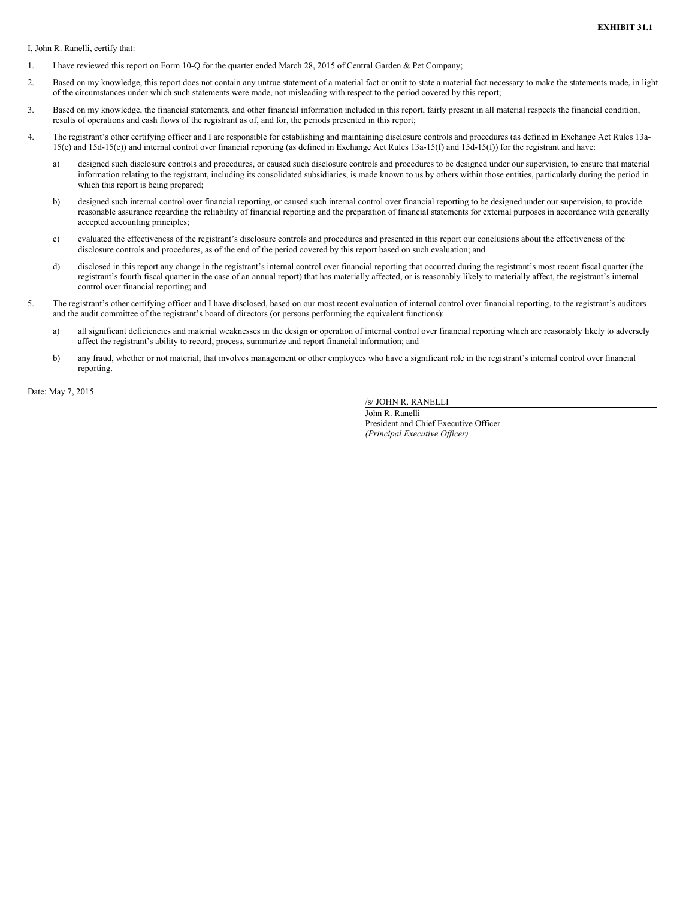**EXHIBIT 31.1**

I, John R. Ranelli, certify that:

1. I have reviewed this report on Form 10-Q for the quarter ended March 28, 2015 of Central Garden & Pet Company;

2. Based on my knowledge, this report does not contain any untrue statement of a material fact or omit to state a material fact necessary to make the statements made, in light of the circumstances under which such statements were made, not misleading with respect to the period covered by this report;

3. Based on my knowledge, the financial statements, and other financial information included in this report, fairly present in all material respects the financial condition, results of operations and cash flows of the registrant as of, and for, the periods presented in this report;

4. The registrant's other certifying officer and I are responsible for establishing and maintaining disclosure controls and procedures (as defined in Exchange Act Rules 13a-15(e) and 15d-15(e)) and internal control over financial reporting (as defined in Exchange Act Rules 13a-15(f) and 15d-15(f)) for the registrant and have:

   a) designed such disclosure controls and procedures, or caused such disclosure controls and procedures to be designed under our supervision, to ensure that material information relating to the registrant, including its consolidated subsidiaries, is made known to us by others within those entities, particularly during the period in which this report is being prepared;

   b) designed such internal control over financial reporting, or caused such internal control over financial reporting to be designed under our supervision, to provide reasonable assurance regarding the reliability of financial reporting and the preparation of financial statements for external purposes in accordance with generally accepted accounting principles;

   c) evaluated the effectiveness of the registrant's disclosure controls and procedures and presented in this report our conclusions about the effectiveness of the disclosure controls and procedures, as of the end of the period covered by this report based on such evaluation; and

   d) disclosed in this report any change in the registrant's internal control over financial reporting that occurred during the registrant's most recent fiscal quarter (the registrant's fourth fiscal quarter in the case of an annual report) that has materially affected, or is reasonably likely to materially affect, the registrant's internal control over financial reporting; and

5. The registrant's other certifying officer and I have disclosed, based on our most recent evaluation of internal control over financial reporting, to the registrant's auditors and the audit committee of the registrant's board of directors (or persons performing the equivalent functions):

   a) all significant deficiencies and material weaknesses in the design or operation of internal control over financial reporting which are reasonably likely to adversely affect the registrant's ability to record, process, summarize and report financial information; and

   b) any fraud, whether or not material, that involves management or other employees who have a significant role in the registrant's internal control over financial reporting.

Date: May 7, 2015

/s/ JOHN R. RANELLI
John R. Ranelli
President and Chief Executive Officer
*(Principal Executive Officer)*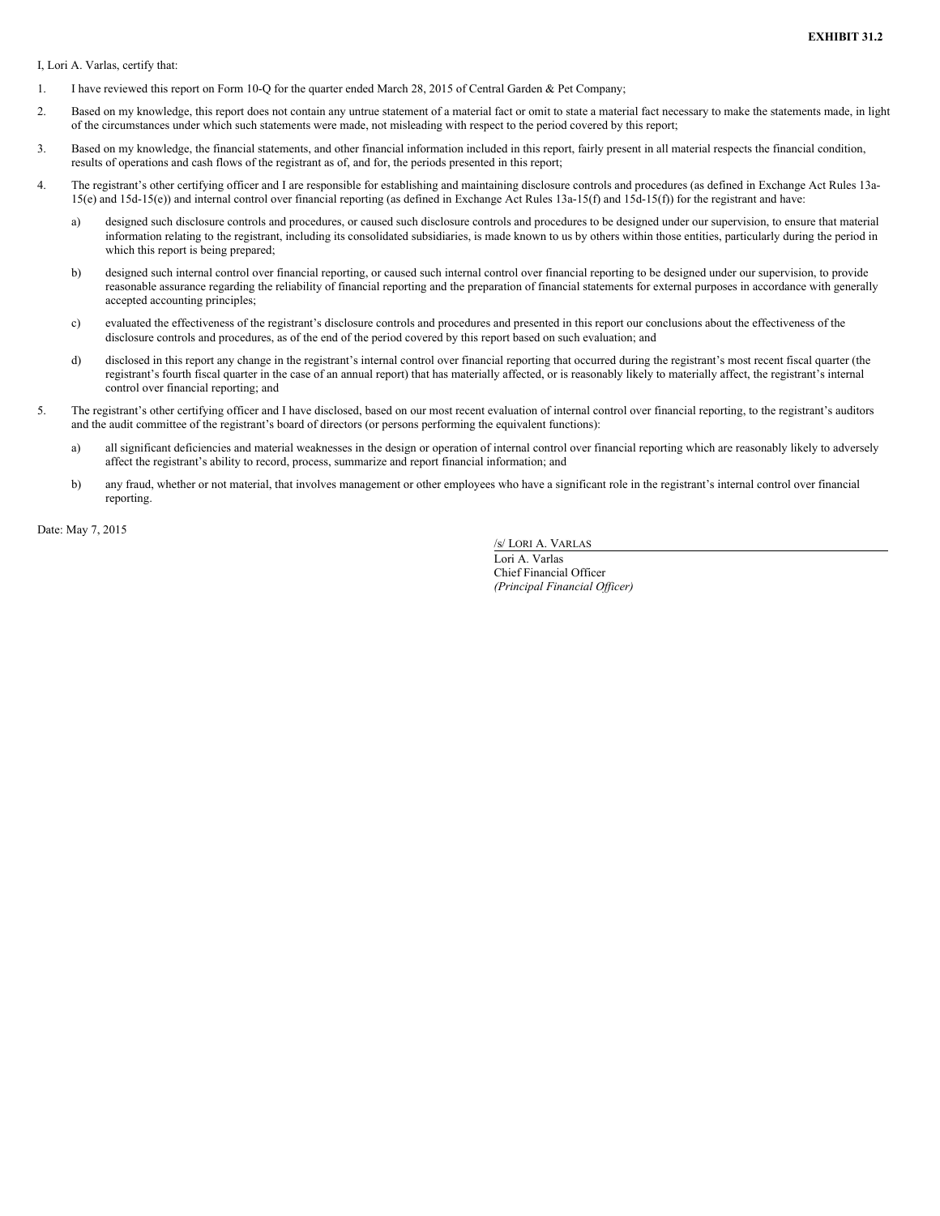**EXHIBIT 31.2**

I, Lori A. Varlas, certify that:

1. I have reviewed this report on Form 10-Q for the quarter ended March 28, 2015 of Central Garden & Pet Company;

2. Based on my knowledge, this report does not contain any untrue statement of a material fact or omit to state a material fact necessary to make the statements made, in light of the circumstances under which such statements were made, not misleading with respect to the period covered by this report;

3. Based on my knowledge, the financial statements, and other financial information included in this report, fairly present in all material respects the financial condition, results of operations and cash flows of the registrant as of, and for, the periods presented in this report;

4. The registrant's other certifying officer and I are responsible for establishing and maintaining disclosure controls and procedures (as defined in Exchange Act Rules 13a-15(e) and 15d-15(e)) and internal control over financial reporting (as defined in Exchange Act Rules 13a-15(f) and 15d-15(f)) for the registrant and have:

   a) designed such disclosure controls and procedures, or caused such disclosure controls and procedures to be designed under our supervision, to ensure that material information relating to the registrant, including its consolidated subsidiaries, is made known to us by others within those entities, particularly during the period in which this report is being prepared;

   b) designed such internal control over financial reporting, or caused such internal control over financial reporting to be designed under our supervision, to provide reasonable assurance regarding the reliability of financial reporting and the preparation of financial statements for external purposes in accordance with generally accepted accounting principles;

   c) evaluated the effectiveness of the registrant's disclosure controls and procedures and presented in this report our conclusions about the effectiveness of the disclosure controls and procedures, as of the end of the period covered by this report based on such evaluation; and

   d) disclosed in this report any change in the registrant's internal control over financial reporting that occurred during the registrant's most recent fiscal quarter (the registrant's fourth fiscal quarter in the case of an annual report) that has materially affected, or is reasonably likely to materially affect, the registrant's internal control over financial reporting; and

5. The registrant's other certifying officer and I have disclosed, based on our most recent evaluation of internal control over financial reporting, to the registrant's auditors and the audit committee of the registrant's board of directors (or persons performing the equivalent functions):

   a) all significant deficiencies and material weaknesses in the design or operation of internal control over financial reporting which are reasonably likely to adversely affect the registrant's ability to record, process, summarize and report financial information; and

   b) any fraud, whether or not material, that involves management or other employees who have a significant role in the registrant's internal control over financial reporting.

Date: May 7, 2015

/s/ LORI A. VARLAS

Lori A. Varlas
Chief Financial Officer
*(Principal Financial Officer)*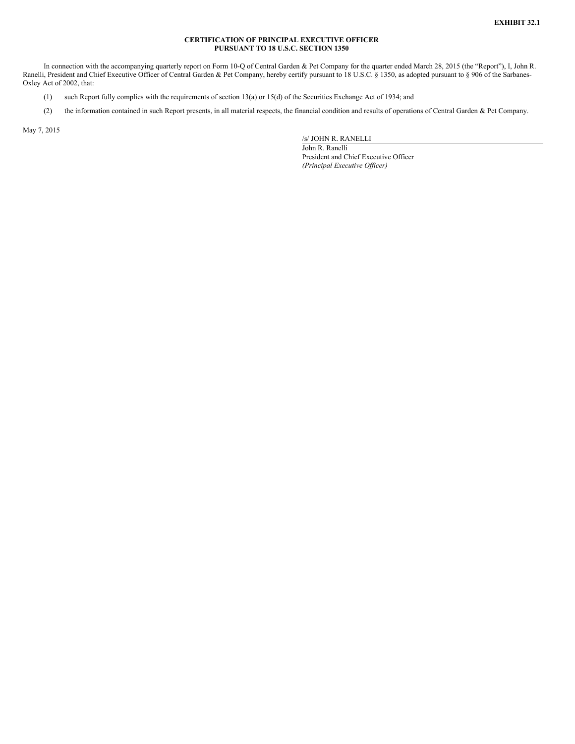**EXHIBIT 32.1**

**CERTIFICATION OF PRINCIPAL EXECUTIVE OFFICER PURSUANT TO 18 U.S.C. SECTION 1350**

In connection with the accompanying quarterly report on Form 10-Q of Central Garden & Pet Company for the quarter ended March 28, 2015 (the "Report"), I, John R. Ranelli, President and Chief Executive Officer of Central Garden & Pet Company, hereby certify pursuant to 18 U.S.C. § 1350, as adopted pursuant to § 906 of the Sarbanes-Oxley Act of 2002, that:

(1) such Report fully complies with the requirements of section 13(a) or 15(d) of the Securities Exchange Act of 1934; and

(2) the information contained in such Report presents, in all material respects, the financial condition and results of operations of Central Garden & Pet Company.

May 7, 2015

/s/ JOHN R. RANELLI

John R. Ranelli
President and Chief Executive Officer
*(Principal Executive Officer)*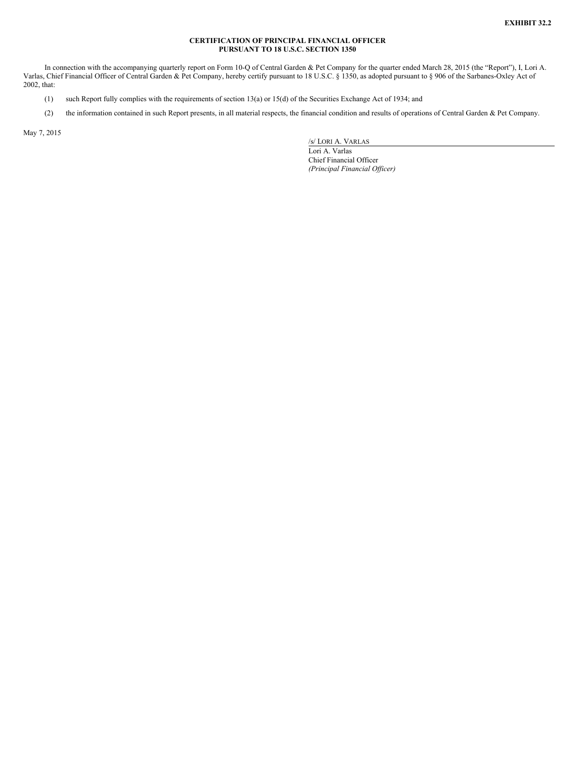**EXHIBIT 32.2**

**CERTIFICATION OF PRINCIPAL FINANCIAL OFFICER**
**PURSUANT TO 18 U.S.C. SECTION 1350**

In connection with the accompanying quarterly report on Form 10-Q of Central Garden & Pet Company for the quarter ended March 28, 2015 (the “Report”), I, Lori A. Varlas, Chief Financial Officer of Central Garden & Pet Company, hereby certify pursuant to 18 U.S.C. § 1350, as adopted pursuant to § 906 of the Sarbanes-Oxley Act of 2002, that:

(1) such Report fully complies with the requirements of section 13(a) or 15(d) of the Securities Exchange Act of 1934; and

(2) the information contained in such Report presents, in all material respects, the financial condition and results of operations of Central Garden & Pet Company.

May 7, 2015

/s/ LORI A. VARLAS
Lori A. Varlas
Chief Financial Officer
*(Principal Financial Officer)*